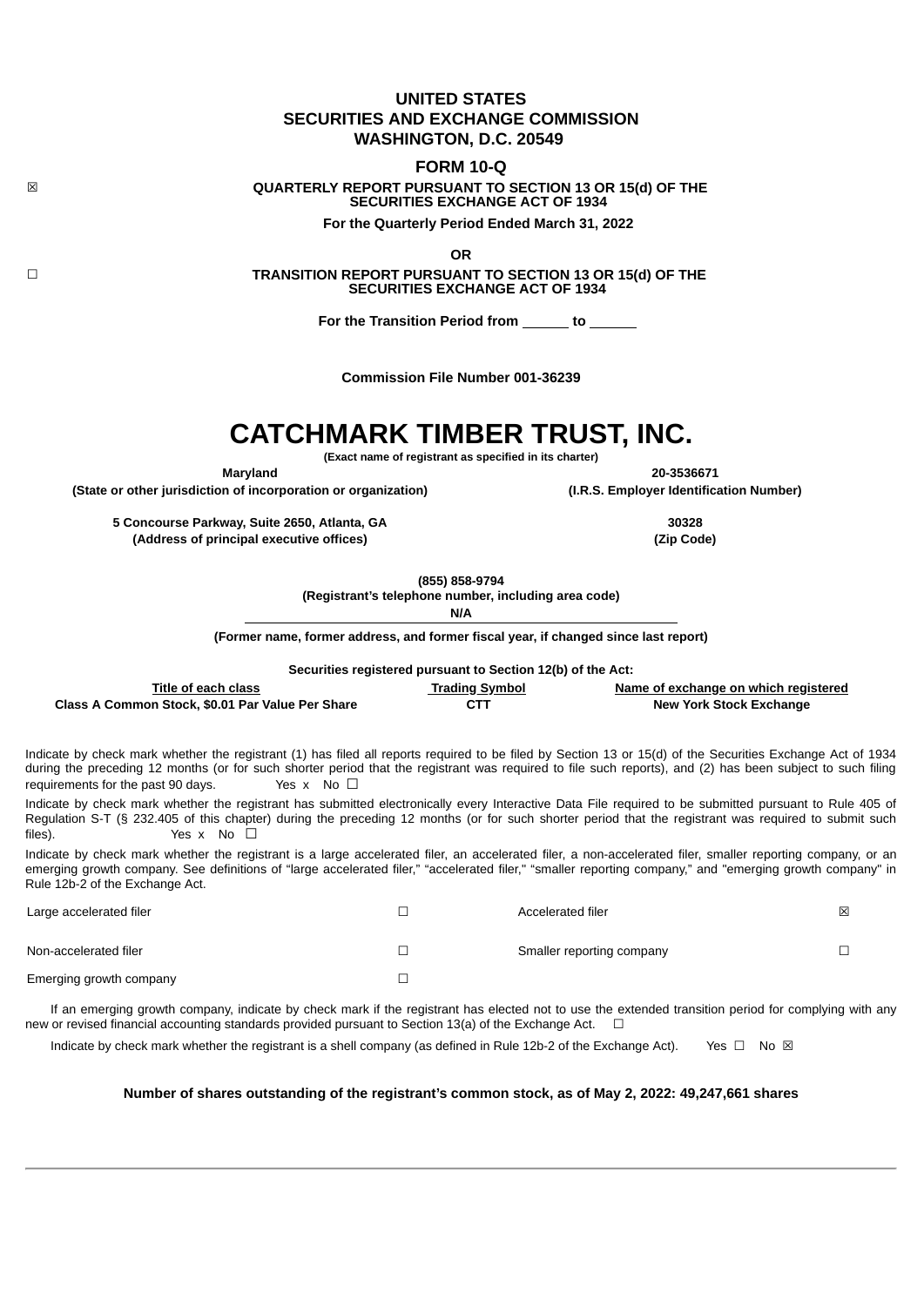**UNITED STATES**
**SECURITIES AND EXCHANGE COMMISSION**
**WASHINGTON, D.C. 20549**

**FORM 10-Q**

☒ **QUARTERLY REPORT PURSUANT TO SECTION 13 OR 15(d) OF THE SECURITIES EXCHANGE ACT OF 1934**

**For the Quarterly Period Ended March 31, 2022**

**OR**

☐ **TRANSITION REPORT PURSUANT TO SECTION 13 OR 15(d) OF THE SECURITIES EXCHANGE ACT OF 1934**

**For the Transition Period from ______ to ______**

**Commission File Number 001-36239**

# CATCHMARK TIMBER TRUST, INC.

**(Exact name of registrant as specified in its charter)**

| Maryland | 20-3536671 |
|---|---|
| (State or other jurisdiction of incorporation or organization) | (I.R.S. Employer Identification Number) |
| 5 Concourse Parkway, Suite 2650, Atlanta, GA | 30328 |
| (Address of principal executive offices) | (Zip Code) |

**(855) 858-9794**
**(Registrant's telephone number, including area code)**

**N/A**

**(Former name, former address, and former fiscal year, if changed since last report)**

**Securities registered pursuant to Section 12(b) of the Act:**

| Title of each class | Trading Symbol | Name of exchange on which registered |
|---|---|---|
| Class A Common Stock, $0.01 Par Value Per Share | CTT | New York Stock Exchange |

Indicate by check mark whether the registrant (1) has filed all reports required to be filed by Section 13 or 15(d) of the Securities Exchange Act of 1934 during the preceding 12 months (or for such shorter period that the registrant was required to file such reports), and (2) has been subject to such filing requirements for the past 90 days. Yes x No ☐

Indicate by check mark whether the registrant has submitted electronically every Interactive Data File required to be submitted pursuant to Rule 405 of Regulation S-T (§ 232.405 of this chapter) during the preceding 12 months (or for such shorter period that the registrant was required to submit such files). Yes x No ☐

Indicate by check mark whether the registrant is a large accelerated filer, an accelerated filer, a non-accelerated filer, smaller reporting company, or an emerging growth company. See definitions of "large accelerated filer," "accelerated filer," "smaller reporting company," and "emerging growth company" in Rule 12b-2 of the Exchange Act.

| | | | |
|---|---|---|---|
| Large accelerated filer | ☐ | Accelerated filer | ☒ |
| Non-accelerated filer | ☐ | Smaller reporting company | ☐ |
| Emerging growth company | ☐ | | |

If an emerging growth company, indicate by check mark if the registrant has elected not to use the extended transition period for complying with any new or revised financial accounting standards provided pursuant to Section 13(a) of the Exchange Act. ☐

Indicate by check mark whether the registrant is a shell company (as defined in Rule 12b-2 of the Exchange Act). Yes ☐ No ☒

**Number of shares outstanding of the registrant's common stock, as of May 2, 2022: 49,247,661 shares**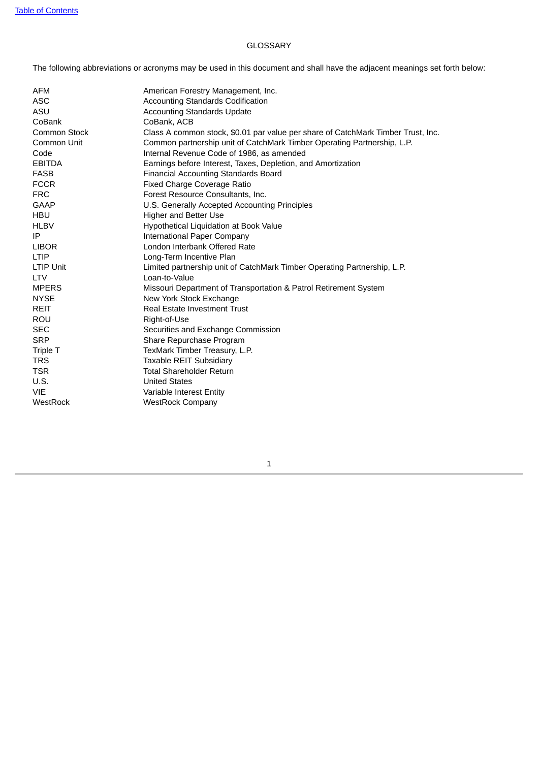# GLOSSARY

The following abbreviations or acronyms may be used in this document and shall have the adjacent meanings set forth below:

| | |
|---|---|
| AFM | American Forestry Management, Inc. |
| ASC | Accounting Standards Codification |
| ASU | Accounting Standards Update |
| CoBank | CoBank, ACB |
| Common Stock | Class A common stock, $0.01 par value per share of CatchMark Timber Trust, Inc. |
| Common Unit | Common partnership unit of CatchMark Timber Operating Partnership, L.P. |
| Code | Internal Revenue Code of 1986, as amended |
| EBITDA | Earnings before Interest, Taxes, Depletion, and Amortization |
| FASB | Financial Accounting Standards Board |
| FCCR | Fixed Charge Coverage Ratio |
| FRC | Forest Resource Consultants, Inc. |
| GAAP | U.S. Generally Accepted Accounting Principles |
| HBU | Higher and Better Use |
| HLBV | Hypothetical Liquidation at Book Value |
| IP | International Paper Company |
| LIBOR | London Interbank Offered Rate |
| LTIP | Long-Term Incentive Plan |
| LTIP Unit | Limited partnership unit of CatchMark Timber Operating Partnership, L.P. |
| LTV | Loan-to-Value |
| MPERS | Missouri Department of Transportation & Patrol Retirement System |
| NYSE | New York Stock Exchange |
| REIT | Real Estate Investment Trust |
| ROU | Right-of-Use |
| SEC | Securities and Exchange Commission |
| SRP | Share Repurchase Program |
| Triple T | TexMark Timber Treasury, L.P. |
| TRS | Taxable REIT Subsidiary |
| TSR | Total Shareholder Return |
| U.S. | United States |
| VIE | Variable Interest Entity |
| WestRock | WestRock Company |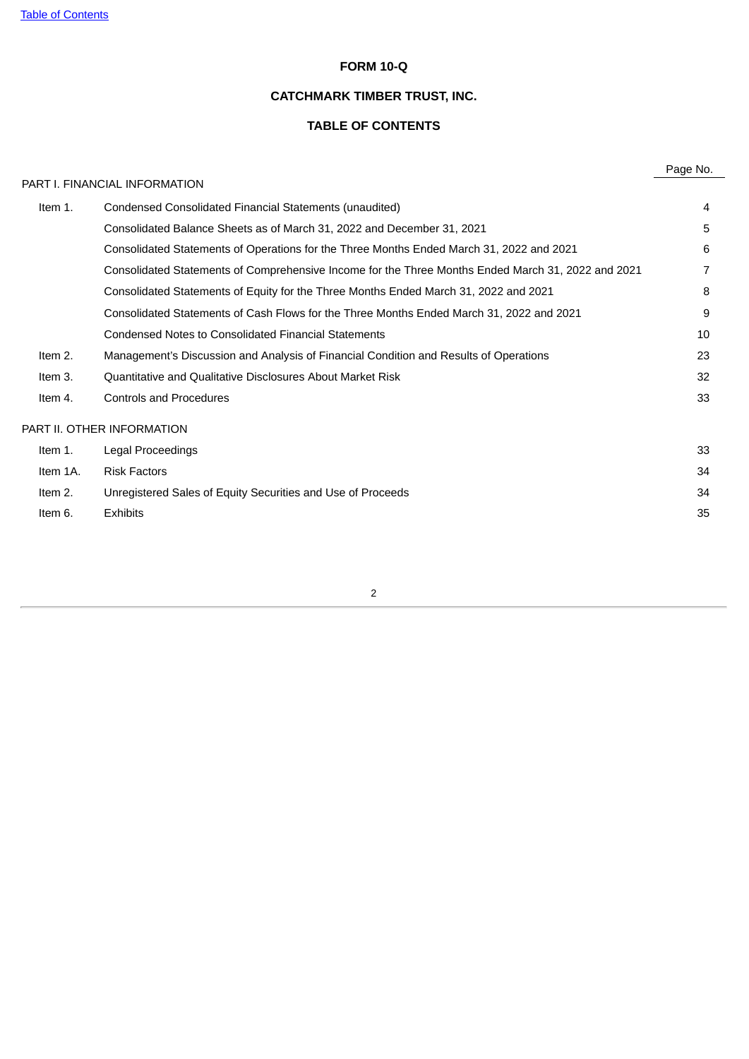**FORM 10-Q**

**CATCHMARK TIMBER TRUST, INC.**

**TABLE OF CONTENTS**

| | | Page No. |
|---|---|---|
| PART I. FINANCIAL INFORMATION | | |
| Item 1. | Condensed Consolidated Financial Statements (unaudited) | 4 |
| | Consolidated Balance Sheets as of March 31, 2022 and December 31, 2021 | 5 |
| | Consolidated Statements of Operations for the Three Months Ended March 31, 2022 and 2021 | 6 |
| | Consolidated Statements of Comprehensive Income for the Three Months Ended March 31, 2022 and 2021 | 7 |
| | Consolidated Statements of Equity for the Three Months Ended March 31, 2022 and 2021 | 8 |
| | Consolidated Statements of Cash Flows for the Three Months Ended March 31, 2022 and 2021 | 9 |
| | Condensed Notes to Consolidated Financial Statements | 10 |
| Item 2. | Management's Discussion and Analysis of Financial Condition and Results of Operations | 23 |
| Item 3. | Quantitative and Qualitative Disclosures About Market Risk | 32 |
| Item 4. | Controls and Procedures | 33 |
| PART II. OTHER INFORMATION | | |
| Item 1. | Legal Proceedings | 33 |
| Item 1A. | Risk Factors | 34 |
| Item 2. | Unregistered Sales of Equity Securities and Use of Proceeds | 34 |
| Item 6. | Exhibits | 35 |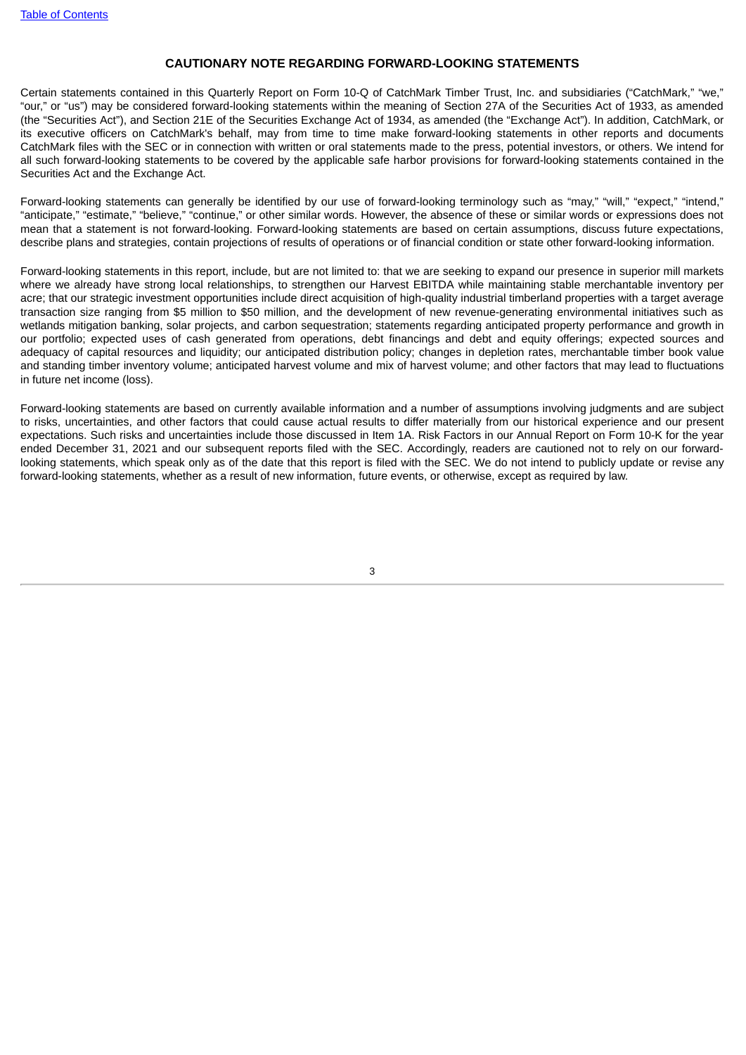## CAUTIONARY NOTE REGARDING FORWARD-LOOKING STATEMENTS

Certain statements contained in this Quarterly Report on Form 10-Q of CatchMark Timber Trust, Inc. and subsidiaries ("CatchMark," "we," "our," or "us") may be considered forward-looking statements within the meaning of Section 27A of the Securities Act of 1933, as amended (the "Securities Act"), and Section 21E of the Securities Exchange Act of 1934, as amended (the "Exchange Act"). In addition, CatchMark, or its executive officers on CatchMark's behalf, may from time to time make forward-looking statements in other reports and documents CatchMark files with the SEC or in connection with written or oral statements made to the press, potential investors, or others. We intend for all such forward-looking statements to be covered by the applicable safe harbor provisions for forward-looking statements contained in the Securities Act and the Exchange Act.

Forward-looking statements can generally be identified by our use of forward-looking terminology such as "may," "will," "expect," "intend," "anticipate," "estimate," "believe," "continue," or other similar words. However, the absence of these or similar words or expressions does not mean that a statement is not forward-looking. Forward-looking statements are based on certain assumptions, discuss future expectations, describe plans and strategies, contain projections of results of operations or of financial condition or state other forward-looking information.

Forward-looking statements in this report, include, but are not limited to: that we are seeking to expand our presence in superior mill markets where we already have strong local relationships, to strengthen our Harvest EBITDA while maintaining stable merchantable inventory per acre; that our strategic investment opportunities include direct acquisition of high-quality industrial timberland properties with a target average transaction size ranging from $5 million to $50 million, and the development of new revenue-generating environmental initiatives such as wetlands mitigation banking, solar projects, and carbon sequestration; statements regarding anticipated property performance and growth in our portfolio; expected uses of cash generated from operations, debt financings and debt and equity offerings; expected sources and adequacy of capital resources and liquidity; our anticipated distribution policy; changes in depletion rates, merchantable timber book value and standing timber inventory volume; anticipated harvest volume and mix of harvest volume; and other factors that may lead to fluctuations in future net income (loss).

Forward-looking statements are based on currently available information and a number of assumptions involving judgments and are subject to risks, uncertainties, and other factors that could cause actual results to differ materially from our historical experience and our present expectations. Such risks and uncertainties include those discussed in Item 1A. Risk Factors in our Annual Report on Form 10-K for the year ended December 31, 2021 and our subsequent reports filed with the SEC. Accordingly, readers are cautioned not to rely on our forward-looking statements, which speak only as of the date that this report is filed with the SEC. We do not intend to publicly update or revise any forward-looking statements, whether as a result of new information, future events, or otherwise, except as required by law.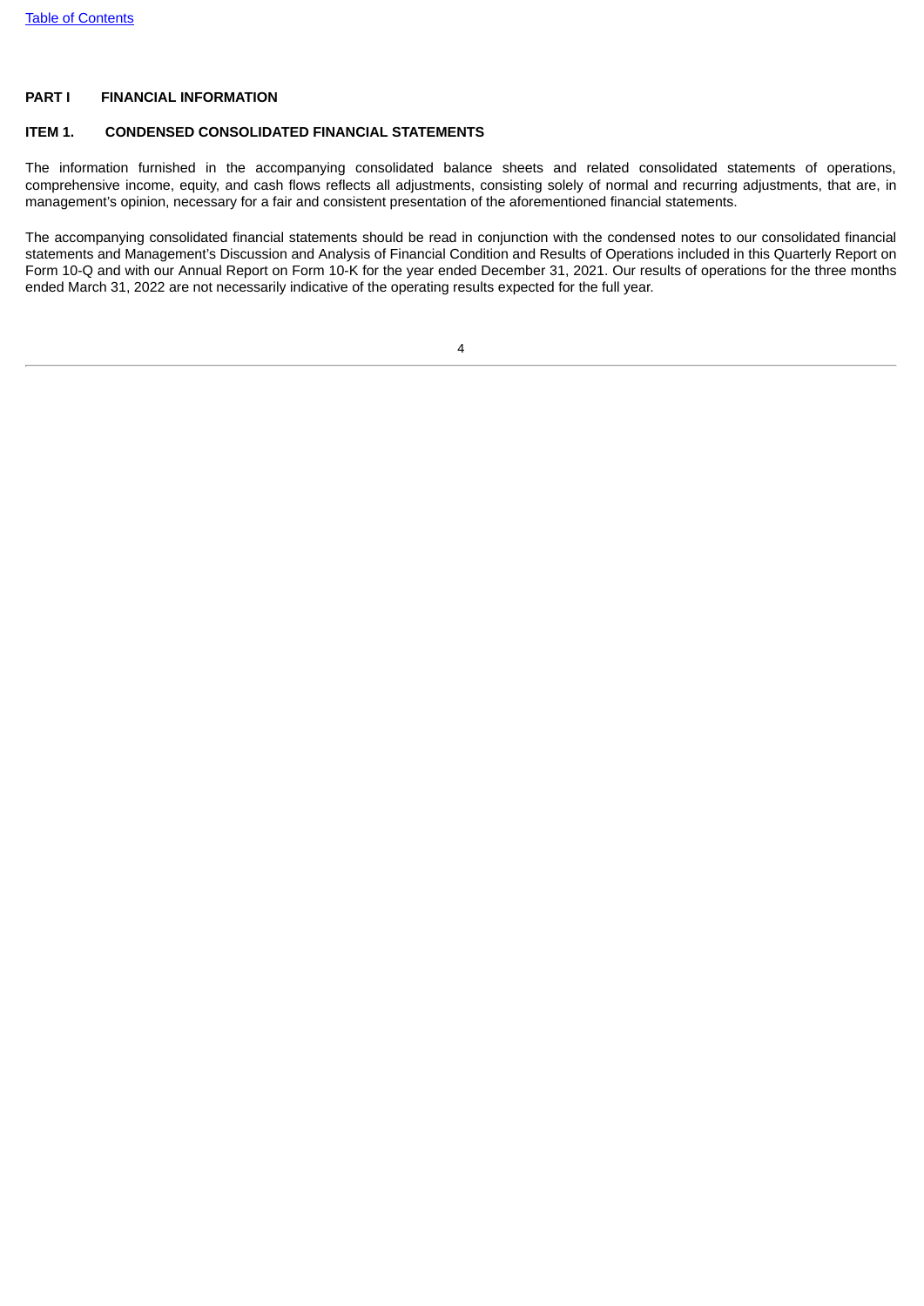## PART I FINANCIAL INFORMATION

### ITEM 1. CONDENSED CONSOLIDATED FINANCIAL STATEMENTS

The information furnished in the accompanying consolidated balance sheets and related consolidated statements of operations, comprehensive income, equity, and cash flows reflects all adjustments, consisting solely of normal and recurring adjustments, that are, in management's opinion, necessary for a fair and consistent presentation of the aforementioned financial statements.

The accompanying consolidated financial statements should be read in conjunction with the condensed notes to our consolidated financial statements and Management's Discussion and Analysis of Financial Condition and Results of Operations included in this Quarterly Report on Form 10-Q and with our Annual Report on Form 10-K for the year ended December 31, 2021. Our results of operations for the three months ended March 31, 2022 are not necessarily indicative of the operating results expected for the full year.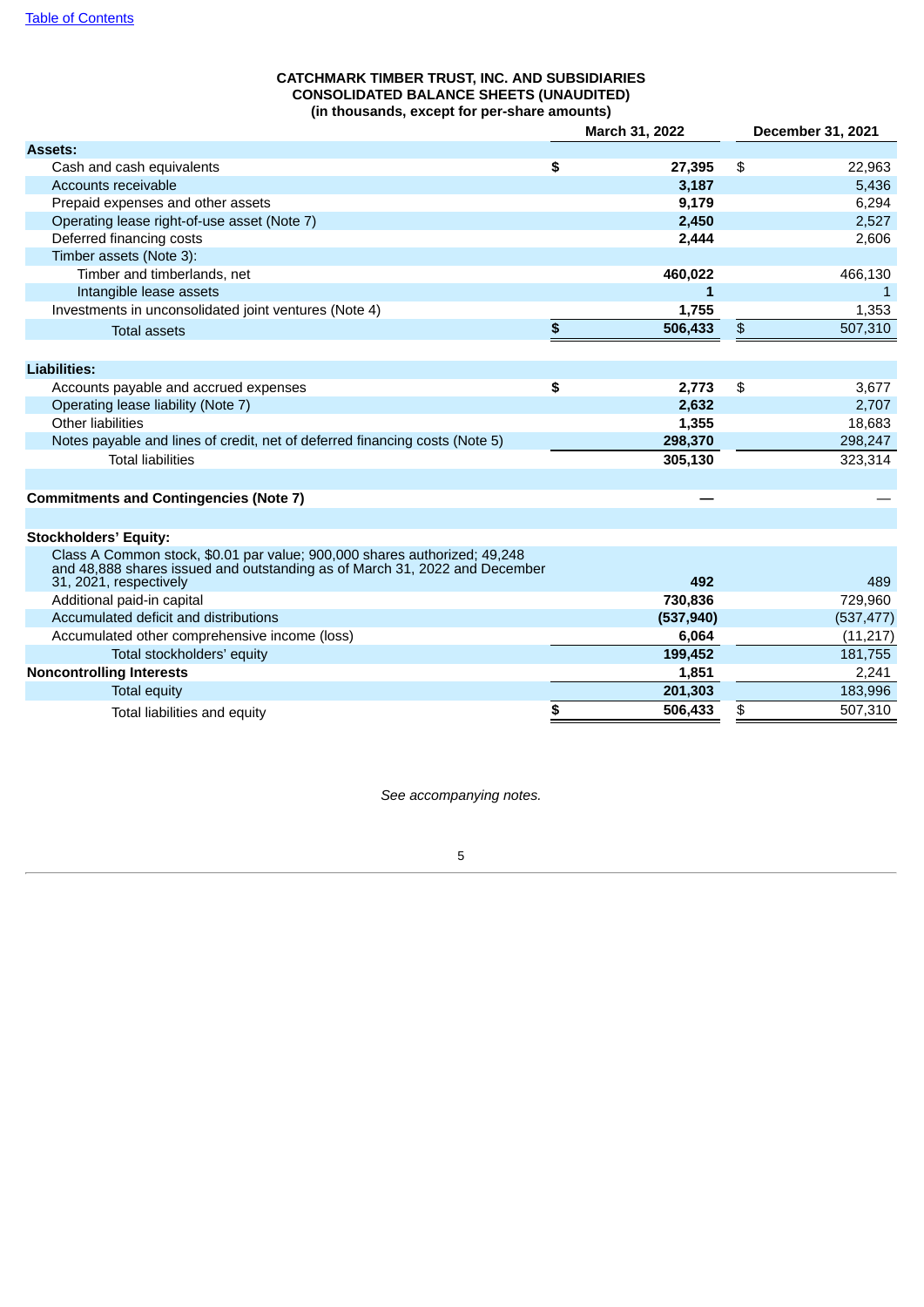**CATCHMARK TIMBER TRUST, INC. AND SUBSIDIARIES**
**CONSOLIDATED BALANCE SHEETS (UNAUDITED)**
**(in thousands, except for per-share amounts)**

| | March 31, 2022 | December 31, 2021 |
|---|---|---|
| **Assets:** | | |
| Cash and cash equivalents | $ 27,395 | $ 22,963 |
| Accounts receivable | 3,187 | 5,436 |
| Prepaid expenses and other assets | 9,179 | 6,294 |
| Operating lease right-of-use asset (Note 7) | 2,450 | 2,527 |
| Deferred financing costs | 2,444 | 2,606 |
| Timber assets (Note 3): | | |
| Timber and timberlands, net | 460,022 | 466,130 |
| Intangible lease assets | 1 | 1 |
| Investments in unconsolidated joint ventures (Note 4) | 1,755 | 1,353 |
| Total assets | $ 506,433 | $ 507,310 |
| | | |
| **Liabilities:** | | |
| Accounts payable and accrued expenses | $ 2,773 | $ 3,677 |
| Operating lease liability (Note 7) | 2,632 | 2,707 |
| Other liabilities | 1,355 | 18,683 |
| Notes payable and lines of credit, net of deferred financing costs (Note 5) | 298,370 | 298,247 |
| Total liabilities | 305,130 | 323,314 |
| | | |
| **Commitments and Contingencies (Note 7)** | — | — |
| | | |
| **Stockholders' Equity:** | | |
| Class A Common stock, $0.01 par value; 900,000 shares authorized; 49,248 and 48,888 shares issued and outstanding as of March 31, 2022 and December 31, 2021, respectively | 492 | 489 |
| Additional paid-in capital | 730,836 | 729,960 |
| Accumulated deficit and distributions | (537,940) | (537,477) |
| Accumulated other comprehensive income (loss) | 6,064 | (11,217) |
| Total stockholders' equity | 199,452 | 181,755 |
| **Noncontrolling Interests** | 1,851 | 2,241 |
| Total equity | 201,303 | 183,996 |
| Total liabilities and equity | $ 506,433 | $ 507,310 |

*See accompanying notes.*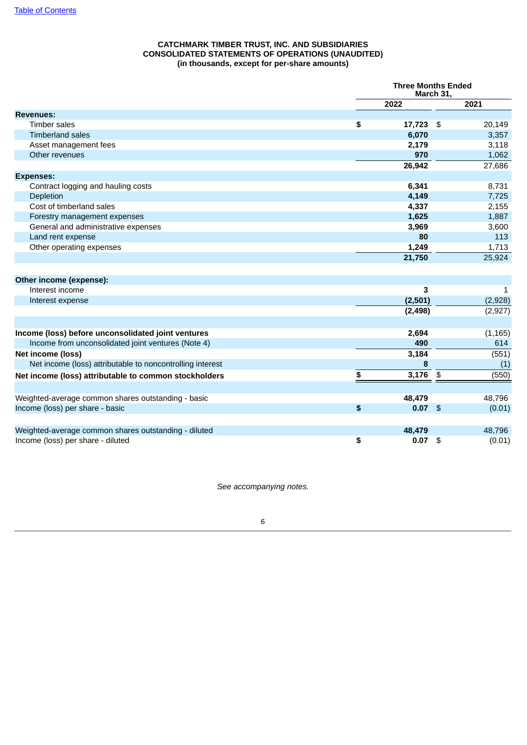[Table of Contents](#)

**CATCHMARK TIMBER TRUST, INC. AND SUBSIDIARIES**
**CONSOLIDATED STATEMENTS OF OPERATIONS (UNAUDITED)**
**(in thousands, except for per-share amounts)**

| | Three Months Ended March 31, | |
|---|---|---|
| | **2022** | **2021** |
| **Revenues:** | | |
| Timber sales | **$ 17,723** | $ 20,149 |
| Timberland sales | **6,070** | 3,357 |
| Asset management fees | **2,179** | 3,118 |
| Other revenues | **970** | 1,062 |
| | **26,942** | 27,686 |
| **Expenses:** | | |
| Contract logging and hauling costs | **6,341** | 8,731 |
| Depletion | **4,149** | 7,725 |
| Cost of timberland sales | **4,337** | 2,155 |
| Forestry management expenses | **1,625** | 1,887 |
| General and administrative expenses | **3,969** | 3,600 |
| Land rent expense | **80** | 113 |
| Other operating expenses | **1,249** | 1,713 |
| | **21,750** | 25,924 |
| **Other income (expense):** | | |
| Interest income | **3** | 1 |
| Interest expense | **(2,501)** | (2,928) |
| | **(2,498)** | (2,927) |
| **Income (loss) before unconsolidated joint ventures** | **2,694** | (1,165) |
| Income from unconsolidated joint ventures (Note 4) | **490** | 614 |
| **Net income (loss)** | **3,184** | (551) |
| Net income (loss) attributable to noncontrolling interest | **8** | (1) |
| **Net income (loss) attributable to common stockholders** | **$ 3,176** | $ (550) |
| Weighted-average common shares outstanding - basic | **48,479** | 48,796 |
| Income (loss) per share - basic | **$ 0.07** | $ (0.01) |
| Weighted-average common shares outstanding - diluted | **48,479** | 48,796 |
| Income (loss) per share - diluted | **$ 0.07** | $ (0.01) |

*See accompanying notes.*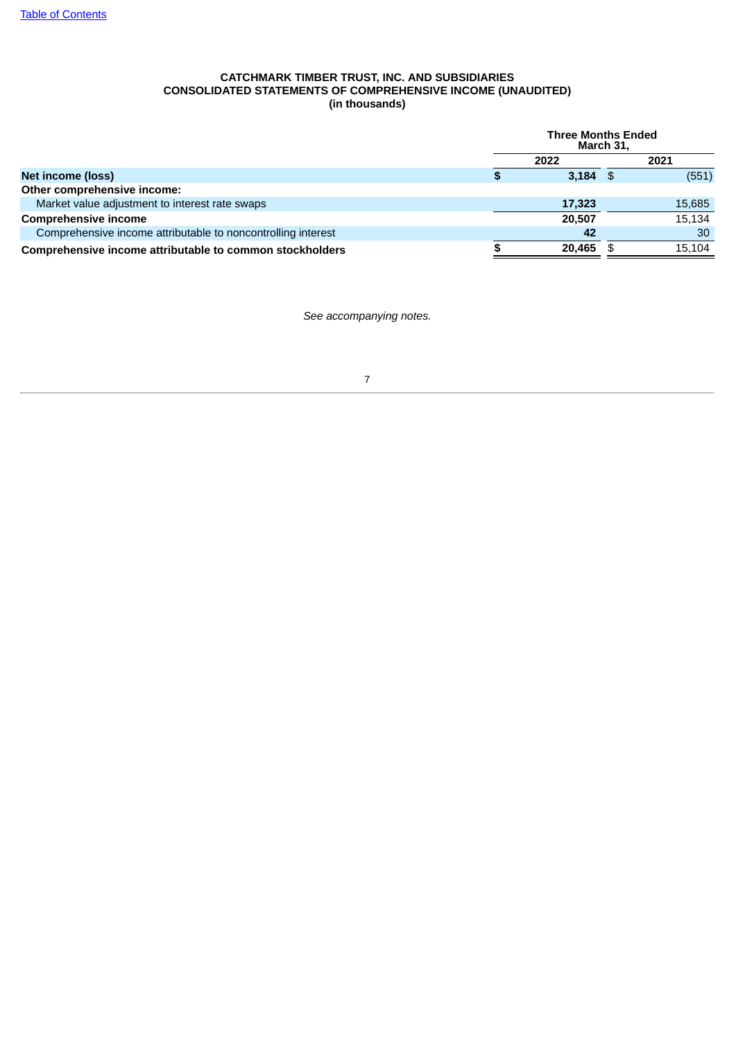**CATCHMARK TIMBER TRUST, INC. AND SUBSIDIARIES**
**CONSOLIDATED STATEMENTS OF COMPREHENSIVE INCOME (UNAUDITED)**
**(in thousands)**

| | Three Months Ended March 31, | |
|---|---|---|
| | 2022 | 2021 |
| **Net income (loss)** | **$ 3,184** | $ (551) |
| **Other comprehensive income:** | | |
| Market value adjustment to interest rate swaps | **17,323** | 15,685 |
| **Comprehensive income** | **20,507** | 15,134 |
| Comprehensive income attributable to noncontrolling interest | **42** | 30 |
| **Comprehensive income attributable to common stockholders** | **$ 20,465** | $ 15,104 |

*See accompanying notes.*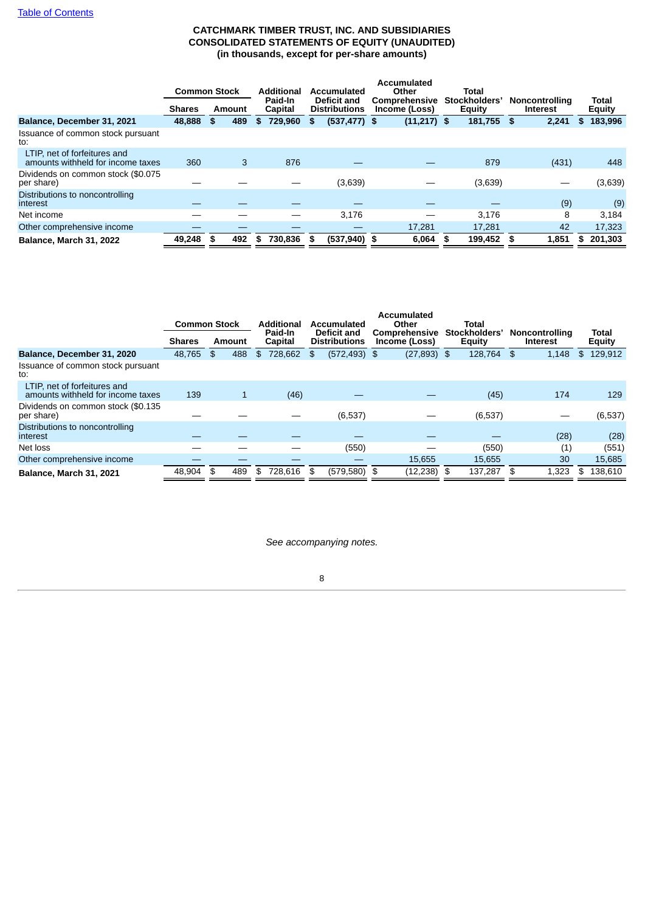**CATCHMARK TIMBER TRUST, INC. AND SUBSIDIARIES**
**CONSOLIDATED STATEMENTS OF EQUITY (UNAUDITED)**
**(in thousands, except for per-share amounts)**

| | Common Stock | | Additional Paid-In Capital | Accumulated Deficit and Distributions | Accumulated Other Comprehensive Income (Loss) | Total Stockholders' Equity | Noncontrolling Interest | Total Equity |
|---|---|---|---|---|---|---|---|---|
| | Shares | Amount | | | | | | |
| **Balance, December 31, 2021** | **48,888** | **$ 489** | **$ 729,960** | **$ (537,477)** | **$ (11,217)** | **$ 181,755** | **$ 2,241** | **$ 183,996** |
| Issuance of common stock pursuant to: | | | | | | | | |
| LTIP, net of forfeitures and amounts withheld for income taxes | 360 | 3 | 876 | — | — | 879 | (431) | 448 |
| Dividends on common stock ($0.075 per share) | — | — | — | (3,639) | — | (3,639) | — | (3,639) |
| Distributions to noncontrolling interest | — | — | — | — | — | — | (9) | (9) |
| Net income | — | — | — | 3,176 | — | 3,176 | 8 | 3,184 |
| Other comprehensive income | — | — | — | — | 17,281 | 17,281 | 42 | 17,323 |
| **Balance, March 31, 2022** | **49,248** | **$ 492** | **$ 730,836** | **$ (537,940)** | **$ 6,064** | **$ 199,452** | **$ 1,851** | **$ 201,303** |

| | Common Stock | | Additional Paid-In Capital | Accumulated Deficit and Distributions | Accumulated Other Comprehensive Income (Loss) | Total Stockholders' Equity | Noncontrolling Interest | Total Equity |
|---|---|---|---|---|---|---|---|---|
| | Shares | Amount | | | | | | |
| **Balance, December 31, 2020** | 48,765 | $ 488 | $ 728,662 | $ (572,493) | $ (27,893) | $ 128,764 | $ 1,148 | $ 129,912 |
| Issuance of common stock pursuant to: | | | | | | | | |
| LTIP, net of forfeitures and amounts withheld for income taxes | 139 | 1 | (46) | — | — | (45) | 174 | 129 |
| Dividends on common stock ($0.135 per share) | — | — | — | (6,537) | — | (6,537) | — | (6,537) |
| Distributions to noncontrolling interest | — | — | — | — | — | — | (28) | (28) |
| Net loss | — | — | — | (550) | — | (550) | (1) | (551) |
| Other comprehensive income | — | — | — | — | 15,655 | 15,655 | 30 | 15,685 |
| **Balance, March 31, 2021** | 48,904 | $ 489 | $ 728,616 | $ (579,580) | $ (12,238) | $ 137,287 | $ 1,323 | $ 138,610 |

*See accompanying notes.*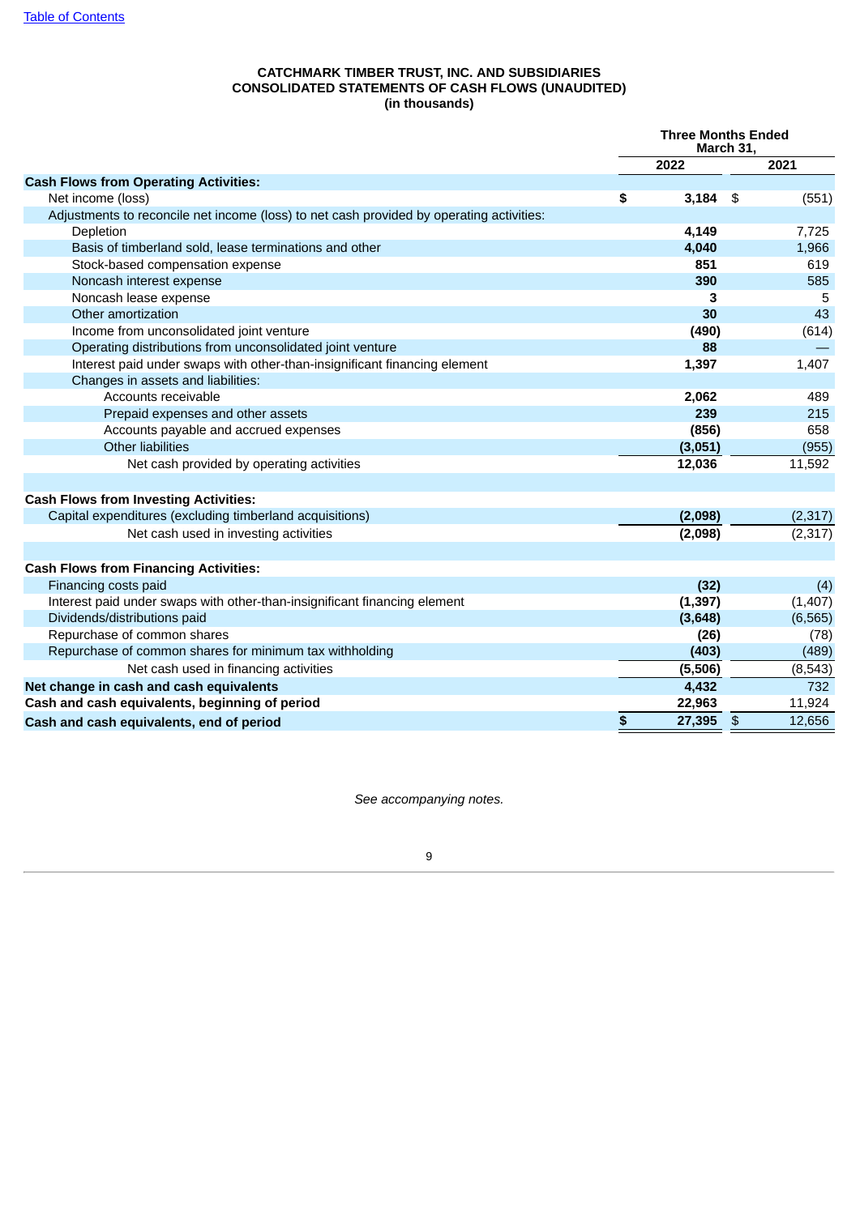**CATCHMARK TIMBER TRUST, INC. AND SUBSIDIARIES**
**CONSOLIDATED STATEMENTS OF CASH FLOWS (UNAUDITED)**
**(in thousands)**

| | Three Months Ended March 31, | |
|---|---|---|
| | 2022 | 2021 |
| **Cash Flows from Operating Activities:** | | |
| Net income (loss) | **$ 3,184** | $ (551) |
| Adjustments to reconcile net income (loss) to net cash provided by operating activities: | | |
| Depletion | **4,149** | 7,725 |
| Basis of timberland sold, lease terminations and other | **4,040** | 1,966 |
| Stock-based compensation expense | **851** | 619 |
| Noncash interest expense | **390** | 585 |
| Noncash lease expense | **3** | 5 |
| Other amortization | **30** | 43 |
| Income from unconsolidated joint venture | **(490)** | (614) |
| Operating distributions from unconsolidated joint venture | **88** | — |
| Interest paid under swaps with other-than-insignificant financing element | **1,397** | 1,407 |
| Changes in assets and liabilities: | | |
| Accounts receivable | **2,062** | 489 |
| Prepaid expenses and other assets | **239** | 215 |
| Accounts payable and accrued expenses | **(856)** | 658 |
| Other liabilities | **(3,051)** | (955) |
| Net cash provided by operating activities | **12,036** | 11,592 |
| **Cash Flows from Investing Activities:** | | |
| Capital expenditures (excluding timberland acquisitions) | **(2,098)** | (2,317) |
| Net cash used in investing activities | **(2,098)** | (2,317) |
| **Cash Flows from Financing Activities:** | | |
| Financing costs paid | **(32)** | (4) |
| Interest paid under swaps with other-than-insignificant financing element | **(1,397)** | (1,407) |
| Dividends/distributions paid | **(3,648)** | (6,565) |
| Repurchase of common shares | **(26)** | (78) |
| Repurchase of common shares for minimum tax withholding | **(403)** | (489) |
| Net cash used in financing activities | **(5,506)** | (8,543) |
| **Net change in cash and cash equivalents** | **4,432** | 732 |
| **Cash and cash equivalents, beginning of period** | **22,963** | 11,924 |
| **Cash and cash equivalents, end of period** | **$ 27,395** | $ 12,656 |

*See accompanying notes.*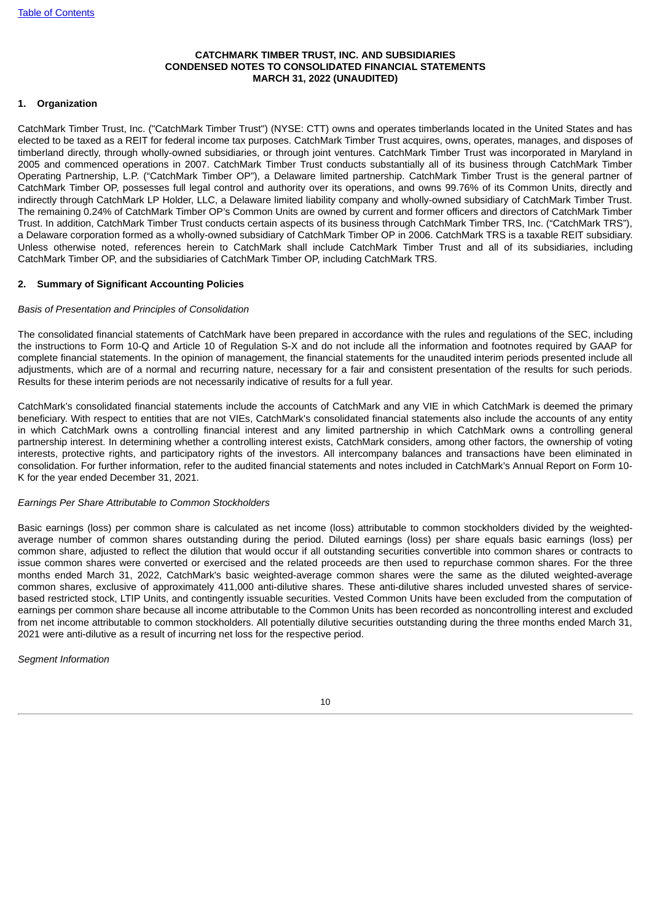**CATCHMARK TIMBER TRUST, INC. AND SUBSIDIARIES**
**CONDENSED NOTES TO CONSOLIDATED FINANCIAL STATEMENTS**
**MARCH 31, 2022 (UNAUDITED)**

## 1. Organization

CatchMark Timber Trust, Inc. ("CatchMark Timber Trust") (NYSE: CTT) owns and operates timberlands located in the United States and has elected to be taxed as a REIT for federal income tax purposes. CatchMark Timber Trust acquires, owns, operates, manages, and disposes of timberland directly, through wholly-owned subsidiaries, or through joint ventures. CatchMark Timber Trust was incorporated in Maryland in 2005 and commenced operations in 2007. CatchMark Timber Trust conducts substantially all of its business through CatchMark Timber Operating Partnership, L.P. ("CatchMark Timber OP"), a Delaware limited partnership. CatchMark Timber Trust is the general partner of CatchMark Timber OP, possesses full legal control and authority over its operations, and owns 99.76% of its Common Units, directly and indirectly through CatchMark LP Holder, LLC, a Delaware limited liability company and wholly-owned subsidiary of CatchMark Timber Trust. The remaining 0.24% of CatchMark Timber OP's Common Units are owned by current and former officers and directors of CatchMark Timber Trust. In addition, CatchMark Timber Trust conducts certain aspects of its business through CatchMark Timber TRS, Inc. ("CatchMark TRS"), a Delaware corporation formed as a wholly-owned subsidiary of CatchMark Timber OP in 2006. CatchMark TRS is a taxable REIT subsidiary. Unless otherwise noted, references herein to CatchMark shall include CatchMark Timber Trust and all of its subsidiaries, including CatchMark Timber OP, and the subsidiaries of CatchMark Timber OP, including CatchMark TRS.

## 2. Summary of Significant Accounting Policies

*Basis of Presentation and Principles of Consolidation*

The consolidated financial statements of CatchMark have been prepared in accordance with the rules and regulations of the SEC, including the instructions to Form 10-Q and Article 10 of Regulation S-X and do not include all the information and footnotes required by GAAP for complete financial statements. In the opinion of management, the financial statements for the unaudited interim periods presented include all adjustments, which are of a normal and recurring nature, necessary for a fair and consistent presentation of the results for such periods. Results for these interim periods are not necessarily indicative of results for a full year.

CatchMark's consolidated financial statements include the accounts of CatchMark and any VIE in which CatchMark is deemed the primary beneficiary. With respect to entities that are not VIEs, CatchMark's consolidated financial statements also include the accounts of any entity in which CatchMark owns a controlling financial interest and any limited partnership in which CatchMark owns a controlling general partnership interest. In determining whether a controlling interest exists, CatchMark considers, among other factors, the ownership of voting interests, protective rights, and participatory rights of the investors. All intercompany balances and transactions have been eliminated in consolidation. For further information, refer to the audited financial statements and notes included in CatchMark's Annual Report on Form 10-K for the year ended December 31, 2021.

*Earnings Per Share Attributable to Common Stockholders*

Basic earnings (loss) per common share is calculated as net income (loss) attributable to common stockholders divided by the weighted-average number of common shares outstanding during the period. Diluted earnings (loss) per share equals basic earnings (loss) per common share, adjusted to reflect the dilution that would occur if all outstanding securities convertible into common shares or contracts to issue common shares were converted or exercised and the related proceeds are then used to repurchase common shares. For the three months ended March 31, 2022, CatchMark's basic weighted-average common shares were the same as the diluted weighted-average common shares, exclusive of approximately 411,000 anti-dilutive shares. These anti-dilutive shares included unvested shares of service-based restricted stock, LTIP Units, and contingently issuable securities. Vested Common Units have been excluded from the computation of earnings per common share because all income attributable to the Common Units has been recorded as noncontrolling interest and excluded from net income attributable to common stockholders. All potentially dilutive securities outstanding during the three months ended March 31, 2021 were anti-dilutive as a result of incurring net loss for the respective period.

*Segment Information*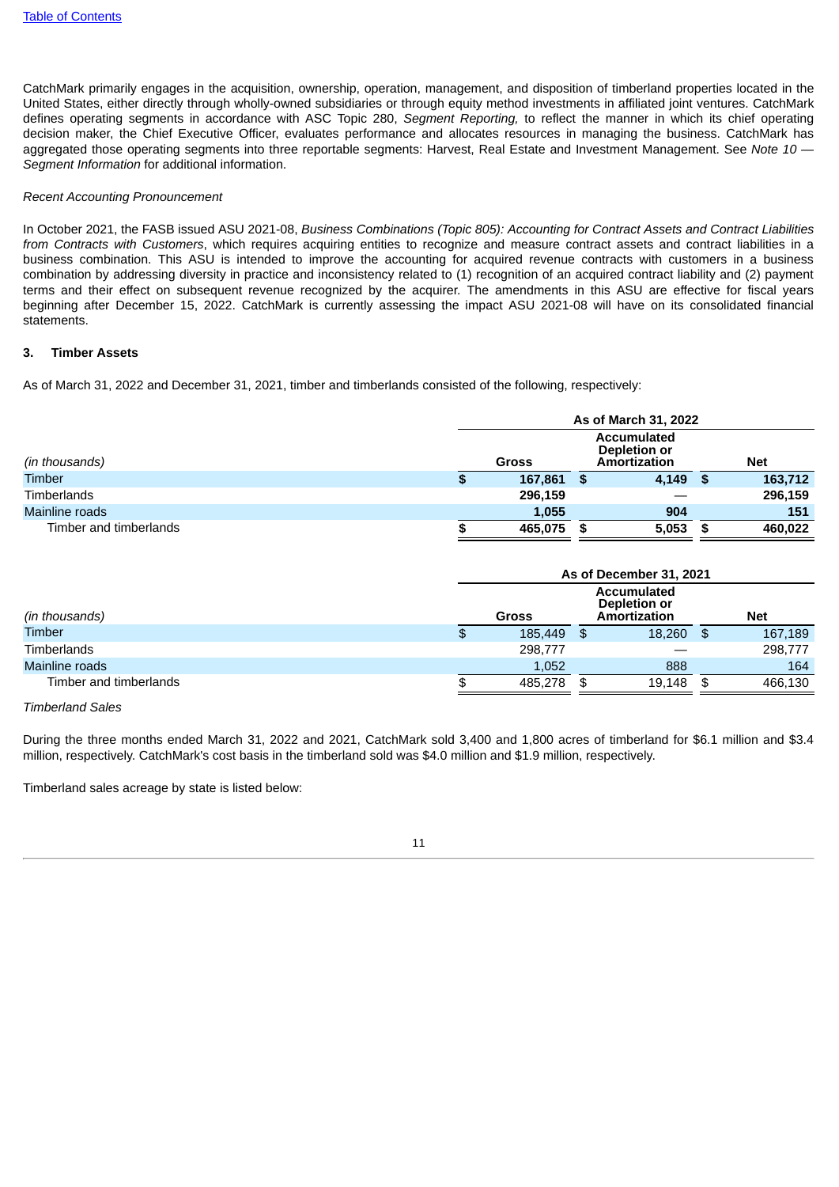CatchMark primarily engages in the acquisition, ownership, operation, management, and disposition of timberland properties located in the United States, either directly through wholly-owned subsidiaries or through equity method investments in affiliated joint ventures. CatchMark defines operating segments in accordance with ASC Topic 280, *Segment Reporting,* to reflect the manner in which its chief operating decision maker, the Chief Executive Officer, evaluates performance and allocates resources in managing the business. CatchMark has aggregated those operating segments into three reportable segments: Harvest, Real Estate and Investment Management. See *Note 10 — Segment Information* for additional information.

*Recent Accounting Pronouncement*

In October 2021, the FASB issued ASU 2021-08, *Business Combinations (Topic 805): Accounting for Contract Assets and Contract Liabilities from Contracts with Customers*, which requires acquiring entities to recognize and measure contract assets and contract liabilities in a business combination. This ASU is intended to improve the accounting for acquired revenue contracts with customers in a business combination by addressing diversity in practice and inconsistency related to (1) recognition of an acquired contract liability and (2) payment terms and their effect on subsequent revenue recognized by the acquirer. The amendments in this ASU are effective for fiscal years beginning after December 15, 2022. CatchMark is currently assessing the impact ASU 2021-08 will have on its consolidated financial statements.

### 3. Timber Assets

As of March 31, 2022 and December 31, 2021, timber and timberlands consisted of the following, respectively:

| | As of March 31, 2022 | | |
|---|---|---|---|
| *(in thousands)* | **Gross** | **Accumulated Depletion or Amortization** | **Net** |
| Timber | **$ 167,861** | **$ 4,149** | **$ 163,712** |
| Timberlands | **296,159** | **—** | **296,159** |
| Mainline roads | **1,055** | **904** | **151** |
| Timber and timberlands | **$ 465,075** | **$ 5,053** | **$ 460,022** |

| | As of December 31, 2021 | | |
|---|---|---|---|
| *(in thousands)* | **Gross** | **Accumulated Depletion or Amortization** | **Net** |
| Timber | $ 185,449 | $ 18,260 | $ 167,189 |
| Timberlands | 298,777 | — | 298,777 |
| Mainline roads | 1,052 | 888 | 164 |
| Timber and timberlands | $ 485,278 | $ 19,148 | $ 466,130 |

*Timberland Sales*

During the three months ended March 31, 2022 and 2021, CatchMark sold 3,400 and 1,800 acres of timberland for $6.1 million and $3.4 million, respectively. CatchMark's cost basis in the timberland sold was $4.0 million and $1.9 million, respectively.

Timberland sales acreage by state is listed below: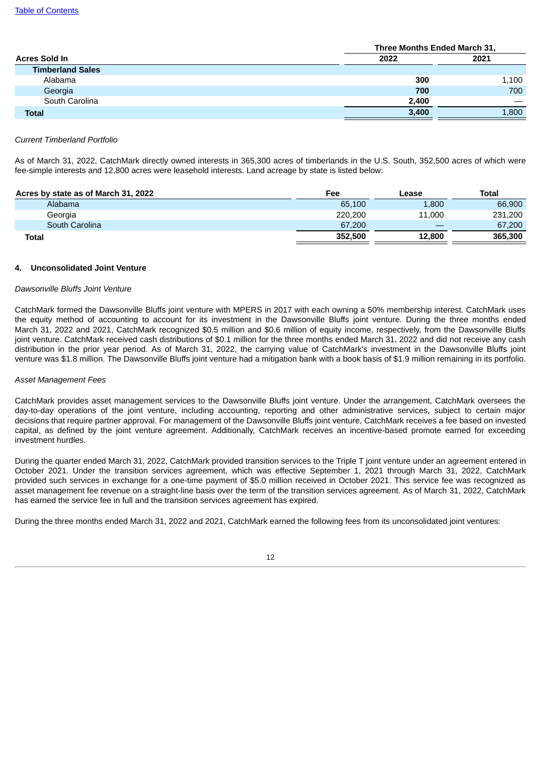| Acres Sold In | Three Months Ended March 31, | |
|---|---|---|
| | 2022 | 2021 |
| **Timberland Sales** | | |
| Alabama | **300** | 1,100 |
| Georgia | **700** | 700 |
| South Carolina | **2,400** | — |
| **Total** | **3,400** | 1,800 |

*Current Timberland Portfolio*

As of March 31, 2022, CatchMark directly owned interests in 365,300 acres of timberlands in the U.S. South, 352,500 acres of which were fee-simple interests and 12,800 acres were leasehold interests. Land acreage by state is listed below:

| Acres by state as of March 31, 2022 | Fee | Lease | Total |
|---|---|---|---|
| Alabama | 65,100 | 1,800 | 66,900 |
| Georgia | 220,200 | 11,000 | 231,200 |
| South Carolina | 67,200 | — | 67,200 |
| **Total** | **352,500** | **12,800** | **365,300** |

#### 4. Unconsolidated Joint Venture

*Dawsonville Bluffs Joint Venture*

CatchMark formed the Dawsonville Bluffs joint venture with MPERS in 2017 with each owning a 50% membership interest. CatchMark uses the equity method of accounting to account for its investment in the Dawsonville Bluffs joint venture. During the three months ended March 31, 2022 and 2021, CatchMark recognized $0.5 million and $0.6 million of equity income, respectively, from the Dawsonville Bluffs joint venture. CatchMark received cash distributions of $0.1 million for the three months ended March 31, 2022 and did not receive any cash distribution in the prior year period. As of March 31, 2022, the carrying value of CatchMark's investment in the Dawsonville Bluffs joint venture was $1.8 million. The Dawsonville Bluffs joint venture had a mitigation bank with a book basis of $1.9 million remaining in its portfolio.

*Asset Management Fees*

CatchMark provides asset management services to the Dawsonville Bluffs joint venture. Under the arrangement, CatchMark oversees the day-to-day operations of the joint venture, including accounting, reporting and other administrative services, subject to certain major decisions that require partner approval. For management of the Dawsonville Bluffs joint venture, CatchMark receives a fee based on invested capital, as defined by the joint venture agreement. Additionally, CatchMark receives an incentive-based promote earned for exceeding investment hurdles.

During the quarter ended March 31, 2022, CatchMark provided transition services to the Triple T joint venture under an agreement entered in October 2021. Under the transition services agreement, which was effective September 1, 2021 through March 31, 2022, CatchMark provided such services in exchange for a one-time payment of $5.0 million received in October 2021. This service fee was recognized as asset management fee revenue on a straight-line basis over the term of the transition services agreement. As of March 31, 2022, CatchMark has earned the service fee in full and the transition services agreement has expired.

During the three months ended March 31, 2022 and 2021, CatchMark earned the following fees from its unconsolidated joint ventures: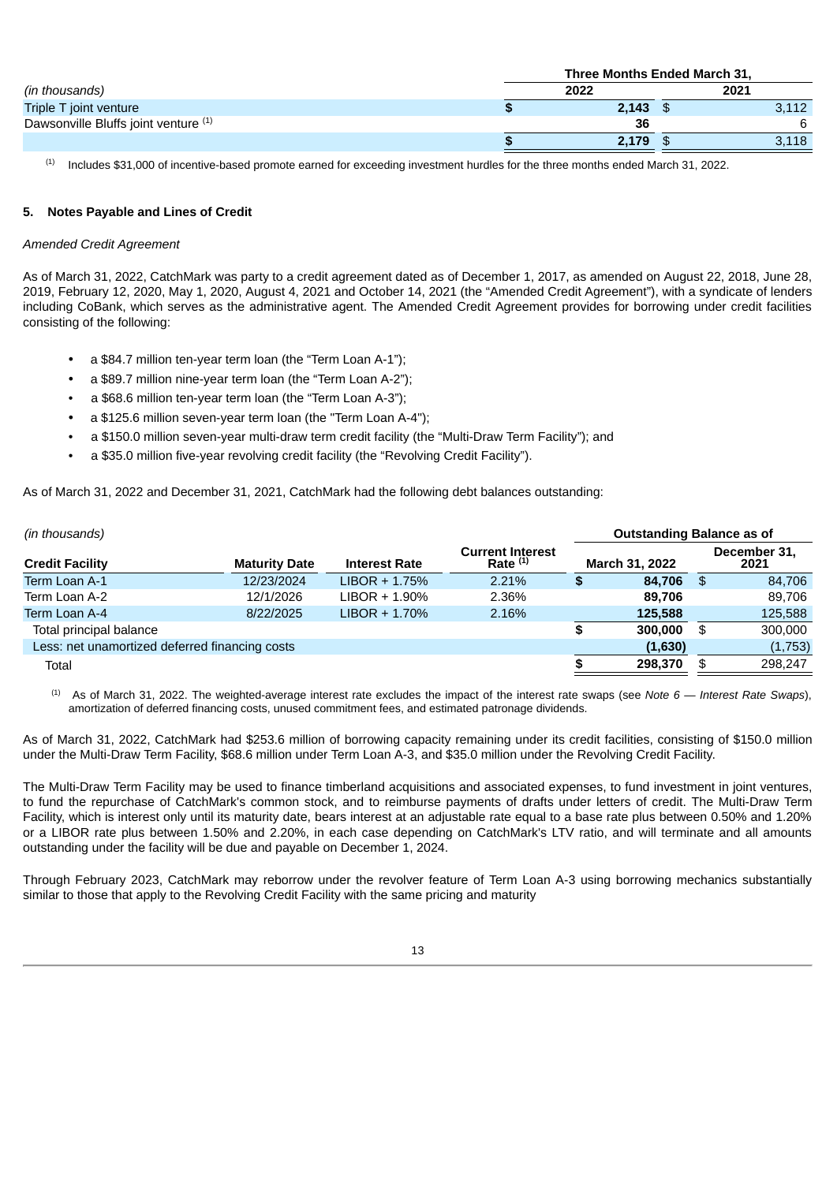| (in thousands) | Three Months Ended March 31, | |
|---|---|---|
| | 2022 | 2021 |
| Triple T joint venture | $ 2,143 | $ 3,112 |
| Dawsonville Bluffs joint venture [(1)] | 36 | 6 |
| | $ 2,179 | $ 3,118 |

(1) Includes $31,000 of incentive-based promote earned for exceeding investment hurdles for the three months ended March 31, 2022.

## 5. Notes Payable and Lines of Credit

*Amended Credit Agreement*

As of March 31, 2022, CatchMark was party to a credit agreement dated as of December 1, 2017, as amended on August 22, 2018, June 28, 2019, February 12, 2020, May 1, 2020, August 4, 2021 and October 14, 2021 (the "Amended Credit Agreement"), with a syndicate of lenders including CoBank, which serves as the administrative agent. The Amended Credit Agreement provides for borrowing under credit facilities consisting of the following:

- a $84.7 million ten-year term loan (the "Term Loan A-1");
- a $89.7 million nine-year term loan (the "Term Loan A-2");
- a $68.6 million ten-year term loan (the "Term Loan A-3");
- a $125.6 million seven-year term loan (the "Term Loan A-4");
- a $150.0 million seven-year multi-draw term credit facility (the "Multi-Draw Term Facility"); and
- a $35.0 million five-year revolving credit facility (the "Revolving Credit Facility").

As of March 31, 2022 and December 31, 2021, CatchMark had the following debt balances outstanding:

| (in thousands) | | | | Outstanding Balance as of | |
|---|---|---|---|---|---|
| Credit Facility | Maturity Date | Interest Rate | Current Interest Rate [(1)] | March 31, 2022 | December 31, 2021 |
| Term Loan A-1 | 12/23/2024 | LIBOR + 1.75% | 2.21% | $ 84,706 | $ 84,706 |
| Term Loan A-2 | 12/1/2026 | LIBOR + 1.90% | 2.36% | 89,706 | 89,706 |
| Term Loan A-4 | 8/22/2025 | LIBOR + 1.70% | 2.16% | 125,588 | 125,588 |
| Total principal balance | | | | $ 300,000 | $ 300,000 |
| Less: net unamortized deferred financing costs | | | | (1,630) | (1,753) |
| Total | | | | $ 298,370 | $ 298,247 |

(1) As of March 31, 2022. The weighted-average interest rate excludes the impact of the interest rate swaps (see *Note 6 — Interest Rate Swaps*), amortization of deferred financing costs, unused commitment fees, and estimated patronage dividends.

As of March 31, 2022, CatchMark had $253.6 million of borrowing capacity remaining under its credit facilities, consisting of $150.0 million under the Multi-Draw Term Facility, $68.6 million under Term Loan A-3, and $35.0 million under the Revolving Credit Facility.

The Multi-Draw Term Facility may be used to finance timberland acquisitions and associated expenses, to fund investment in joint ventures, to fund the repurchase of CatchMark's common stock, and to reimburse payments of drafts under letters of credit. The Multi-Draw Term Facility, which is interest only until its maturity date, bears interest at an adjustable rate equal to a base rate plus between 0.50% and 1.20% or a LIBOR rate plus between 1.50% and 2.20%, in each case depending on CatchMark's LTV ratio, and will terminate and all amounts outstanding under the facility will be due and payable on December 1, 2024.

Through February 2023, CatchMark may reborrow under the revolver feature of Term Loan A-3 using borrowing mechanics substantially similar to those that apply to the Revolving Credit Facility with the same pricing and maturity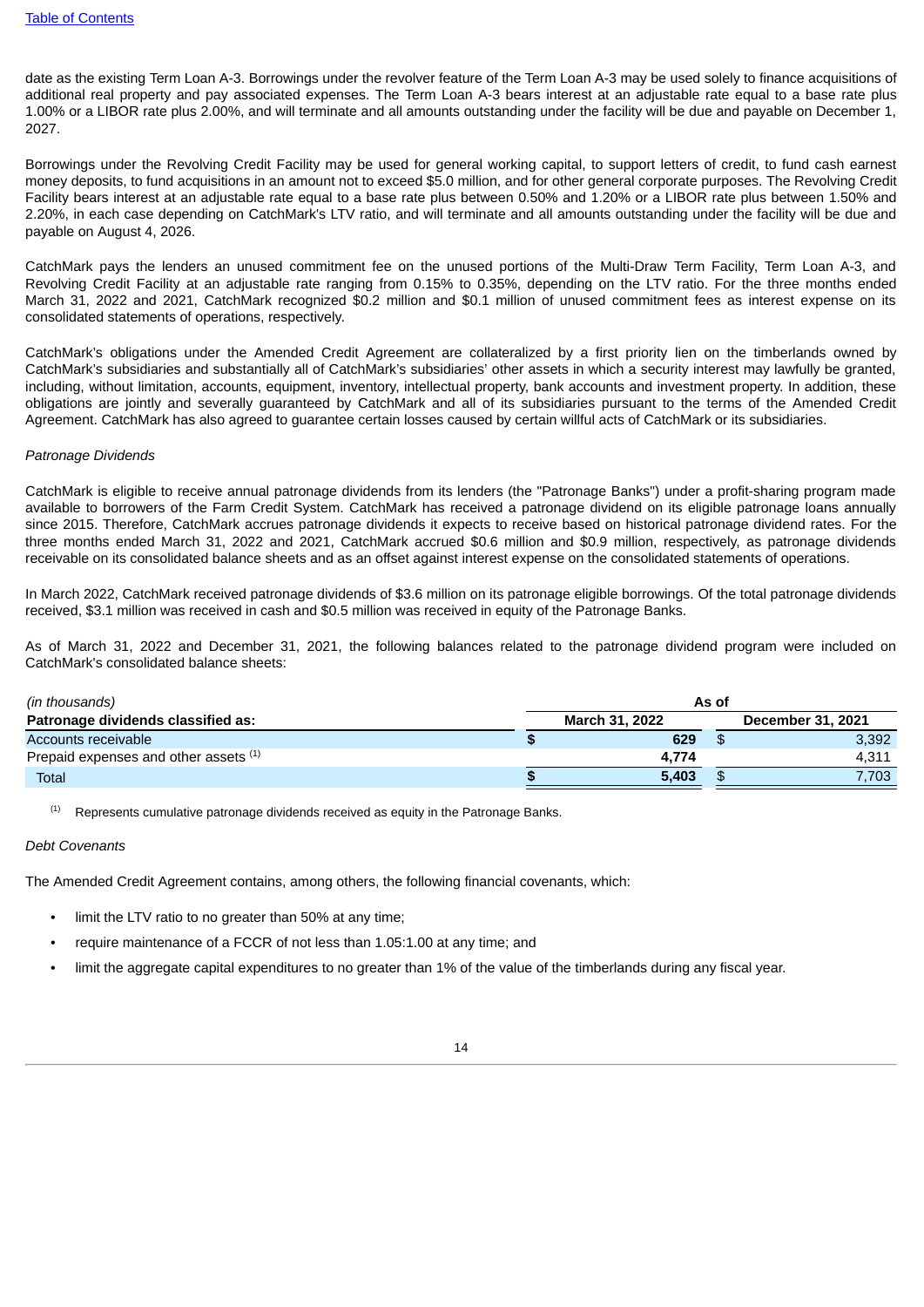date as the existing Term Loan A-3. Borrowings under the revolver feature of the Term Loan A-3 may be used solely to finance acquisitions of additional real property and pay associated expenses. The Term Loan A-3 bears interest at an adjustable rate equal to a base rate plus 1.00% or a LIBOR rate plus 2.00%, and will terminate and all amounts outstanding under the facility will be due and payable on December 1, 2027.

Borrowings under the Revolving Credit Facility may be used for general working capital, to support letters of credit, to fund cash earnest money deposits, to fund acquisitions in an amount not to exceed $5.0 million, and for other general corporate purposes. The Revolving Credit Facility bears interest at an adjustable rate equal to a base rate plus between 0.50% and 1.20% or a LIBOR rate plus between 1.50% and 2.20%, in each case depending on CatchMark's LTV ratio, and will terminate and all amounts outstanding under the facility will be due and payable on August 4, 2026.

CatchMark pays the lenders an unused commitment fee on the unused portions of the Multi-Draw Term Facility, Term Loan A-3, and Revolving Credit Facility at an adjustable rate ranging from 0.15% to 0.35%, depending on the LTV ratio. For the three months ended March 31, 2022 and 2021, CatchMark recognized $0.2 million and $0.1 million of unused commitment fees as interest expense on its consolidated statements of operations, respectively.

CatchMark's obligations under the Amended Credit Agreement are collateralized by a first priority lien on the timberlands owned by CatchMark's subsidiaries and substantially all of CatchMark's subsidiaries' other assets in which a security interest may lawfully be granted, including, without limitation, accounts, equipment, inventory, intellectual property, bank accounts and investment property. In addition, these obligations are jointly and severally guaranteed by CatchMark and all of its subsidiaries pursuant to the terms of the Amended Credit Agreement. CatchMark has also agreed to guarantee certain losses caused by certain willful acts of CatchMark or its subsidiaries.

*Patronage Dividends*

CatchMark is eligible to receive annual patronage dividends from its lenders (the "Patronage Banks") under a profit-sharing program made available to borrowers of the Farm Credit System. CatchMark has received a patronage dividend on its eligible patronage loans annually since 2015. Therefore, CatchMark accrues patronage dividends it expects to receive based on historical patronage dividend rates. For the three months ended March 31, 2022 and 2021, CatchMark accrued $0.6 million and $0.9 million, respectively, as patronage dividends receivable on its consolidated balance sheets and as an offset against interest expense on the consolidated statements of operations.

In March 2022, CatchMark received patronage dividends of $3.6 million on its patronage eligible borrowings. Of the total patronage dividends received, $3.1 million was received in cash and $0.5 million was received in equity of the Patronage Banks.

As of March 31, 2022 and December 31, 2021, the following balances related to the patronage dividend program were included on CatchMark's consolidated balance sheets:

| *(in thousands)* | As of | |
|---|---|---|
| **Patronage dividends classified as:** | **March 31, 2022** | **December 31, 2021** |
| Accounts receivable | **$ 629** | $ 3,392 |
| Prepaid expenses and other assets [1] | **4,774** | 4,311 |
| Total | **$ 5,403** | $ 7,703 |

[1] Represents cumulative patronage dividends received as equity in the Patronage Banks.

*Debt Covenants*

The Amended Credit Agreement contains, among others, the following financial covenants, which:

- limit the LTV ratio to no greater than 50% at any time;
- require maintenance of a FCCR of not less than 1.05:1.00 at any time; and
- limit the aggregate capital expenditures to no greater than 1% of the value of the timberlands during any fiscal year.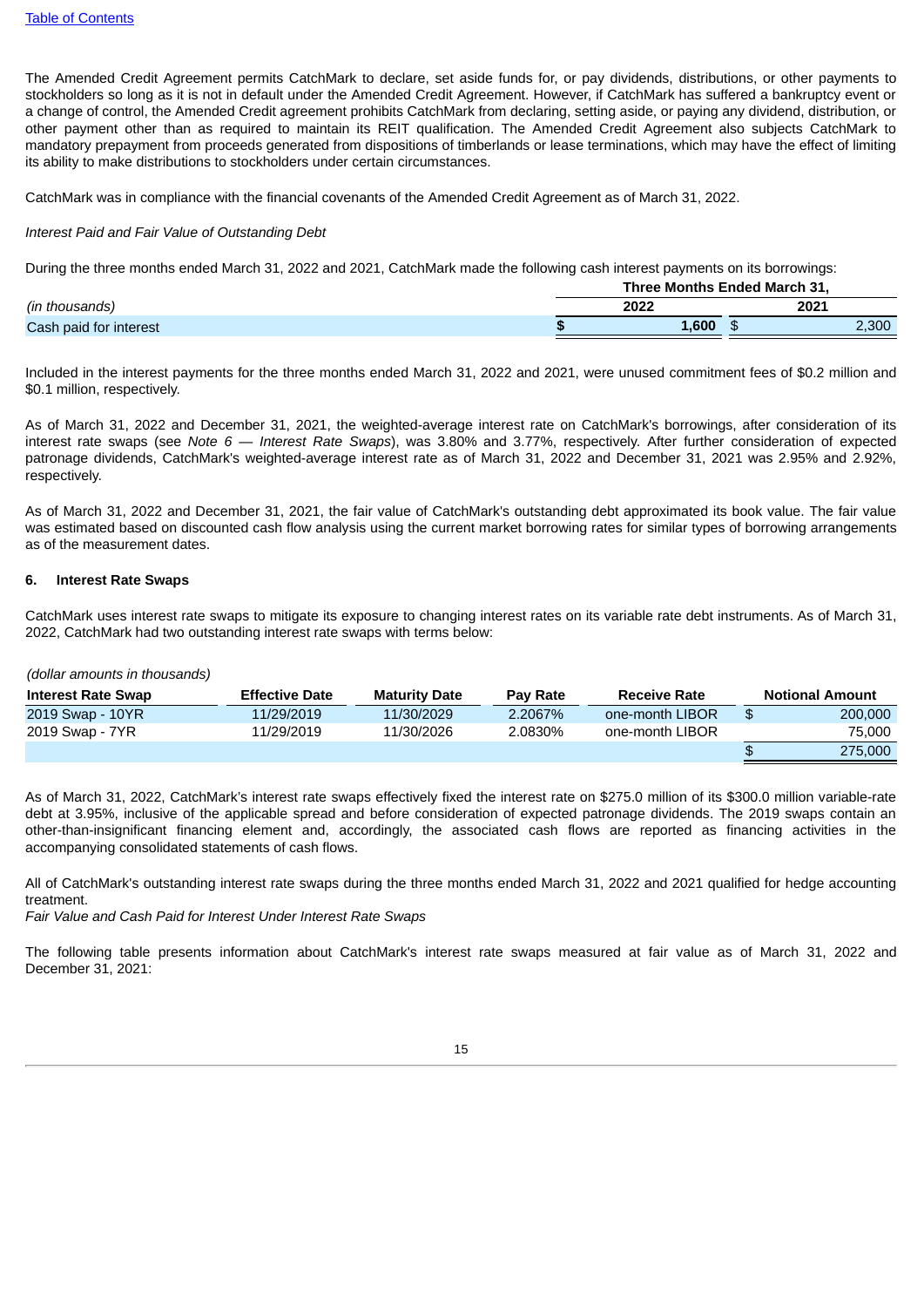The Amended Credit Agreement permits CatchMark to declare, set aside funds for, or pay dividends, distributions, or other payments to stockholders so long as it is not in default under the Amended Credit Agreement. However, if CatchMark has suffered a bankruptcy event or a change of control, the Amended Credit agreement prohibits CatchMark from declaring, setting aside, or paying any dividend, distribution, or other payment other than as required to maintain its REIT qualification. The Amended Credit Agreement also subjects CatchMark to mandatory prepayment from proceeds generated from dispositions of timberlands or lease terminations, which may have the effect of limiting its ability to make distributions to stockholders under certain circumstances.

CatchMark was in compliance with the financial covenants of the Amended Credit Agreement as of March 31, 2022.

*Interest Paid and Fair Value of Outstanding Debt*

During the three months ended March 31, 2022 and 2021, CatchMark made the following cash interest payments on its borrowings:

| | Three Months Ended March 31, | |
|---|---|---|
| *(in thousands)* | 2022 | 2021 |
| Cash paid for interest | $ 1,600 | $ 2,300 |

Included in the interest payments for the three months ended March 31, 2022 and 2021, were unused commitment fees of $0.2 million and $0.1 million, respectively.

As of March 31, 2022 and December 31, 2021, the weighted-average interest rate on CatchMark's borrowings, after consideration of its interest rate swaps (see *Note 6 — Interest Rate Swaps*), was 3.80% and 3.77%, respectively. After further consideration of expected patronage dividends, CatchMark's weighted-average interest rate as of March 31, 2022 and December 31, 2021 was 2.95% and 2.92%, respectively.

As of March 31, 2022 and December 31, 2021, the fair value of CatchMark's outstanding debt approximated its book value. The fair value was estimated based on discounted cash flow analysis using the current market borrowing rates for similar types of borrowing arrangements as of the measurement dates.

## 6. Interest Rate Swaps

CatchMark uses interest rate swaps to mitigate its exposure to changing interest rates on its variable rate debt instruments. As of March 31, 2022, CatchMark had two outstanding interest rate swaps with terms below:

*(dollar amounts in thousands)*

| Interest Rate Swap | Effective Date | Maturity Date | Pay Rate | Receive Rate | Notional Amount |
|---|---|---|---|---|---|
| 2019 Swap - 10YR | 11/29/2019 | 11/30/2029 | 2.2067% | one-month LIBOR | $ 200,000 |
| 2019 Swap - 7YR | 11/29/2019 | 11/30/2026 | 2.0830% | one-month LIBOR | 75,000 |
| | | | | | $ 275,000 |

As of March 31, 2022, CatchMark's interest rate swaps effectively fixed the interest rate on $275.0 million of its $300.0 million variable-rate debt at 3.95%, inclusive of the applicable spread and before consideration of expected patronage dividends. The 2019 swaps contain an other-than-insignificant financing element and, accordingly, the associated cash flows are reported as financing activities in the accompanying consolidated statements of cash flows.

All of CatchMark's outstanding interest rate swaps during the three months ended March 31, 2022 and 2021 qualified for hedge accounting treatment.

*Fair Value and Cash Paid for Interest Under Interest Rate Swaps*

The following table presents information about CatchMark's interest rate swaps measured at fair value as of March 31, 2022 and December 31, 2021: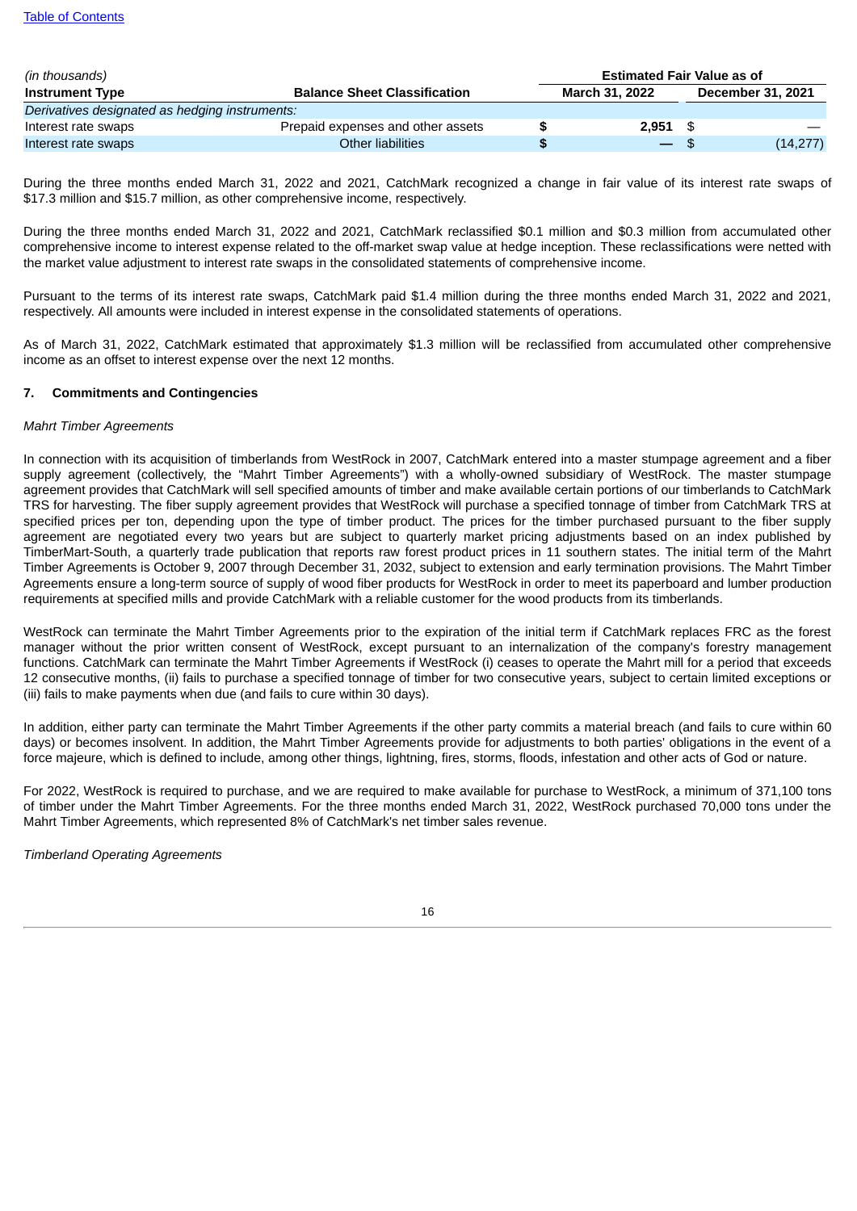| (in thousands) | | Estimated Fair Value as of | |
|---|---|---|---|
| **Instrument Type** | **Balance Sheet Classification** | **March 31, 2022** | **December 31, 2021** |
| *Derivatives designated as hedging instruments:* | | | |
| Interest rate swaps | Prepaid expenses and other assets | $ 2,951 | $ — |
| Interest rate swaps | Other liabilities | $ — | $ (14,277) |

During the three months ended March 31, 2022 and 2021, CatchMark recognized a change in fair value of its interest rate swaps of $17.3 million and $15.7 million, as other comprehensive income, respectively.

During the three months ended March 31, 2022 and 2021, CatchMark reclassified $0.1 million and $0.3 million from accumulated other comprehensive income to interest expense related to the off-market swap value at hedge inception. These reclassifications were netted with the market value adjustment to interest rate swaps in the consolidated statements of comprehensive income.

Pursuant to the terms of its interest rate swaps, CatchMark paid $1.4 million during the three months ended March 31, 2022 and 2021, respectively. All amounts were included in interest expense in the consolidated statements of operations.

As of March 31, 2022, CatchMark estimated that approximately $1.3 million will be reclassified from accumulated other comprehensive income as an offset to interest expense over the next 12 months.

## 7. Commitments and Contingencies

*Mahrt Timber Agreements*

In connection with its acquisition of timberlands from WestRock in 2007, CatchMark entered into a master stumpage agreement and a fiber supply agreement (collectively, the "Mahrt Timber Agreements") with a wholly-owned subsidiary of WestRock. The master stumpage agreement provides that CatchMark will sell specified amounts of timber and make available certain portions of our timberlands to CatchMark TRS for harvesting. The fiber supply agreement provides that WestRock will purchase a specified tonnage of timber from CatchMark TRS at specified prices per ton, depending upon the type of timber product. The prices for the timber purchased pursuant to the fiber supply agreement are negotiated every two years but are subject to quarterly market pricing adjustments based on an index published by TimberMart-South, a quarterly trade publication that reports raw forest product prices in 11 southern states. The initial term of the Mahrt Timber Agreements is October 9, 2007 through December 31, 2032, subject to extension and early termination provisions. The Mahrt Timber Agreements ensure a long-term source of supply of wood fiber products for WestRock in order to meet its paperboard and lumber production requirements at specified mills and provide CatchMark with a reliable customer for the wood products from its timberlands.

WestRock can terminate the Mahrt Timber Agreements prior to the expiration of the initial term if CatchMark replaces FRC as the forest manager without the prior written consent of WestRock, except pursuant to an internalization of the company's forestry management functions. CatchMark can terminate the Mahrt Timber Agreements if WestRock (i) ceases to operate the Mahrt mill for a period that exceeds 12 consecutive months, (ii) fails to purchase a specified tonnage of timber for two consecutive years, subject to certain limited exceptions or (iii) fails to make payments when due (and fails to cure within 30 days).

In addition, either party can terminate the Mahrt Timber Agreements if the other party commits a material breach (and fails to cure within 60 days) or becomes insolvent. In addition, the Mahrt Timber Agreements provide for adjustments to both parties' obligations in the event of a force majeure, which is defined to include, among other things, lightning, fires, storms, floods, infestation and other acts of God or nature.

For 2022, WestRock is required to purchase, and we are required to make available for purchase to WestRock, a minimum of 371,100 tons of timber under the Mahrt Timber Agreements. For the three months ended March 31, 2022, WestRock purchased 70,000 tons under the Mahrt Timber Agreements, which represented 8% of CatchMark's net timber sales revenue.

*Timberland Operating Agreements*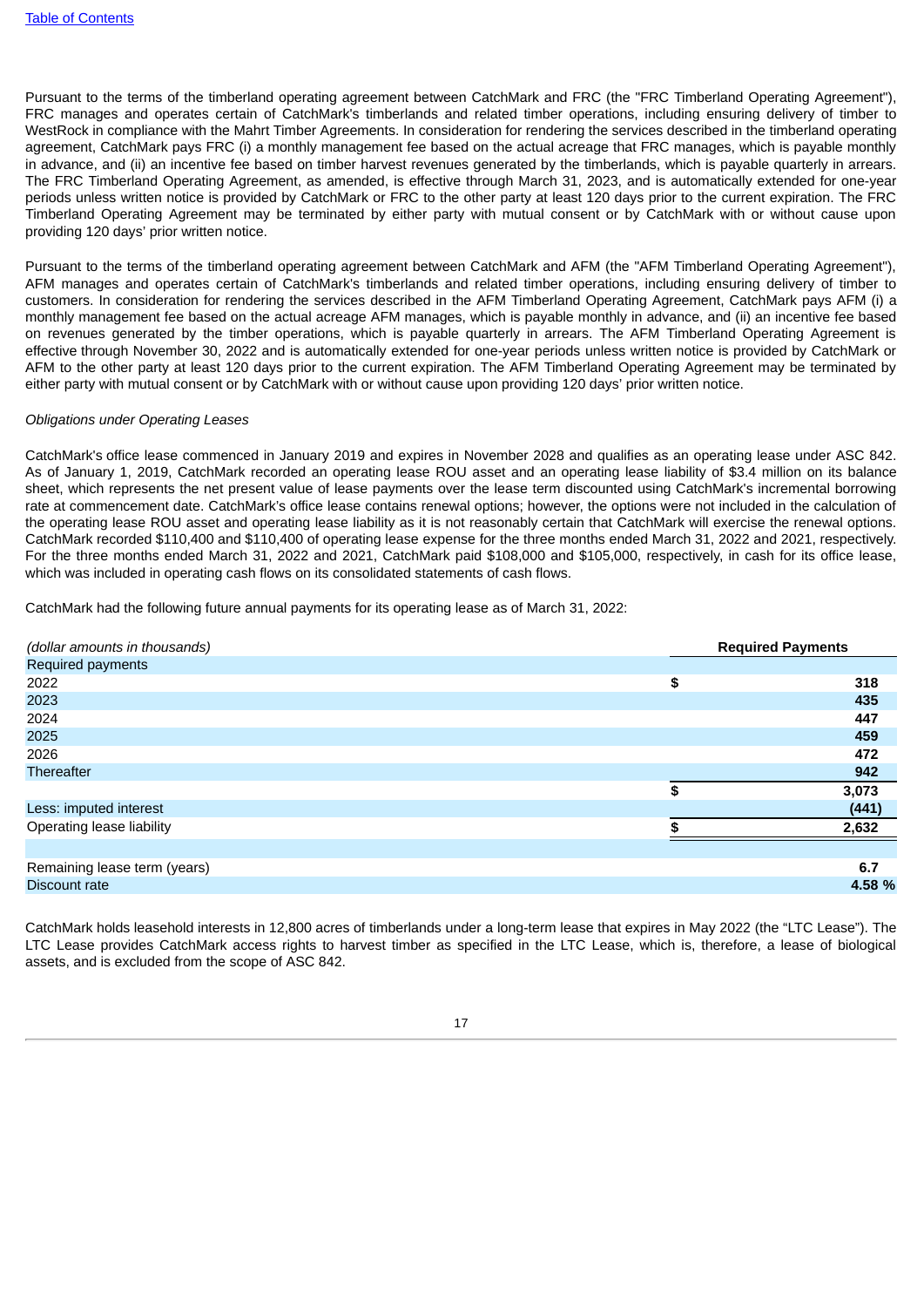Pursuant to the terms of the timberland operating agreement between CatchMark and FRC (the "FRC Timberland Operating Agreement"), FRC manages and operates certain of CatchMark's timberlands and related timber operations, including ensuring delivery of timber to WestRock in compliance with the Mahrt Timber Agreements. In consideration for rendering the services described in the timberland operating agreement, CatchMark pays FRC (i) a monthly management fee based on the actual acreage that FRC manages, which is payable monthly in advance, and (ii) an incentive fee based on timber harvest revenues generated by the timberlands, which is payable quarterly in arrears. The FRC Timberland Operating Agreement, as amended, is effective through March 31, 2023, and is automatically extended for one-year periods unless written notice is provided by CatchMark or FRC to the other party at least 120 days prior to the current expiration. The FRC Timberland Operating Agreement may be terminated by either party with mutual consent or by CatchMark with or without cause upon providing 120 days' prior written notice.

Pursuant to the terms of the timberland operating agreement between CatchMark and AFM (the "AFM Timberland Operating Agreement"), AFM manages and operates certain of CatchMark's timberlands and related timber operations, including ensuring delivery of timber to customers. In consideration for rendering the services described in the AFM Timberland Operating Agreement, CatchMark pays AFM (i) a monthly management fee based on the actual acreage AFM manages, which is payable monthly in advance, and (ii) an incentive fee based on revenues generated by the timber operations, which is payable quarterly in arrears. The AFM Timberland Operating Agreement is effective through November 30, 2022 and is automatically extended for one-year periods unless written notice is provided by CatchMark or AFM to the other party at least 120 days prior to the current expiration. The AFM Timberland Operating Agreement may be terminated by either party with mutual consent or by CatchMark with or without cause upon providing 120 days' prior written notice.

*Obligations under Operating Leases*

CatchMark's office lease commenced in January 2019 and expires in November 2028 and qualifies as an operating lease under ASC 842. As of January 1, 2019, CatchMark recorded an operating lease ROU asset and an operating lease liability of $3.4 million on its balance sheet, which represents the net present value of lease payments over the lease term discounted using CatchMark's incremental borrowing rate at commencement date. CatchMark's office lease contains renewal options; however, the options were not included in the calculation of the operating lease ROU asset and operating lease liability as it is not reasonably certain that CatchMark will exercise the renewal options. CatchMark recorded $110,400 and $110,400 of operating lease expense for the three months ended March 31, 2022 and 2021, respectively. For the three months ended March 31, 2022 and 2021, CatchMark paid $108,000 and $105,000, respectively, in cash for its office lease, which was included in operating cash flows on its consolidated statements of cash flows.

CatchMark had the following future annual payments for its operating lease as of March 31, 2022:

| *(dollar amounts in thousands)* | **Required Payments** |
|---|---|
| Required payments | |
| 2022 | $ 318 |
| 2023 | 435 |
| 2024 | 447 |
| 2025 | 459 |
| 2026 | 472 |
| Thereafter | 942 |
| | $ 3,073 |
| Less: imputed interest | (441) |
| Operating lease liability | $ 2,632 |
| | |
| Remaining lease term (years) | 6.7 |
| Discount rate | 4.58 % |

CatchMark holds leasehold interests in 12,800 acres of timberlands under a long-term lease that expires in May 2022 (the "LTC Lease"). The LTC Lease provides CatchMark access rights to harvest timber as specified in the LTC Lease, which is, therefore, a lease of biological assets, and is excluded from the scope of ASC 842.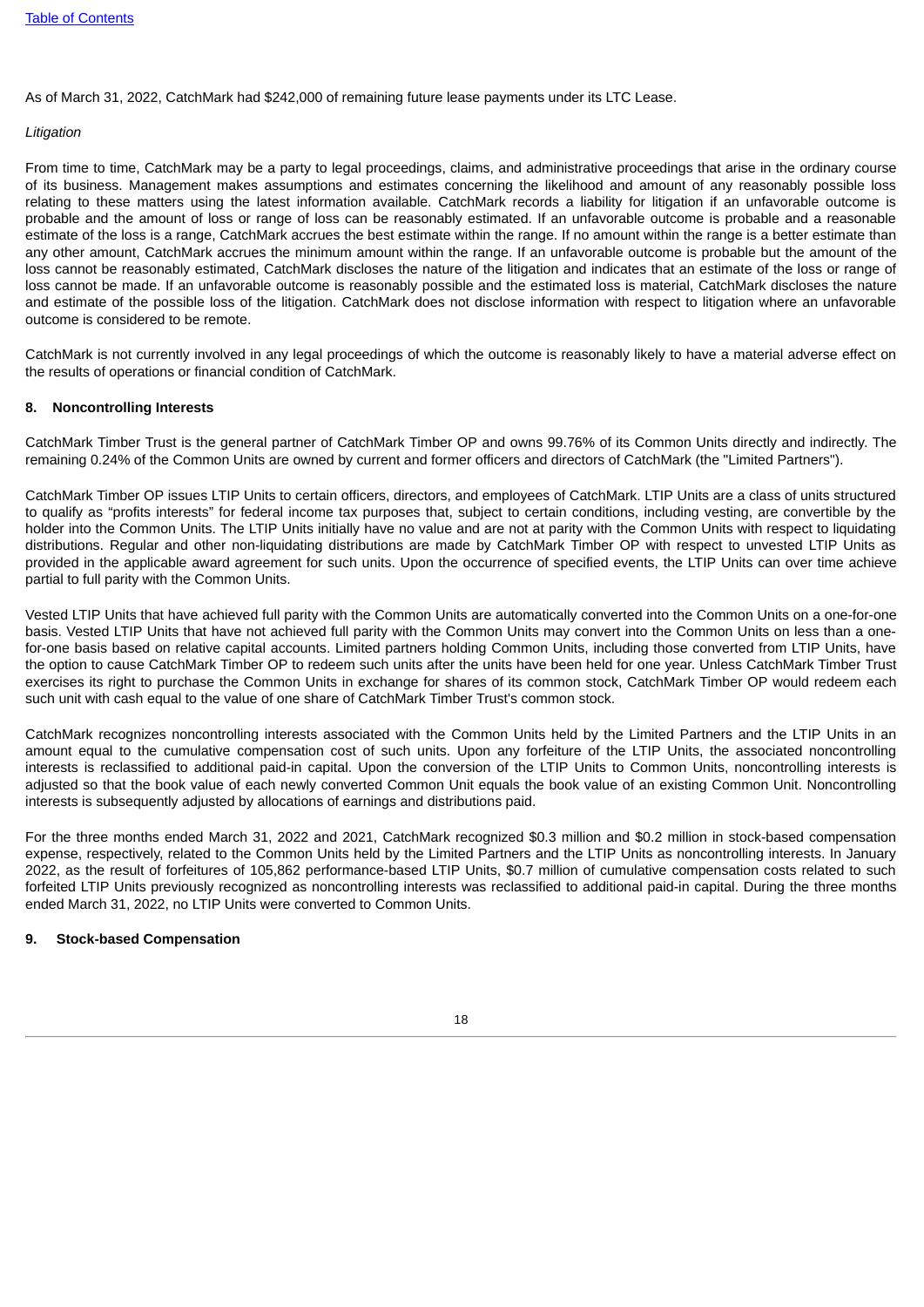As of March 31, 2022, CatchMark had $242,000 of remaining future lease payments under its LTC Lease.

*Litigation*

From time to time, CatchMark may be a party to legal proceedings, claims, and administrative proceedings that arise in the ordinary course of its business. Management makes assumptions and estimates concerning the likelihood and amount of any reasonably possible loss relating to these matters using the latest information available. CatchMark records a liability for litigation if an unfavorable outcome is probable and the amount of loss or range of loss can be reasonably estimated. If an unfavorable outcome is probable and a reasonable estimate of the loss is a range, CatchMark accrues the best estimate within the range. If no amount within the range is a better estimate than any other amount, CatchMark accrues the minimum amount within the range. If an unfavorable outcome is probable but the amount of the loss cannot be reasonably estimated, CatchMark discloses the nature of the litigation and indicates that an estimate of the loss or range of loss cannot be made. If an unfavorable outcome is reasonably possible and the estimated loss is material, CatchMark discloses the nature and estimate of the possible loss of the litigation. CatchMark does not disclose information with respect to litigation where an unfavorable outcome is considered to be remote.

CatchMark is not currently involved in any legal proceedings of which the outcome is reasonably likely to have a material adverse effect on the results of operations or financial condition of CatchMark.

## 8. Noncontrolling Interests

CatchMark Timber Trust is the general partner of CatchMark Timber OP and owns 99.76% of its Common Units directly and indirectly. The remaining 0.24% of the Common Units are owned by current and former officers and directors of CatchMark (the "Limited Partners").

CatchMark Timber OP issues LTIP Units to certain officers, directors, and employees of CatchMark. LTIP Units are a class of units structured to qualify as "profits interests" for federal income tax purposes that, subject to certain conditions, including vesting, are convertible by the holder into the Common Units. The LTIP Units initially have no value and are not at parity with the Common Units with respect to liquidating distributions. Regular and other non-liquidating distributions are made by CatchMark Timber OP with respect to unvested LTIP Units as provided in the applicable award agreement for such units. Upon the occurrence of specified events, the LTIP Units can over time achieve partial to full parity with the Common Units.

Vested LTIP Units that have achieved full parity with the Common Units are automatically converted into the Common Units on a one-for-one basis. Vested LTIP Units that have not achieved full parity with the Common Units may convert into the Common Units on less than a one-for-one basis based on relative capital accounts. Limited partners holding Common Units, including those converted from LTIP Units, have the option to cause CatchMark Timber OP to redeem such units after the units have been held for one year. Unless CatchMark Timber Trust exercises its right to purchase the Common Units in exchange for shares of its common stock, CatchMark Timber OP would redeem each such unit with cash equal to the value of one share of CatchMark Timber Trust's common stock.

CatchMark recognizes noncontrolling interests associated with the Common Units held by the Limited Partners and the LTIP Units in an amount equal to the cumulative compensation cost of such units. Upon any forfeiture of the LTIP Units, the associated noncontrolling interests is reclassified to additional paid-in capital. Upon the conversion of the LTIP Units to Common Units, noncontrolling interests is adjusted so that the book value of each newly converted Common Unit equals the book value of an existing Common Unit. Noncontrolling interests is subsequently adjusted by allocations of earnings and distributions paid.

For the three months ended March 31, 2022 and 2021, CatchMark recognized $0.3 million and $0.2 million in stock-based compensation expense, respectively, related to the Common Units held by the Limited Partners and the LTIP Units as noncontrolling interests. In January 2022, as the result of forfeitures of 105,862 performance-based LTIP Units, $0.7 million of cumulative compensation costs related to such forfeited LTIP Units previously recognized as noncontrolling interests was reclassified to additional paid-in capital. During the three months ended March 31, 2022, no LTIP Units were converted to Common Units.

## 9. Stock-based Compensation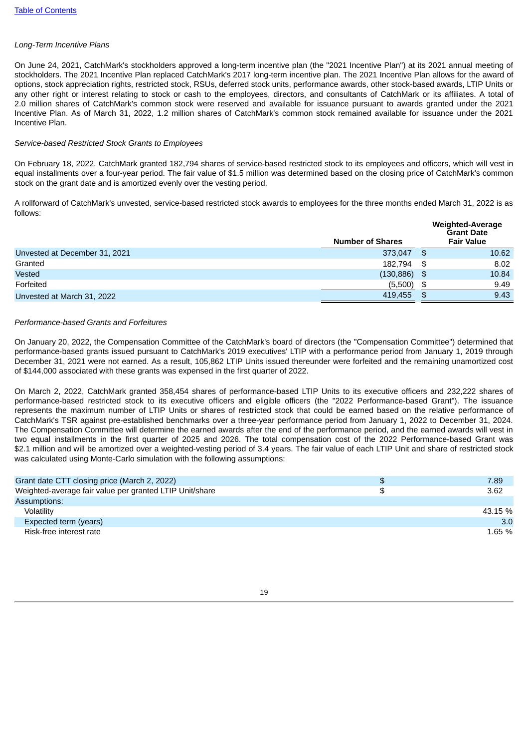[Table of Contents](#)

*Long-Term Incentive Plans*

On June 24, 2021, CatchMark's stockholders approved a long-term incentive plan (the "2021 Incentive Plan") at its 2021 annual meeting of stockholders. The 2021 Incentive Plan replaced CatchMark's 2017 long-term incentive plan. The 2021 Incentive Plan allows for the award of options, stock appreciation rights, restricted stock, RSUs, deferred stock units, performance awards, other stock-based awards, LTIP Units or any other right or interest relating to stock or cash to the employees, directors, and consultants of CatchMark or its affiliates. A total of 2.0 million shares of CatchMark's common stock were reserved and available for issuance pursuant to awards granted under the 2021 Incentive Plan. As of March 31, 2022, 1.2 million shares of CatchMark's common stock remained available for issuance under the 2021 Incentive Plan.

*Service-based Restricted Stock Grants to Employees*

On February 18, 2022, CatchMark granted 182,794 shares of service-based restricted stock to its employees and officers, which will vest in equal installments over a four-year period. The fair value of $1.5 million was determined based on the closing price of CatchMark's common stock on the grant date and is amortized evenly over the vesting period.

A rollforward of CatchMark's unvested, service-based restricted stock awards to employees for the three months ended March 31, 2022 is as follows:

| | Number of Shares | Weighted-Average Grant Date Fair Value |
|---|---|---|
| Unvested at December 31, 2021 | 373,047 | $ 10.62 |
| Granted | 182,794 | $ 8.02 |
| Vested | (130,886) | $ 10.84 |
| Forfeited | (5,500) | $ 9.49 |
| Unvested at March 31, 2022 | 419,455 | $ 9.43 |

*Performance-based Grants and Forfeitures*

On January 20, 2022, the Compensation Committee of the CatchMark's board of directors (the "Compensation Committee") determined that performance-based grants issued pursuant to CatchMark's 2019 executives' LTIP with a performance period from January 1, 2019 through December 31, 2021 were not earned. As a result, 105,862 LTIP Units issued thereunder were forfeited and the remaining unamortized cost of $144,000 associated with these grants was expensed in the first quarter of 2022.

On March 2, 2022, CatchMark granted 358,454 shares of performance-based LTIP Units to its executive officers and 232,222 shares of performance-based restricted stock to its executive officers and eligible officers (the "2022 Performance-based Grant"). The issuance represents the maximum number of LTIP Units or shares of restricted stock that could be earned based on the relative performance of CatchMark's TSR against pre-established benchmarks over a three-year performance period from January 1, 2022 to December 31, 2024. The Compensation Committee will determine the earned awards after the end of the performance period, and the earned awards will vest in two equal installments in the first quarter of 2025 and 2026. The total compensation cost of the 2022 Performance-based Grant was $2.1 million and will be amortized over a weighted-vesting period of 3.4 years. The fair value of each LTIP Unit and share of restricted stock was calculated using Monte-Carlo simulation with the following assumptions:

| | |
|---|---|
| Grant date CTT closing price (March 2, 2022) | $ 7.89 |
| Weighted-average fair value per granted LTIP Unit/share | $ 3.62 |
| Assumptions: | |
| Volatility | 43.15 % |
| Expected term (years) | 3.0 |
| Risk-free interest rate | 1.65 % |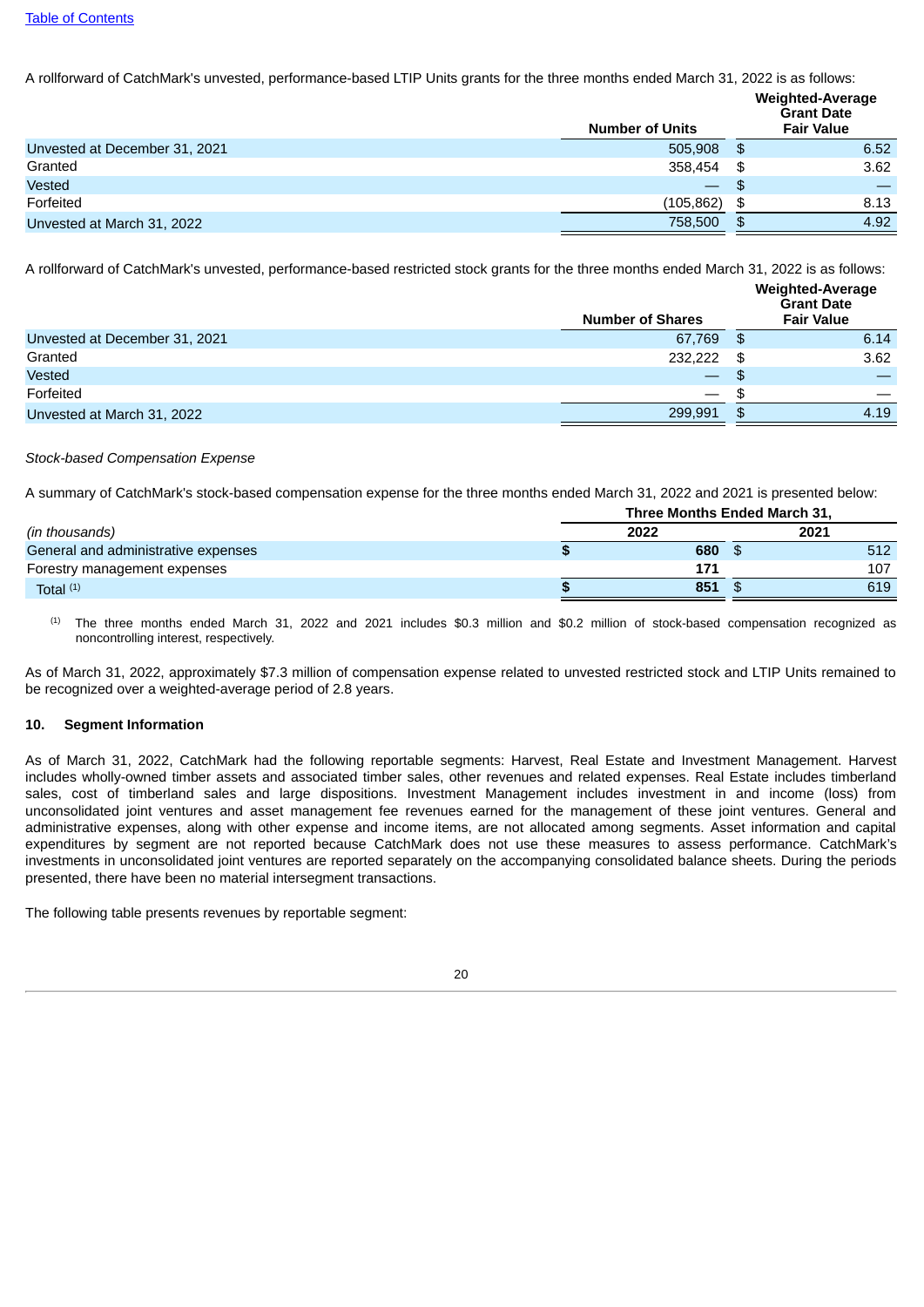A rollforward of CatchMark's unvested, performance-based LTIP Units grants for the three months ended March 31, 2022 is as follows:

| | Number of Units | Weighted-Average Grant Date Fair Value |
|---|---|---|
| Unvested at December 31, 2021 | 505,908 | $ 6.52 |
| Granted | 358,454 | $ 3.62 |
| Vested | — | $ — |
| Forfeited | (105,862) | $ 8.13 |
| Unvested at March 31, 2022 | 758,500 | $ 4.92 |

A rollforward of CatchMark's unvested, performance-based restricted stock grants for the three months ended March 31, 2022 is as follows:

| | Number of Shares | Weighted-Average Grant Date Fair Value |
|---|---|---|
| Unvested at December 31, 2021 | 67,769 | $ 6.14 |
| Granted | 232,222 | $ 3.62 |
| Vested | — | $ — |
| Forfeited | — | $ — |
| Unvested at March 31, 2022 | 299,991 | $ 4.19 |

*Stock-based Compensation Expense*

A summary of CatchMark's stock-based compensation expense for the three months ended March 31, 2022 and 2021 is presented below:

| | Three Months Ended March 31, | |
|---|---|---|
| *(in thousands)* | **2022** | **2021** |
| General and administrative expenses | **$ 680** | $ 512 |
| Forestry management expenses | **171** | 107 |
| Total [(1)] | **$ 851** | $ 619 |

(1) The three months ended March 31, 2022 and 2021 includes $0.3 million and $0.2 million of stock-based compensation recognized as noncontrolling interest, respectively.

As of March 31, 2022, approximately $7.3 million of compensation expense related to unvested restricted stock and LTIP Units remained to be recognized over a weighted-average period of 2.8 years.

## 10. Segment Information

As of March 31, 2022, CatchMark had the following reportable segments: Harvest, Real Estate and Investment Management. Harvest includes wholly-owned timber assets and associated timber sales, other revenues and related expenses. Real Estate includes timberland sales, cost of timberland sales and large dispositions. Investment Management includes investment in and income (loss) from unconsolidated joint ventures and asset management fee revenues earned for the management of these joint ventures. General and administrative expenses, along with other expense and income items, are not allocated among segments. Asset information and capital expenditures by segment are not reported because CatchMark does not use these measures to assess performance. CatchMark's investments in unconsolidated joint ventures are reported separately on the accompanying consolidated balance sheets. During the periods presented, there have been no material intersegment transactions.

The following table presents revenues by reportable segment: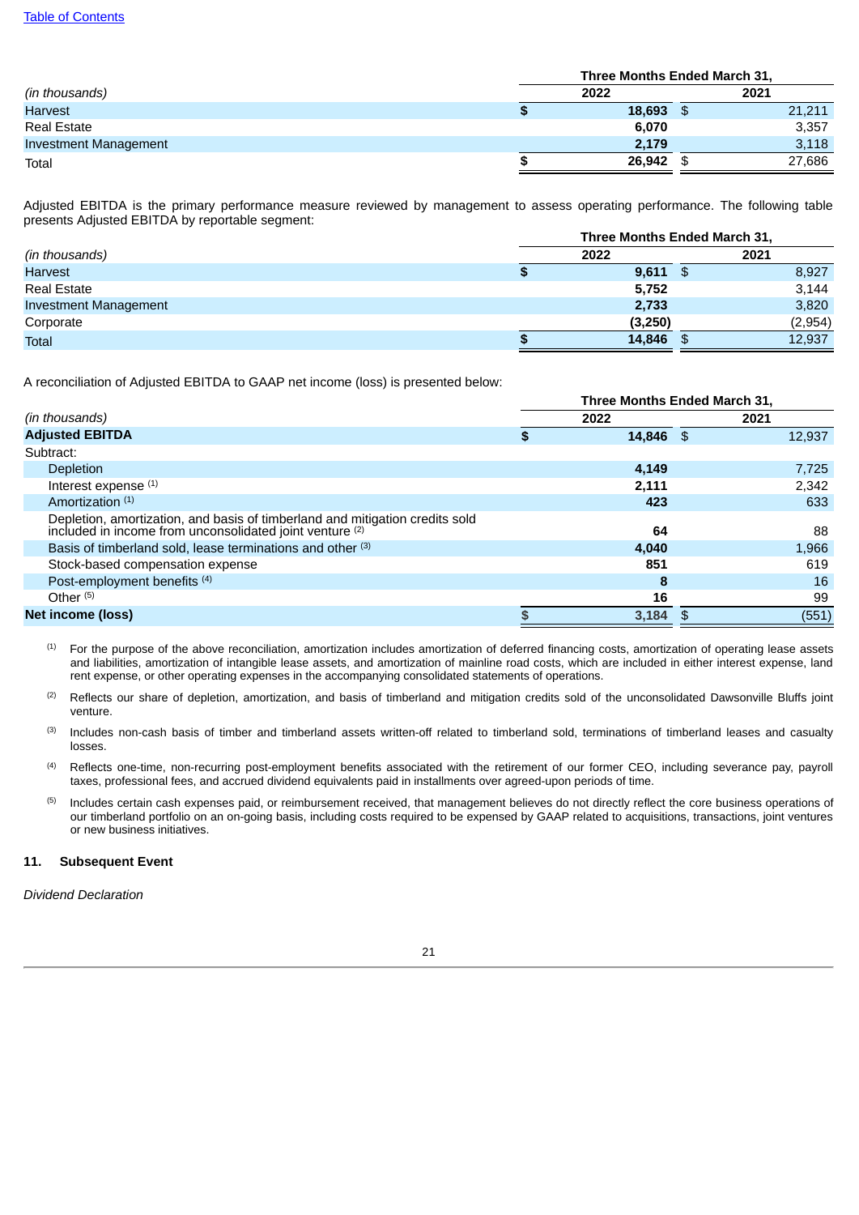| (in thousands) | Three Months Ended March 31, 2022 | Three Months Ended March 31, 2021 |
|---|---|---|
| Harvest | **$ 18,693** | $ 21,211 |
| Real Estate | **6,070** | 3,357 |
| Investment Management | **2,179** | 3,118 |
| Total | **$ 26,942** | $ 27,686 |

Adjusted EBITDA is the primary performance measure reviewed by management to assess operating performance. The following table presents Adjusted EBITDA by reportable segment:

| (in thousands) | Three Months Ended March 31, 2022 | Three Months Ended March 31, 2021 |
|---|---|---|
| Harvest | **$ 9,611** | $ 8,927 |
| Real Estate | **5,752** | 3,144 |
| Investment Management | **2,733** | 3,820 |
| Corporate | **(3,250)** | (2,954) |
| Total | **$ 14,846** | $ 12,937 |

A reconciliation of Adjusted EBITDA to GAAP net income (loss) is presented below:

| (in thousands) | Three Months Ended March 31, 2022 | Three Months Ended March 31, 2021 |
|---|---|---|
| **Adjusted EBITDA** | **$ 14,846** | $ 12,937 |
| Subtract: | | |
| Depletion | **4,149** | 7,725 |
| Interest expense (1) | **2,111** | 2,342 |
| Amortization (1) | **423** | 633 |
| Depletion, amortization, and basis of timberland and mitigation credits sold included in income from unconsolidated joint venture (2) | **64** | 88 |
| Basis of timberland sold, lease terminations and other (3) | **4,040** | 1,966 |
| Stock-based compensation expense | **851** | 619 |
| Post-employment benefits (4) | **8** | 16 |
| Other (5) | **16** | 99 |
| **Net income (loss)** | **$ 3,184** | $ (551) |

(1) For the purpose of the above reconciliation, amortization includes amortization of deferred financing costs, amortization of operating lease assets and liabilities, amortization of intangible lease assets, and amortization of mainline road costs, which are included in either interest expense, land rent expense, or other operating expenses in the accompanying consolidated statements of operations.

(2) Reflects our share of depletion, amortization, and basis of timberland and mitigation credits sold of the unconsolidated Dawsonville Bluffs joint venture.

(3) Includes non-cash basis of timber and timberland assets written-off related to timberland sold, terminations of timberland leases and casualty losses.

(4) Reflects one-time, non-recurring post-employment benefits associated with the retirement of our former CEO, including severance pay, payroll taxes, professional fees, and accrued dividend equivalents paid in installments over agreed-upon periods of time.

(5) Includes certain cash expenses paid, or reimbursement received, that management believes do not directly reflect the core business operations of our timberland portfolio on an on-going basis, including costs required to be expensed by GAAP related to acquisitions, transactions, joint ventures or new business initiatives.

## 11. Subsequent Event

*Dividend Declaration*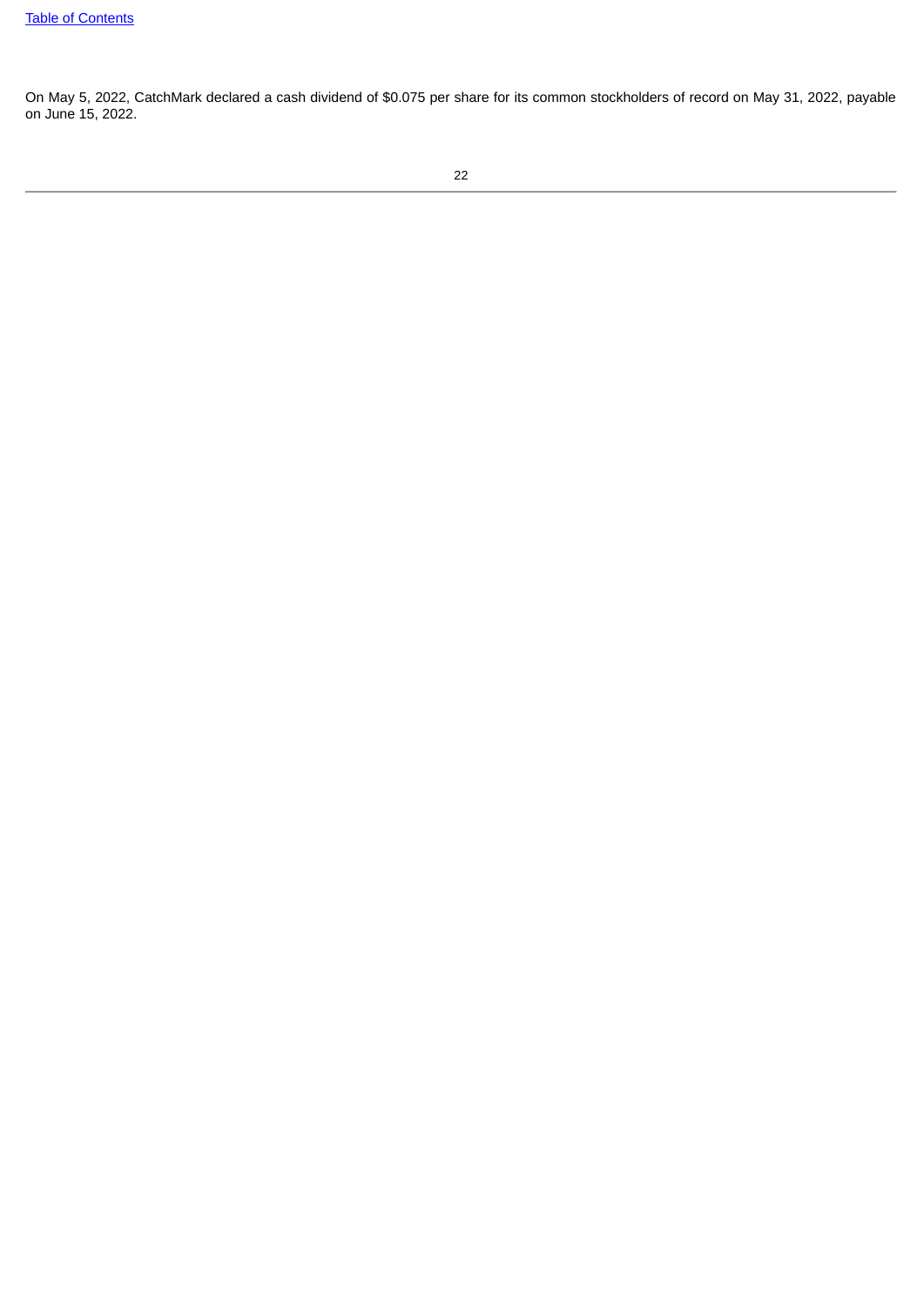On May 5, 2022, CatchMark declared a cash dividend of $0.075 per share for its common stockholders of record on May 31, 2022, payable on June 15, 2022.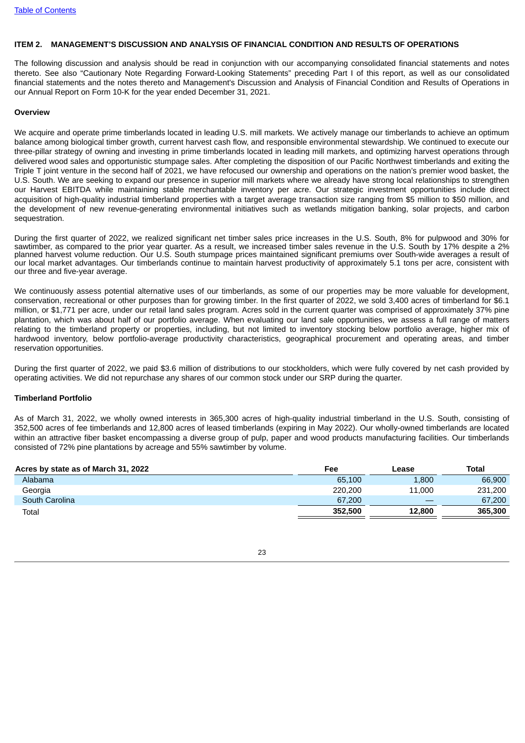## ITEM 2. MANAGEMENT'S DISCUSSION AND ANALYSIS OF FINANCIAL CONDITION AND RESULTS OF OPERATIONS

The following discussion and analysis should be read in conjunction with our accompanying consolidated financial statements and notes thereto. See also "Cautionary Note Regarding Forward-Looking Statements" preceding Part I of this report, as well as our consolidated financial statements and the notes thereto and Management's Discussion and Analysis of Financial Condition and Results of Operations in our Annual Report on Form 10-K for the year ended December 31, 2021.

### Overview

We acquire and operate prime timberlands located in leading U.S. mill markets. We actively manage our timberlands to achieve an optimum balance among biological timber growth, current harvest cash flow, and responsible environmental stewardship. We continued to execute our three-pillar strategy of owning and investing in prime timberlands located in leading mill markets, and optimizing harvest operations through delivered wood sales and opportunistic stumpage sales. After completing the disposition of our Pacific Northwest timberlands and exiting the Triple T joint venture in the second half of 2021, we have refocused our ownership and operations on the nation's premier wood basket, the U.S. South. We are seeking to expand our presence in superior mill markets where we already have strong local relationships to strengthen our Harvest EBITDA while maintaining stable merchantable inventory per acre. Our strategic investment opportunities include direct acquisition of high-quality industrial timberland properties with a target average transaction size ranging from $5 million to $50 million, and the development of new revenue-generating environmental initiatives such as wetlands mitigation banking, solar projects, and carbon sequestration.

During the first quarter of 2022, we realized significant net timber sales price increases in the U.S. South, 8% for pulpwood and 30% for sawtimber, as compared to the prior year quarter. As a result, we increased timber sales revenue in the U.S. South by 17% despite a 2% planned harvest volume reduction. Our U.S. South stumpage prices maintained significant premiums over South-wide averages a result of our local market advantages. Our timberlands continue to maintain harvest productivity of approximately 5.1 tons per acre, consistent with our three and five-year average.

We continuously assess potential alternative uses of our timberlands, as some of our properties may be more valuable for development, conservation, recreational or other purposes than for growing timber. In the first quarter of 2022, we sold 3,400 acres of timberland for $6.1 million, or $1,771 per acre, under our retail land sales program. Acres sold in the current quarter was comprised of approximately 37% pine plantation, which was about half of our portfolio average. When evaluating our land sale opportunities, we assess a full range of matters relating to the timberland property or properties, including, but not limited to inventory stocking below portfolio average, higher mix of hardwood inventory, below portfolio-average productivity characteristics, geographical procurement and operating areas, and timber reservation opportunities.

During the first quarter of 2022, we paid $3.6 million of distributions to our stockholders, which were fully covered by net cash provided by operating activities. We did not repurchase any shares of our common stock under our SRP during the quarter.

### Timberland Portfolio

As of March 31, 2022, we wholly owned interests in 365,300 acres of high-quality industrial timberland in the U.S. South, consisting of 352,500 acres of fee timberlands and 12,800 acres of leased timberlands (expiring in May 2022). Our wholly-owned timberlands are located within an attractive fiber basket encompassing a diverse group of pulp, paper and wood products manufacturing facilities. Our timberlands consisted of 72% pine plantations by acreage and 55% sawtimber by volume.

| Acres by state as of March 31, 2022 | Fee | Lease | Total |
|---|---|---|---|
| Alabama | 65,100 | 1,800 | 66,900 |
| Georgia | 220,200 | 11,000 | 231,200 |
| South Carolina | 67,200 | — | 67,200 |
| Total | **352,500** | **12,800** | **365,300** |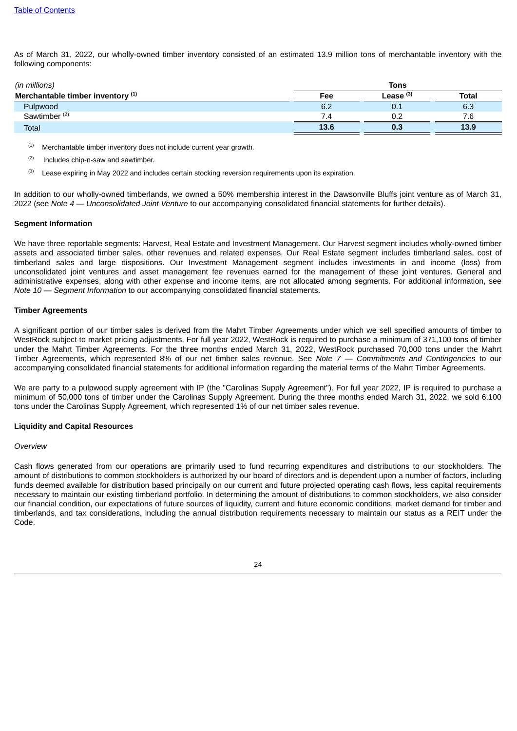As of March 31, 2022, our wholly-owned timber inventory consisted of an estimated 13.9 million tons of merchantable inventory with the following components:

| *(in millions)* | Tons | | |
|---|---|---|---|
| **Merchantable timber inventory** [(1)] | **Fee** | **Lease** [(3)] | **Total** |
| Pulpwood | 6.2 | 0.1 | 6.3 |
| Sawtimber [(2)] | 7.4 | 0.2 | 7.6 |
| Total | **13.6** | **0.3** | **13.9** |

(1) Merchantable timber inventory does not include current year growth.

(2) Includes chip-n-saw and sawtimber.

(3) Lease expiring in May 2022 and includes certain stocking reversion requirements upon its expiration.

In addition to our wholly-owned timberlands, we owned a 50% membership interest in the Dawsonville Bluffs joint venture as of March 31, 2022 (see *Note 4 — Unconsolidated Joint Venture* to our accompanying consolidated financial statements for further details).

**Segment Information**

We have three reportable segments: Harvest, Real Estate and Investment Management. Our Harvest segment includes wholly-owned timber assets and associated timber sales, other revenues and related expenses. Our Real Estate segment includes timberland sales, cost of timberland sales and large dispositions. Our Investment Management segment includes investments in and income (loss) from unconsolidated joint ventures and asset management fee revenues earned for the management of these joint ventures. General and administrative expenses, along with other expense and income items, are not allocated among segments. For additional information, see *Note 10 — Segment Information* to our accompanying consolidated financial statements.

**Timber Agreements**

A significant portion of our timber sales is derived from the Mahrt Timber Agreements under which we sell specified amounts of timber to WestRock subject to market pricing adjustments. For full year 2022, WestRock is required to purchase a minimum of 371,100 tons of timber under the Mahrt Timber Agreements. For the three months ended March 31, 2022, WestRock purchased 70,000 tons under the Mahrt Timber Agreements, which represented 8% of our net timber sales revenue. See *Note 7 — Commitments and Contingencies* to our accompanying consolidated financial statements for additional information regarding the material terms of the Mahrt Timber Agreements.

We are party to a pulpwood supply agreement with IP (the "Carolinas Supply Agreement"). For full year 2022, IP is required to purchase a minimum of 50,000 tons of timber under the Carolinas Supply Agreement. During the three months ended March 31, 2022, we sold 6,100 tons under the Carolinas Supply Agreement, which represented 1% of our net timber sales revenue.

**Liquidity and Capital Resources**

*Overview*

Cash flows generated from our operations are primarily used to fund recurring expenditures and distributions to our stockholders. The amount of distributions to common stockholders is authorized by our board of directors and is dependent upon a number of factors, including funds deemed available for distribution based principally on our current and future projected operating cash flows, less capital requirements necessary to maintain our existing timberland portfolio. In determining the amount of distributions to common stockholders, we also consider our financial condition, our expectations of future sources of liquidity, current and future economic conditions, market demand for timber and timberlands, and tax considerations, including the annual distribution requirements necessary to maintain our status as a REIT under the Code.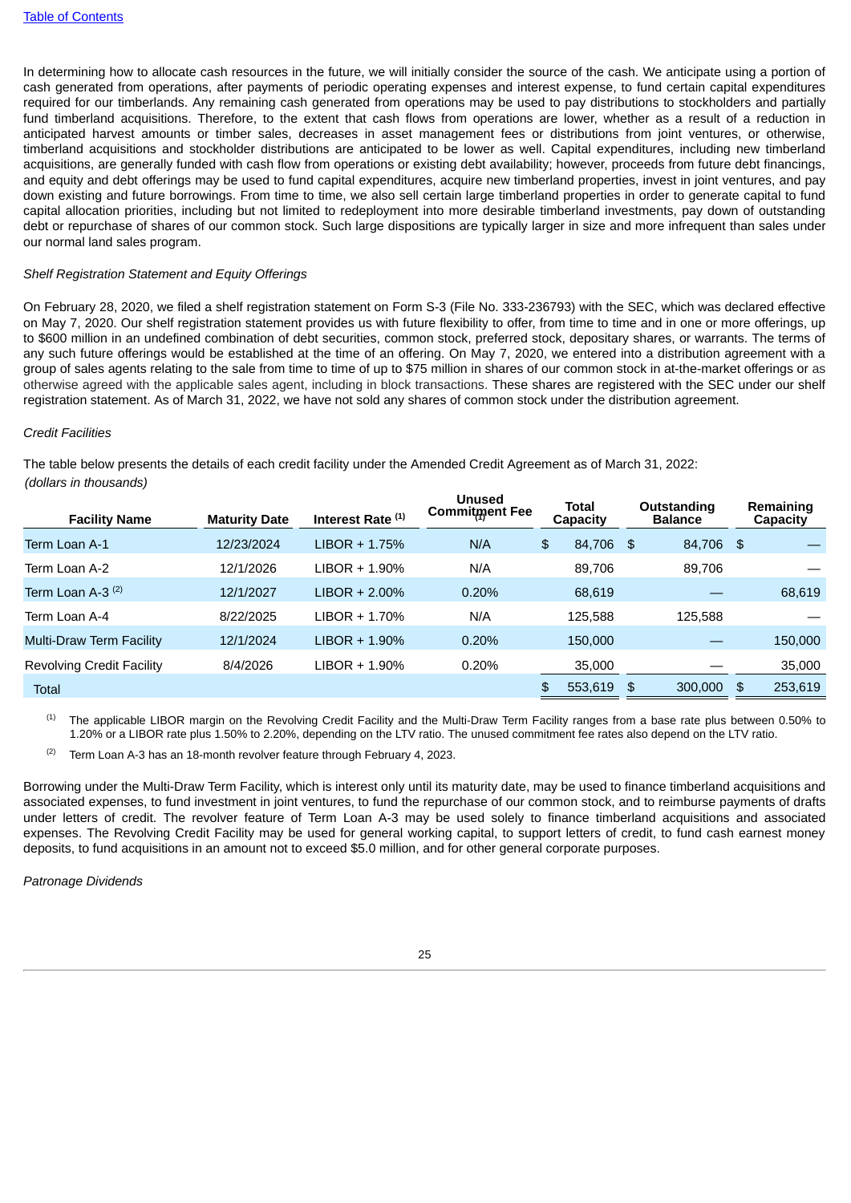In determining how to allocate cash resources in the future, we will initially consider the source of the cash. We anticipate using a portion of cash generated from operations, after payments of periodic operating expenses and interest expense, to fund certain capital expenditures required for our timberlands. Any remaining cash generated from operations may be used to pay distributions to stockholders and partially fund timberland acquisitions. Therefore, to the extent that cash flows from operations are lower, whether as a result of a reduction in anticipated harvest amounts or timber sales, decreases in asset management fees or distributions from joint ventures, or otherwise, timberland acquisitions and stockholder distributions are anticipated to be lower as well. Capital expenditures, including new timberland acquisitions, are generally funded with cash flow from operations or existing debt availability; however, proceeds from future debt financings, and equity and debt offerings may be used to fund capital expenditures, acquire new timberland properties, invest in joint ventures, and pay down existing and future borrowings. From time to time, we also sell certain large timberland properties in order to generate capital to fund capital allocation priorities, including but not limited to redeployment into more desirable timberland investments, pay down of outstanding debt or repurchase of shares of our common stock. Such large dispositions are typically larger in size and more infrequent than sales under our normal land sales program.

*Shelf Registration Statement and Equity Offerings*

On February 28, 2020, we filed a shelf registration statement on Form S-3 (File No. 333-236793) with the SEC, which was declared effective on May 7, 2020. Our shelf registration statement provides us with future flexibility to offer, from time to time and in one or more offerings, up to $600 million in an undefined combination of debt securities, common stock, preferred stock, depositary shares, or warrants. The terms of any such future offerings would be established at the time of an offering. On May 7, 2020, we entered into a distribution agreement with a group of sales agents relating to the sale from time to time of up to $75 million in shares of our common stock in at-the-market offerings or as otherwise agreed with the applicable sales agent, including in block transactions. These shares are registered with the SEC under our shelf registration statement. As of March 31, 2022, we have not sold any shares of common stock under the distribution agreement.

*Credit Facilities*

The table below presents the details of each credit facility under the Amended Credit Agreement as of March 31, 2022:

*(dollars in thousands)*

| Facility Name | Maturity Date | Interest Rate [(1)] | Unused Commitment Fee [(1)] | Total Capacity | Outstanding Balance | Remaining Capacity |
|---|---|---|---|---|---|---|
| Term Loan A-1 | 12/23/2024 | LIBOR + 1.75% | N/A | $ 84,706 | $ 84,706 | $ — |
| Term Loan A-2 | 12/1/2026 | LIBOR + 1.90% | N/A | 89,706 | 89,706 | — |
| Term Loan A-3 [(2)] | 12/1/2027 | LIBOR + 2.00% | 0.20% | 68,619 | — | 68,619 |
| Term Loan A-4 | 8/22/2025 | LIBOR + 1.70% | N/A | 125,588 | 125,588 | — |
| Multi-Draw Term Facility | 12/1/2024 | LIBOR + 1.90% | 0.20% | 150,000 | — | 150,000 |
| Revolving Credit Facility | 8/4/2026 | LIBOR + 1.90% | 0.20% | 35,000 | — | 35,000 |
| Total | | | | $ 553,619 | $ 300,000 | $ 253,619 |

(1) The applicable LIBOR margin on the Revolving Credit Facility and the Multi-Draw Term Facility ranges from a base rate plus between 0.50% to 1.20% or a LIBOR rate plus 1.50% to 2.20%, depending on the LTV ratio. The unused commitment fee rates also depend on the LTV ratio.

(2) Term Loan A-3 has an 18-month revolver feature through February 4, 2023.

Borrowing under the Multi-Draw Term Facility, which is interest only until its maturity date, may be used to finance timberland acquisitions and associated expenses, to fund investment in joint ventures, to fund the repurchase of our common stock, and to reimburse payments of drafts under letters of credit. The revolver feature of Term Loan A-3 may be used solely to finance timberland acquisitions and associated expenses. The Revolving Credit Facility may be used for general working capital, to support letters of credit, to fund cash earnest money deposits, to fund acquisitions in an amount not to exceed $5.0 million, and for other general corporate purposes.

*Patronage Dividends*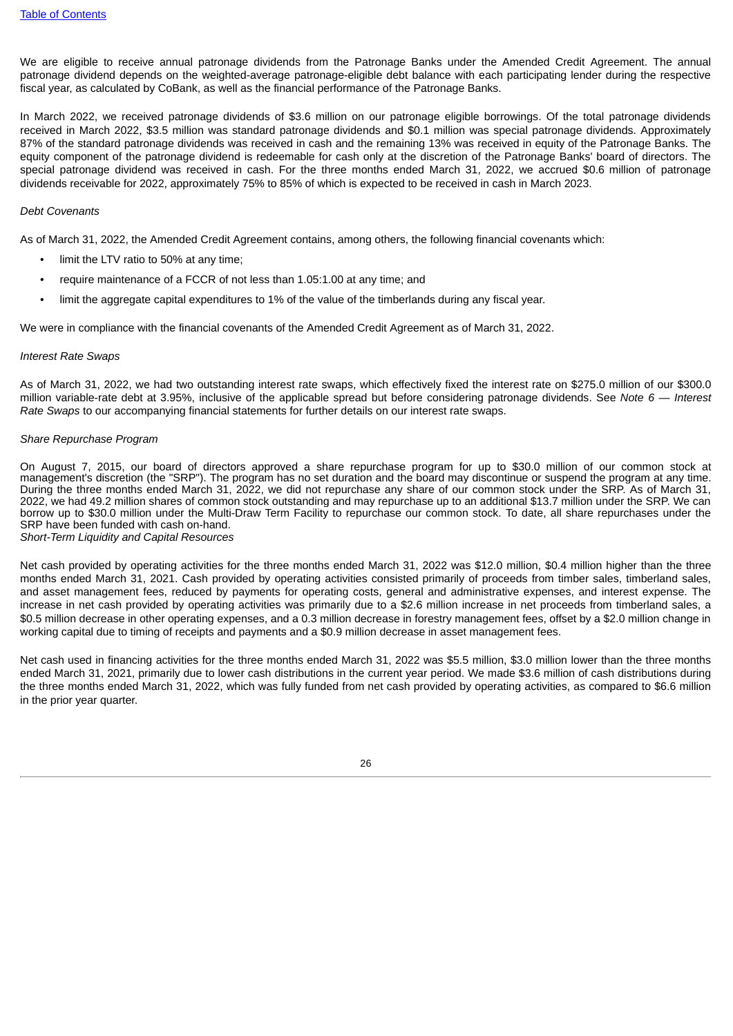We are eligible to receive annual patronage dividends from the Patronage Banks under the Amended Credit Agreement. The annual patronage dividend depends on the weighted-average patronage-eligible debt balance with each participating lender during the respective fiscal year, as calculated by CoBank, as well as the financial performance of the Patronage Banks.

In March 2022, we received patronage dividends of $3.6 million on our patronage eligible borrowings. Of the total patronage dividends received in March 2022, $3.5 million was standard patronage dividends and $0.1 million was special patronage dividends. Approximately 87% of the standard patronage dividends was received in cash and the remaining 13% was received in equity of the Patronage Banks. The equity component of the patronage dividend is redeemable for cash only at the discretion of the Patronage Banks' board of directors. The special patronage dividend was received in cash. For the three months ended March 31, 2022, we accrued $0.6 million of patronage dividends receivable for 2022, approximately 75% to 85% of which is expected to be received in cash in March 2023.

*Debt Covenants*

As of March 31, 2022, the Amended Credit Agreement contains, among others, the following financial covenants which:

- limit the LTV ratio to 50% at any time;
- require maintenance of a FCCR of not less than 1.05:1.00 at any time; and
- limit the aggregate capital expenditures to 1% of the value of the timberlands during any fiscal year.

We were in compliance with the financial covenants of the Amended Credit Agreement as of March 31, 2022.

*Interest Rate Swaps*

As of March 31, 2022, we had two outstanding interest rate swaps, which effectively fixed the interest rate on $275.0 million of our $300.0 million variable-rate debt at 3.95%, inclusive of the applicable spread but before considering patronage dividends. See *Note 6 — Interest Rate Swaps* to our accompanying financial statements for further details on our interest rate swaps.

*Share Repurchase Program*

On August 7, 2015, our board of directors approved a share repurchase program for up to $30.0 million of our common stock at management's discretion (the "SRP"). The program has no set duration and the board may discontinue or suspend the program at any time. During the three months ended March 31, 2022, we did not repurchase any share of our common stock under the SRP. As of March 31, 2022, we had 49.2 million shares of common stock outstanding and may repurchase up to an additional $13.7 million under the SRP. We can borrow up to $30.0 million under the Multi-Draw Term Facility to repurchase our common stock. To date, all share repurchases under the SRP have been funded with cash on-hand.

*Short-Term Liquidity and Capital Resources*

Net cash provided by operating activities for the three months ended March 31, 2022 was $12.0 million, $0.4 million higher than the three months ended March 31, 2021. Cash provided by operating activities consisted primarily of proceeds from timber sales, timberland sales, and asset management fees, reduced by payments for operating costs, general and administrative expenses, and interest expense. The increase in net cash provided by operating activities was primarily due to a $2.6 million increase in net proceeds from timberland sales, a $0.5 million decrease in other operating expenses, and a 0.3 million decrease in forestry management fees, offset by a $2.0 million change in working capital due to timing of receipts and payments and a $0.9 million decrease in asset management fees.

Net cash used in financing activities for the three months ended March 31, 2022 was $5.5 million, $3.0 million lower than the three months ended March 31, 2021, primarily due to lower cash distributions in the current year period. We made $3.6 million of cash distributions during the three months ended March 31, 2022, which was fully funded from net cash provided by operating activities, as compared to $6.6 million in the prior year quarter.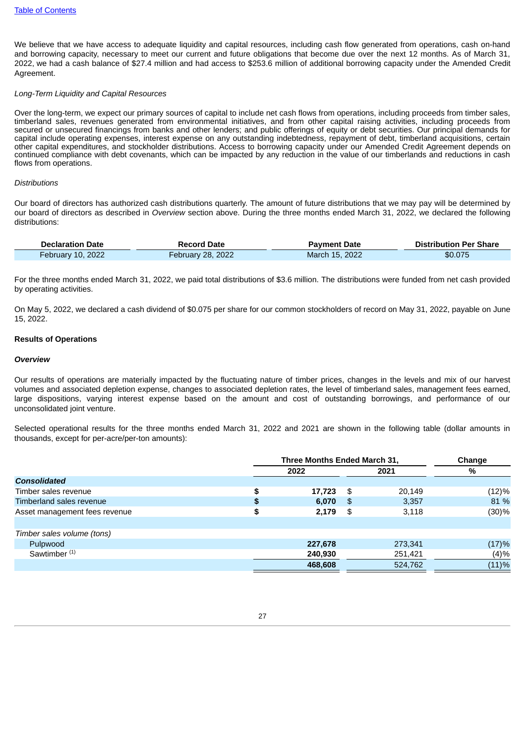We believe that we have access to adequate liquidity and capital resources, including cash flow generated from operations, cash on-hand and borrowing capacity, necessary to meet our current and future obligations that become due over the next 12 months. As of March 31, 2022, we had a cash balance of $27.4 million and had access to $253.6 million of additional borrowing capacity under the Amended Credit Agreement.

*Long-Term Liquidity and Capital Resources*

Over the long-term, we expect our primary sources of capital to include net cash flows from operations, including proceeds from timber sales, timberland sales, revenues generated from environmental initiatives, and from other capital raising activities, including proceeds from secured or unsecured financings from banks and other lenders; and public offerings of equity or debt securities. Our principal demands for capital include operating expenses, interest expense on any outstanding indebtedness, repayment of debt, timberland acquisitions, certain other capital expenditures, and stockholder distributions. Access to borrowing capacity under our Amended Credit Agreement depends on continued compliance with debt covenants, which can be impacted by any reduction in the value of our timberlands and reductions in cash flows from operations.

*Distributions*

Our board of directors has authorized cash distributions quarterly. The amount of future distributions that we may pay will be determined by our board of directors as described in *Overview* section above. During the three months ended March 31, 2022, we declared the following distributions:

| Declaration Date | Record Date | Payment Date | Distribution Per Share |
|---|---|---|---|
| February 10, 2022 | February 28, 2022 | March 15, 2022 | $0.075 |

For the three months ended March 31, 2022, we paid total distributions of $3.6 million. The distributions were funded from net cash provided by operating activities.

On May 5, 2022, we declared a cash dividend of $0.075 per share for our common stockholders of record on May 31, 2022, payable on June 15, 2022.

**Results of Operations**

***Overview***

Our results of operations are materially impacted by the fluctuating nature of timber prices, changes in the levels and mix of our harvest volumes and associated depletion expense, changes to associated depletion rates, the level of timberland sales, management fees earned, large dispositions, varying interest expense based on the amount and cost of outstanding borrowings, and performance of our unconsolidated joint venture.

Selected operational results for the three months ended March 31, 2022 and 2021 are shown in the following table (dollar amounts in thousands, except for per-acre/per-ton amounts):

| | Three Months Ended March 31, | | Change |
|---|---|---|---|
| | **2022** | **2021** | **%** |
| ***Consolidated*** | | | |
| Timber sales revenue | **$ 17,723** | $ 20,149 | (12)% |
| Timberland sales revenue | **$ 6,070** | $ 3,357 | 81 % |
| Asset management fees revenue | **$ 2,179** | $ 3,118 | (30)% |
| | | | |
| *Timber sales volume (tons)* | | | |
| Pulpwood | **227,678** | 273,341 | (17)% |
| Sawtimber [(1)] | **240,930** | 251,421 | (4)% |
| | **468,608** | 524,762 | (11)% |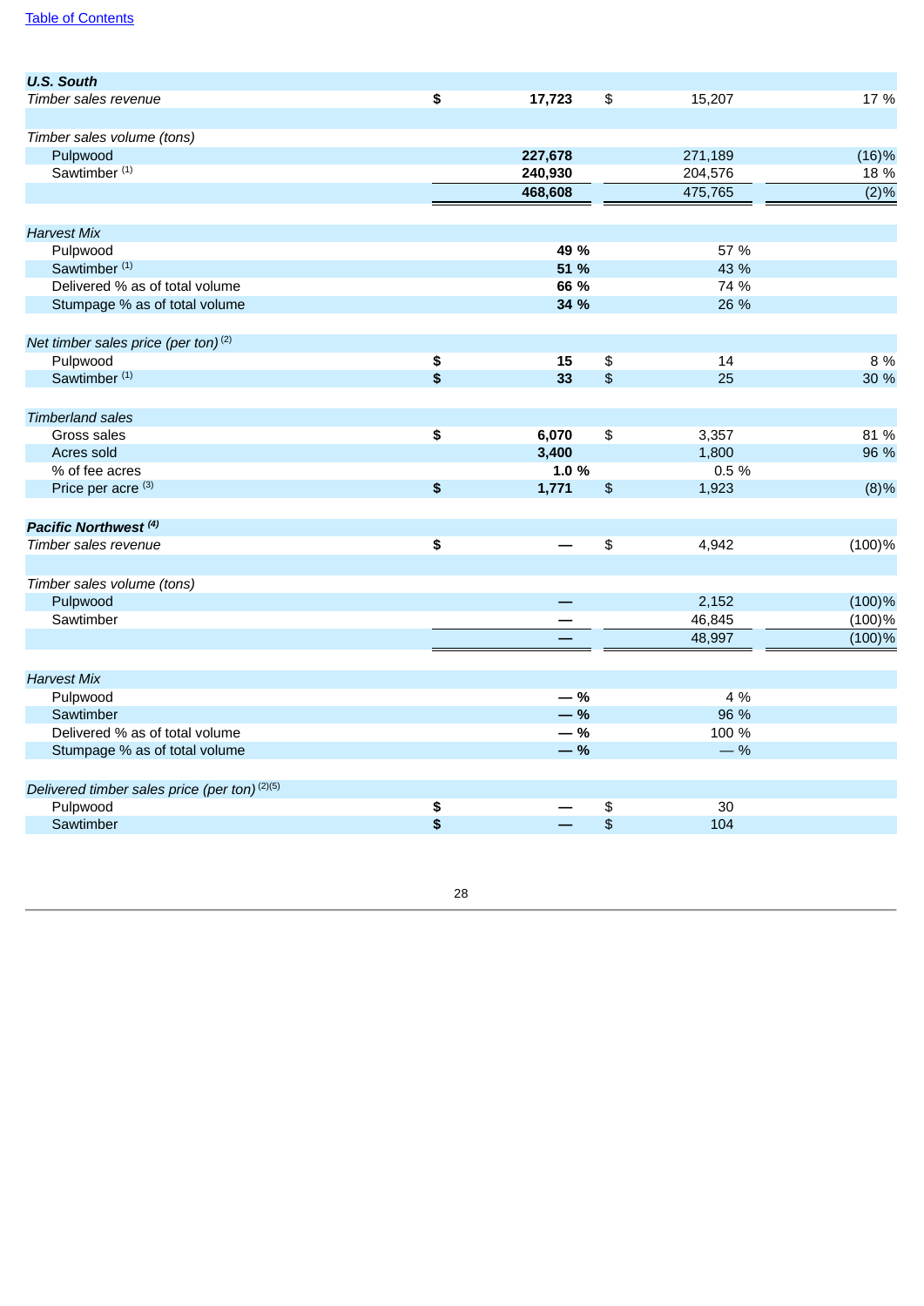| | | | |
|---|---|---|---|
| ***U.S. South*** | | | |
| *Timber sales revenue* | **$ 17,723** | $ 15,207 | 17 % |
| | | | |
| *Timber sales volume (tons)* | | | |
| Pulpwood | **227,678** | 271,189 | (16)% |
| Sawtimber [1] | **240,930** | 204,576 | 18 % |
| | **468,608** | 475,765 | (2)% |
| | | | |
| *Harvest Mix* | | | |
| Pulpwood | **49 %** | 57 % | |
| Sawtimber [1] | **51 %** | 43 % | |
| Delivered % as of total volume | **66 %** | 74 % | |
| Stumpage % as of total volume | **34 %** | 26 % | |
| | | | |
| *Net timber sales price (per ton)* [2] | | | |
| Pulpwood | **$ 15** | $ 14 | 8 % |
| Sawtimber [1] | **$ 33** | $ 25 | 30 % |
| | | | |
| *Timberland sales* | | | |
| Gross sales | **$ 6,070** | $ 3,357 | 81 % |
| Acres sold | **3,400** | 1,800 | 96 % |
| % of fee acres | **1.0 %** | 0.5 % | |
| Price per acre [3] | **$ 1,771** | $ 1,923 | (8)% |
| | | | |
| ***Pacific Northwest*** [4] | | | |
| *Timber sales revenue* | **$ —** | $ 4,942 | (100)% |
| | | | |
| *Timber sales volume (tons)* | | | |
| Pulpwood | **—** | 2,152 | (100)% |
| Sawtimber | **—** | 46,845 | (100)% |
| | **—** | 48,997 | (100)% |
| | | | |
| *Harvest Mix* | | | |
| Pulpwood | **— %** | 4 % | |
| Sawtimber | **— %** | 96 % | |
| Delivered % as of total volume | **— %** | 100 % | |
| Stumpage % as of total volume | **— %** | — % | |
| | | | |
| *Delivered timber sales price (per ton)* [2][5] | | | |
| Pulpwood | **$ —** | $ 30 | |
| Sawtimber | **$ —** | $ 104 | |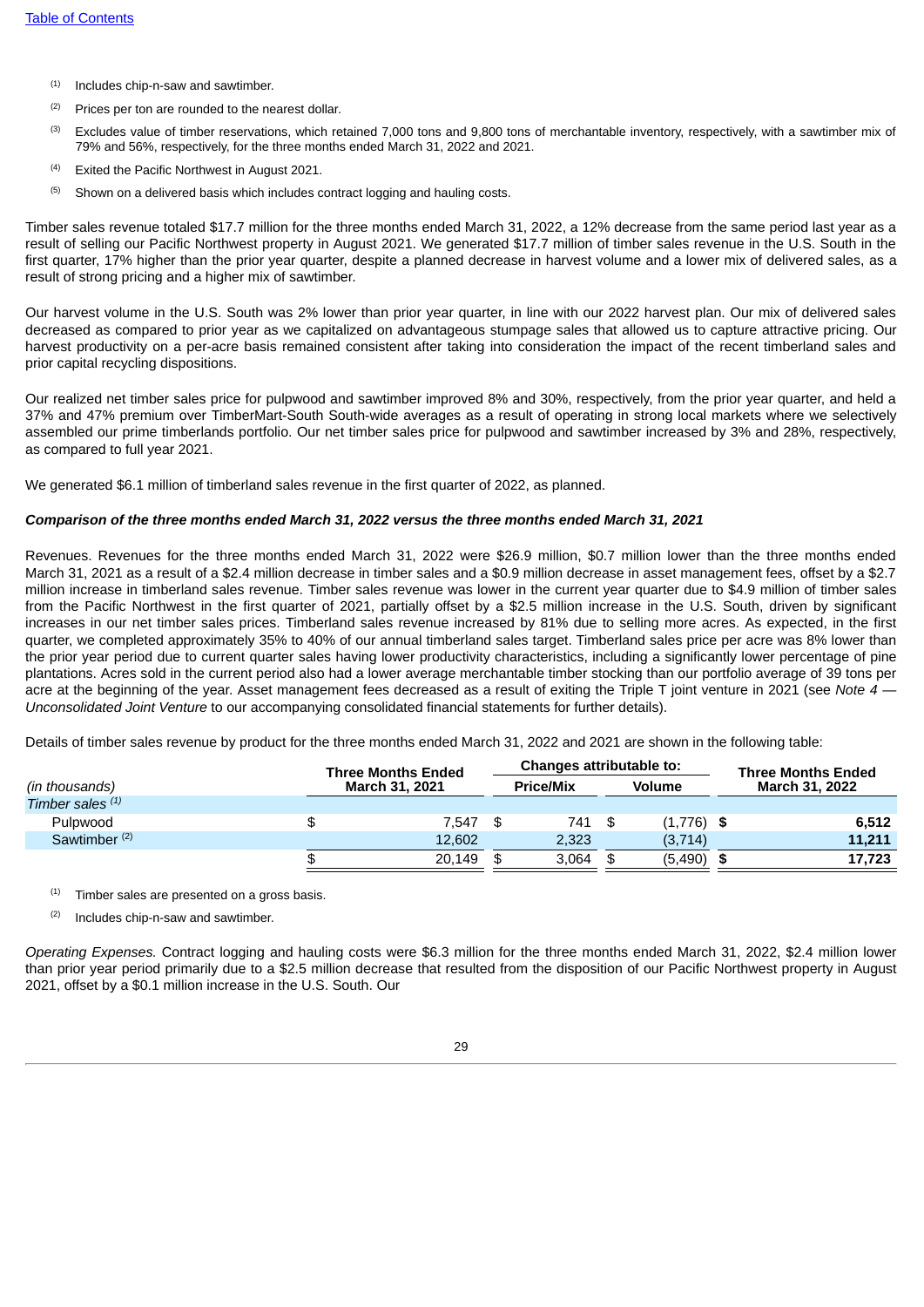(1) Includes chip-n-saw and sawtimber.

(2) Prices per ton are rounded to the nearest dollar.

(3) Excludes value of timber reservations, which retained 7,000 tons and 9,800 tons of merchantable inventory, respectively, with a sawtimber mix of 79% and 56%, respectively, for the three months ended March 31, 2022 and 2021.

(4) Exited the Pacific Northwest in August 2021.

(5) Shown on a delivered basis which includes contract logging and hauling costs.

Timber sales revenue totaled $17.7 million for the three months ended March 31, 2022, a 12% decrease from the same period last year as a result of selling our Pacific Northwest property in August 2021. We generated $17.7 million of timber sales revenue in the U.S. South in the first quarter, 17% higher than the prior year quarter, despite a planned decrease in harvest volume and a lower mix of delivered sales, as a result of strong pricing and a higher mix of sawtimber.

Our harvest volume in the U.S. South was 2% lower than prior year quarter, in line with our 2022 harvest plan. Our mix of delivered sales decreased as compared to prior year as we capitalized on advantageous stumpage sales that allowed us to capture attractive pricing. Our harvest productivity on a per-acre basis remained consistent after taking into consideration the impact of the recent timberland sales and prior capital recycling dispositions.

Our realized net timber sales price for pulpwood and sawtimber improved 8% and 30%, respectively, from the prior year quarter, and held a 37% and 47% premium over TimberMart-South South-wide averages as a result of operating in strong local markets where we selectively assembled our prime timberlands portfolio. Our net timber sales price for pulpwood and sawtimber increased by 3% and 28%, respectively, as compared to full year 2021.

We generated $6.1 million of timberland sales revenue in the first quarter of 2022, as planned.

***Comparison of the three months ended March 31, 2022 versus the three months ended March 31, 2021***

Revenues. Revenues for the three months ended March 31, 2022 were $26.9 million, $0.7 million lower than the three months ended March 31, 2021 as a result of a $2.4 million decrease in timber sales and a $0.9 million decrease in asset management fees, offset by a $2.7 million increase in timberland sales revenue. Timber sales revenue was lower in the current year quarter due to $4.9 million of timber sales from the Pacific Northwest in the first quarter of 2021, partially offset by a $2.5 million increase in the U.S. South, driven by significant increases in our net timber sales prices. Timberland sales revenue increased by 81% due to selling more acres. As expected, in the first quarter, we completed approximately 35% to 40% of our annual timberland sales target. Timberland sales price per acre was 8% lower than the prior year period due to current quarter sales having lower productivity characteristics, including a significantly lower percentage of pine plantations. Acres sold in the current period also had a lower average merchantable timber stocking than our portfolio average of 39 tons per acre at the beginning of the year. Asset management fees decreased as a result of exiting the Triple T joint venture in 2021 (see *Note 4 — Unconsolidated Joint Venture* to our accompanying consolidated financial statements for further details).

Details of timber sales revenue by product for the three months ended March 31, 2022 and 2021 are shown in the following table:

| (in thousands) | Three Months Ended March 31, 2021 | Changes attributable to: | | Three Months Ended March 31, 2022 |
|---|---|---|---|---|
| | | Price/Mix | Volume | |
| *Timber sales* (1) | | | | |
| Pulpwood | $ 7,547 | $ 741 | $ (1,776) | **$ 6,512** |
| Sawtimber (2) | 12,602 | 2,323 | (3,714) | **11,211** |
| | $ 20,149 | $ 3,064 | $ (5,490) | **$ 17,723** |

(1) Timber sales are presented on a gross basis.

(2) Includes chip-n-saw and sawtimber.

*Operating Expenses.* Contract logging and hauling costs were $6.3 million for the three months ended March 31, 2022, $2.4 million lower than prior year period primarily due to a $2.5 million decrease that resulted from the disposition of our Pacific Northwest property in August 2021, offset by a $0.1 million increase in the U.S. South. Our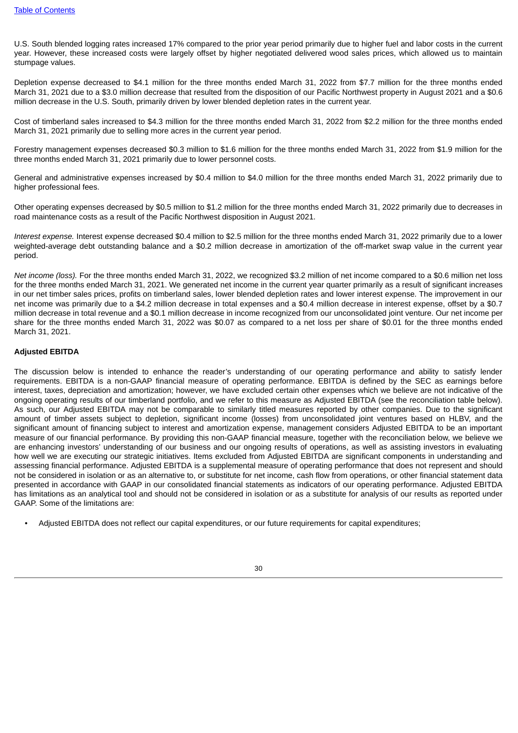U.S. South blended logging rates increased 17% compared to the prior year period primarily due to higher fuel and labor costs in the current year. However, these increased costs were largely offset by higher negotiated delivered wood sales prices, which allowed us to maintain stumpage values.

Depletion expense decreased to $4.1 million for the three months ended March 31, 2022 from $7.7 million for the three months ended March 31, 2021 due to a $3.0 million decrease that resulted from the disposition of our Pacific Northwest property in August 2021 and a $0.6 million decrease in the U.S. South, primarily driven by lower blended depletion rates in the current year.

Cost of timberland sales increased to $4.3 million for the three months ended March 31, 2022 from $2.2 million for the three months ended March 31, 2021 primarily due to selling more acres in the current year period.

Forestry management expenses decreased $0.3 million to $1.6 million for the three months ended March 31, 2022 from $1.9 million for the three months ended March 31, 2021 primarily due to lower personnel costs.

General and administrative expenses increased by $0.4 million to $4.0 million for the three months ended March 31, 2022 primarily due to higher professional fees.

Other operating expenses decreased by $0.5 million to $1.2 million for the three months ended March 31, 2022 primarily due to decreases in road maintenance costs as a result of the Pacific Northwest disposition in August 2021.

*Interest expense.* Interest expense decreased $0.4 million to $2.5 million for the three months ended March 31, 2022 primarily due to a lower weighted-average debt outstanding balance and a $0.2 million decrease in amortization of the off-market swap value in the current year period.

*Net income (loss).* For the three months ended March 31, 2022, we recognized $3.2 million of net income compared to a $0.6 million net loss for the three months ended March 31, 2021. We generated net income in the current year quarter primarily as a result of significant increases in our net timber sales prices, profits on timberland sales, lower blended depletion rates and lower interest expense. The improvement in our net income was primarily due to a $4.2 million decrease in total expenses and a $0.4 million decrease in interest expense, offset by a $0.7 million decrease in total revenue and a $0.1 million decrease in income recognized from our unconsolidated joint venture. Our net income per share for the three months ended March 31, 2022 was $0.07 as compared to a net loss per share of $0.01 for the three months ended March 31, 2021.

**Adjusted EBITDA**

The discussion below is intended to enhance the reader's understanding of our operating performance and ability to satisfy lender requirements. EBITDA is a non-GAAP financial measure of operating performance. EBITDA is defined by the SEC as earnings before interest, taxes, depreciation and amortization; however, we have excluded certain other expenses which we believe are not indicative of the ongoing operating results of our timberland portfolio, and we refer to this measure as Adjusted EBITDA (see the reconciliation table below). As such, our Adjusted EBITDA may not be comparable to similarly titled measures reported by other companies. Due to the significant amount of timber assets subject to depletion, significant income (losses) from unconsolidated joint ventures based on HLBV, and the significant amount of financing subject to interest and amortization expense, management considers Adjusted EBITDA to be an important measure of our financial performance. By providing this non-GAAP financial measure, together with the reconciliation below, we believe we are enhancing investors' understanding of our business and our ongoing results of operations, as well as assisting investors in evaluating how well we are executing our strategic initiatives. Items excluded from Adjusted EBITDA are significant components in understanding and assessing financial performance. Adjusted EBITDA is a supplemental measure of operating performance that does not represent and should not be considered in isolation or as an alternative to, or substitute for net income, cash flow from operations, or other financial statement data presented in accordance with GAAP in our consolidated financial statements as indicators of our operating performance. Adjusted EBITDA has limitations as an analytical tool and should not be considered in isolation or as a substitute for analysis of our results as reported under GAAP. Some of the limitations are:

- Adjusted EBITDA does not reflect our capital expenditures, or our future requirements for capital expenditures;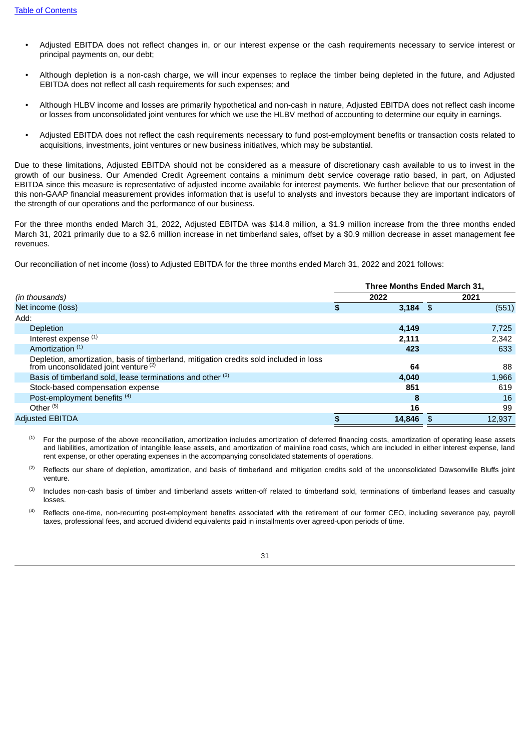- Adjusted EBITDA does not reflect changes in, or our interest expense or the cash requirements necessary to service interest or principal payments on, our debt;
- Although depletion is a non-cash charge, we will incur expenses to replace the timber being depleted in the future, and Adjusted EBITDA does not reflect all cash requirements for such expenses; and
- Although HLBV income and losses are primarily hypothetical and non-cash in nature, Adjusted EBITDA does not reflect cash income or losses from unconsolidated joint ventures for which we use the HLBV method of accounting to determine our equity in earnings.
- Adjusted EBITDA does not reflect the cash requirements necessary to fund post-employment benefits or transaction costs related to acquisitions, investments, joint ventures or new business initiatives, which may be substantial.

Due to these limitations, Adjusted EBITDA should not be considered as a measure of discretionary cash available to us to invest in the growth of our business. Our Amended Credit Agreement contains a minimum debt service coverage ratio based, in part, on Adjusted EBITDA since this measure is representative of adjusted income available for interest payments. We further believe that our presentation of this non-GAAP financial measurement provides information that is useful to analysts and investors because they are important indicators of the strength of our operations and the performance of our business.

For the three months ended March 31, 2022, Adjusted EBITDA was $14.8 million, a $1.9 million increase from the three months ended March 31, 2021 primarily due to a $2.6 million increase in net timberland sales, offset by a $0.9 million decrease in asset management fee revenues.

Our reconciliation of net income (loss) to Adjusted EBITDA for the three months ended March 31, 2022 and 2021 follows:

| | Three Months Ended March 31, | |
|---|---|---|
| *(in thousands)* | **2022** | **2021** |
| Net income (loss) | **$ 3,184** | $ (551) |
| Add: | | |
| Depletion | **4,149** | 7,725 |
| Interest expense [(1)] | **2,111** | 2,342 |
| Amortization [(1)] | **423** | 633 |
| Depletion, amortization, basis of timberland, mitigation credits sold included in loss from unconsolidated joint venture [(2)] | **64** | 88 |
| Basis of timberland sold, lease terminations and other [(3)] | **4,040** | 1,966 |
| Stock-based compensation expense | **851** | 619 |
| Post-employment benefits [(4)] | **8** | 16 |
| Other [(5)] | **16** | 99 |
| Adjusted EBITDA | **$ 14,846** | $ 12,937 |

(1) For the purpose of the above reconciliation, amortization includes amortization of deferred financing costs, amortization of operating lease assets and liabilities, amortization of intangible lease assets, and amortization of mainline road costs, which are included in either interest expense, land rent expense, or other operating expenses in the accompanying consolidated statements of operations.

(2) Reflects our share of depletion, amortization, and basis of timberland and mitigation credits sold of the unconsolidated Dawsonville Bluffs joint venture.

(3) Includes non-cash basis of timber and timberland assets written-off related to timberland sold, terminations of timberland leases and casualty losses.

(4) Reflects one-time, non-recurring post-employment benefits associated with the retirement of our former CEO, including severance pay, payroll taxes, professional fees, and accrued dividend equivalents paid in installments over agreed-upon periods of time.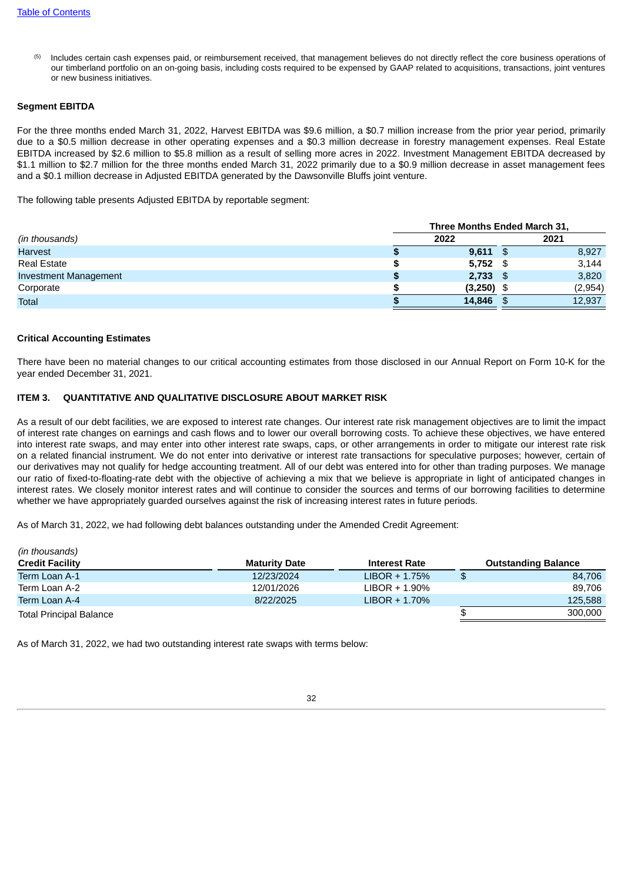(5) Includes certain cash expenses paid, or reimbursement received, that management believes do not directly reflect the core business operations of our timberland portfolio on an on-going basis, including costs required to be expensed by GAAP related to acquisitions, transactions, joint ventures or new business initiatives.

**Segment EBITDA**

For the three months ended March 31, 2022, Harvest EBITDA was $9.6 million, a $0.7 million increase from the prior year period, primarily due to a $0.5 million decrease in other operating expenses and a $0.3 million decrease in forestry management expenses. Real Estate EBITDA increased by $2.6 million to $5.8 million as a result of selling more acres in 2022. Investment Management EBITDA decreased by $1.1 million to $2.7 million for the three months ended March 31, 2022 primarily due to a $0.9 million decrease in asset management fees and a $0.1 million decrease in Adjusted EBITDA generated by the Dawsonville Bluffs joint venture.

The following table presents Adjusted EBITDA by reportable segment:

| | Three Months Ended March 31, | |
|---|---|---|
| *(in thousands)* | **2022** | **2021** |
| Harvest | **$ 9,611** | $ 8,927 |
| Real Estate | **$ 5,752** | $ 3,144 |
| Investment Management | **$ 2,733** | $ 3,820 |
| Corporate | **$ (3,250)** | $ (2,954) |
| Total | **$ 14,846** | $ 12,937 |

**Critical Accounting Estimates**

There have been no material changes to our critical accounting estimates from those disclosed in our Annual Report on Form 10-K for the year ended December 31, 2021.

**ITEM 3. QUANTITATIVE AND QUALITATIVE DISCLOSURE ABOUT MARKET RISK**

As a result of our debt facilities, we are exposed to interest rate changes. Our interest rate risk management objectives are to limit the impact of interest rate changes on earnings and cash flows and to lower our overall borrowing costs. To achieve these objectives, we have entered into interest rate swaps, and may enter into other interest rate swaps, caps, or other arrangements in order to mitigate our interest rate risk on a related financial instrument. We do not enter into derivative or interest rate transactions for speculative purposes; however, certain of our derivatives may not qualify for hedge accounting treatment. All of our debt was entered into for other than trading purposes. We manage our ratio of fixed-to-floating-rate debt with the objective of achieving a mix that we believe is appropriate in light of anticipated changes in interest rates. We closely monitor interest rates and will continue to consider the sources and terms of our borrowing facilities to determine whether we have appropriately guarded ourselves against the risk of increasing interest rates in future periods.

As of March 31, 2022, we had following debt balances outstanding under the Amended Credit Agreement:

*(in thousands)*

| Credit Facility | Maturity Date | Interest Rate | Outstanding Balance |
|---|---|---|---|
| Term Loan A-1 | 12/23/2024 | LIBOR + 1.75% | $ 84,706 |
| Term Loan A-2 | 12/01/2026 | LIBOR + 1.90% | 89,706 |
| Term Loan A-4 | 8/22/2025 | LIBOR + 1.70% | 125,588 |
| Total Principal Balance | | | $ 300,000 |

As of March 31, 2022, we had two outstanding interest rate swaps with terms below: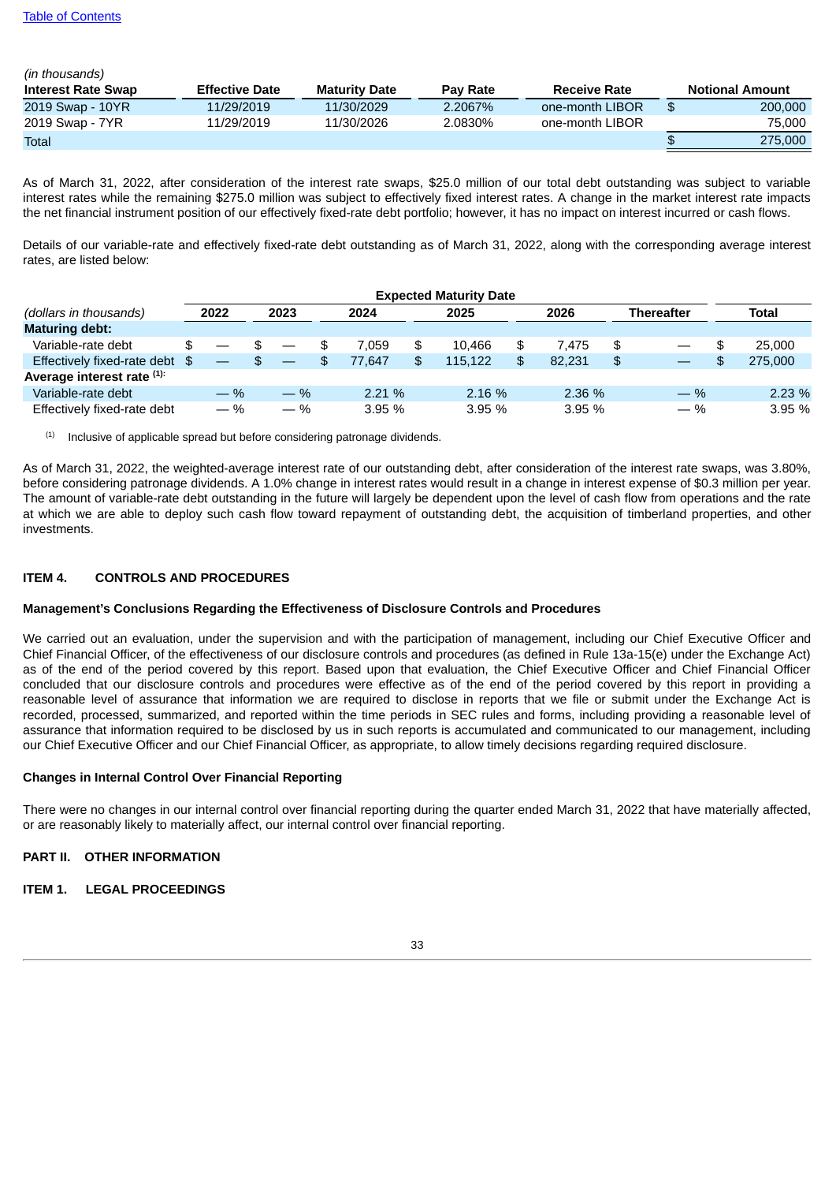[Table of Contents](#)

*(in thousands)*

| Interest Rate Swap | Effective Date | Maturity Date | Pay Rate | Receive Rate | Notional Amount |
|---|---|---|---|---|---|
| 2019 Swap - 10YR | 11/29/2019 | 11/30/2029 | 2.2067% | one-month LIBOR | $ 200,000 |
| 2019 Swap - 7YR | 11/29/2019 | 11/30/2026 | 2.0830% | one-month LIBOR | 75,000 |
| Total | | | | | $ 275,000 |

As of March 31, 2022, after consideration of the interest rate swaps, $25.0 million of our total debt outstanding was subject to variable interest rates while the remaining $275.0 million was subject to effectively fixed interest rates. A change in the market interest rate impacts the net financial instrument position of our effectively fixed-rate debt portfolio; however, it has no impact on interest incurred or cash flows.

Details of our variable-rate and effectively fixed-rate debt outstanding as of March 31, 2022, along with the corresponding average interest rates, are listed below:

| | Expected Maturity Date | | | | | | |
|---|---|---|---|---|---|---|---|
| *(dollars in thousands)* | 2022 | 2023 | 2024 | 2025 | 2026 | Thereafter | Total |
| **Maturing debt:** | | | | | | | |
| Variable-rate debt | $ — | $ — | $ 7,059 | $ 10,466 | $ 7,475 | $ — | $ 25,000 |
| Effectively fixed-rate debt | $ — | $ — | $ 77,647 | $ 115,122 | $ 82,231 | $ — | $ 275,000 |
| **Average interest rate** [(1)]: | | | | | | | |
| Variable-rate debt | — % | — % | 2.21 % | 2.16 % | 2.36 % | — % | 2.23 % |
| Effectively fixed-rate debt | — % | — % | 3.95 % | 3.95 % | 3.95 % | — % | 3.95 % |

(1) Inclusive of applicable spread but before considering patronage dividends.

As of March 31, 2022, the weighted-average interest rate of our outstanding debt, after consideration of the interest rate swaps, was 3.80%, before considering patronage dividends. A 1.0% change in interest rates would result in a change in interest expense of $0.3 million per year. The amount of variable-rate debt outstanding in the future will largely be dependent upon the level of cash flow from operations and the rate at which we are able to deploy such cash flow toward repayment of outstanding debt, the acquisition of timberland properties, and other investments.

## ITEM 4. CONTROLS AND PROCEDURES

### Management's Conclusions Regarding the Effectiveness of Disclosure Controls and Procedures

We carried out an evaluation, under the supervision and with the participation of management, including our Chief Executive Officer and Chief Financial Officer, of the effectiveness of our disclosure controls and procedures (as defined in Rule 13a-15(e) under the Exchange Act) as of the end of the period covered by this report. Based upon that evaluation, the Chief Executive Officer and Chief Financial Officer concluded that our disclosure controls and procedures were effective as of the end of the period covered by this report in providing a reasonable level of assurance that information we are required to disclose in reports that we file or submit under the Exchange Act is recorded, processed, summarized, and reported within the time periods in SEC rules and forms, including providing a reasonable level of assurance that information required to be disclosed by us in such reports is accumulated and communicated to our management, including our Chief Executive Officer and our Chief Financial Officer, as appropriate, to allow timely decisions regarding required disclosure.

### Changes in Internal Control Over Financial Reporting

There were no changes in our internal control over financial reporting during the quarter ended March 31, 2022 that have materially affected, or are reasonably likely to materially affect, our internal control over financial reporting.

## PART II. OTHER INFORMATION

## ITEM 1. LEGAL PROCEEDINGS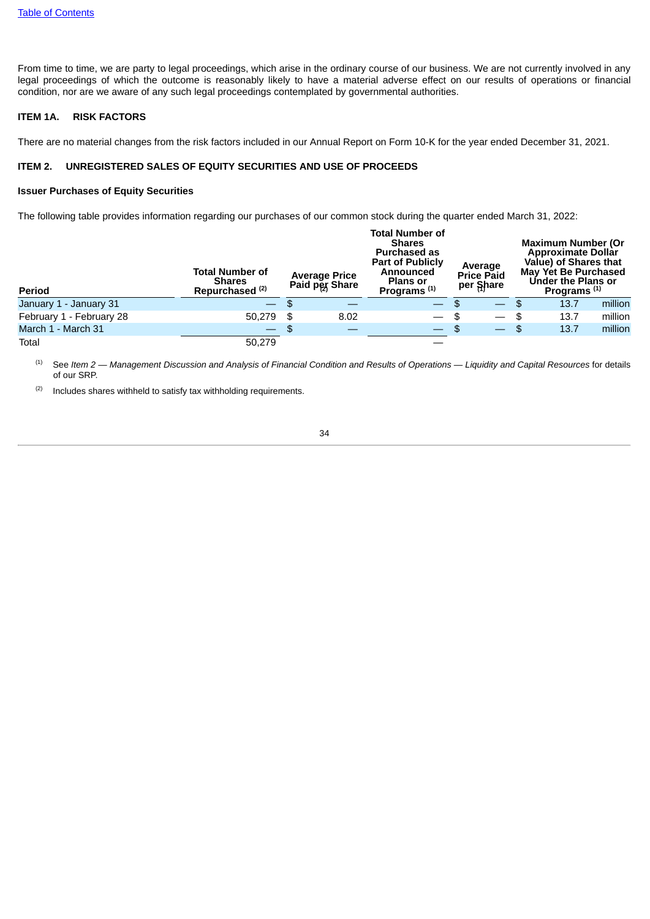[Table of Contents](#)

From time to time, we are party to legal proceedings, which arise in the ordinary course of our business. We are not currently involved in any legal proceedings of which the outcome is reasonably likely to have a material adverse effect on our results of operations or financial condition, nor are we aware of any such legal proceedings contemplated by governmental authorities.

## ITEM 1A. RISK FACTORS

There are no material changes from the risk factors included in our Annual Report on Form 10-K for the year ended December 31, 2021.

## ITEM 2. UNREGISTERED SALES OF EQUITY SECURITIES AND USE OF PROCEEDS

**Issuer Purchases of Equity Securities**

The following table provides information regarding our purchases of our common stock during the quarter ended March 31, 2022:

| Period | Total Number of Shares Repurchased [2] | Average Price Paid per Share [2] | Total Number of Shares Purchased as Part of Publicly Announced Plans or Programs [1] | Average Price Paid per Share [1] | Maximum Number (Or Approximate Dollar Value) of Shares that May Yet Be Purchased Under the Plans or Programs [1] |
|---|---|---|---|---|---|
| January 1 - January 31 | — | $ — | — | $ — | $ 13.7 million |
| February 1 - February 28 | 50,279 | $ 8.02 | — | $ — | $ 13.7 million |
| March 1 - March 31 | — | $ — | — | $ — | $ 13.7 million |
| Total | 50,279 | | — | | |

[1] See *Item 2 — Management Discussion and Analysis of Financial Condition and Results of Operations — Liquidity and Capital Resources* for details of our SRP.

[2] Includes shares withheld to satisfy tax withholding requirements.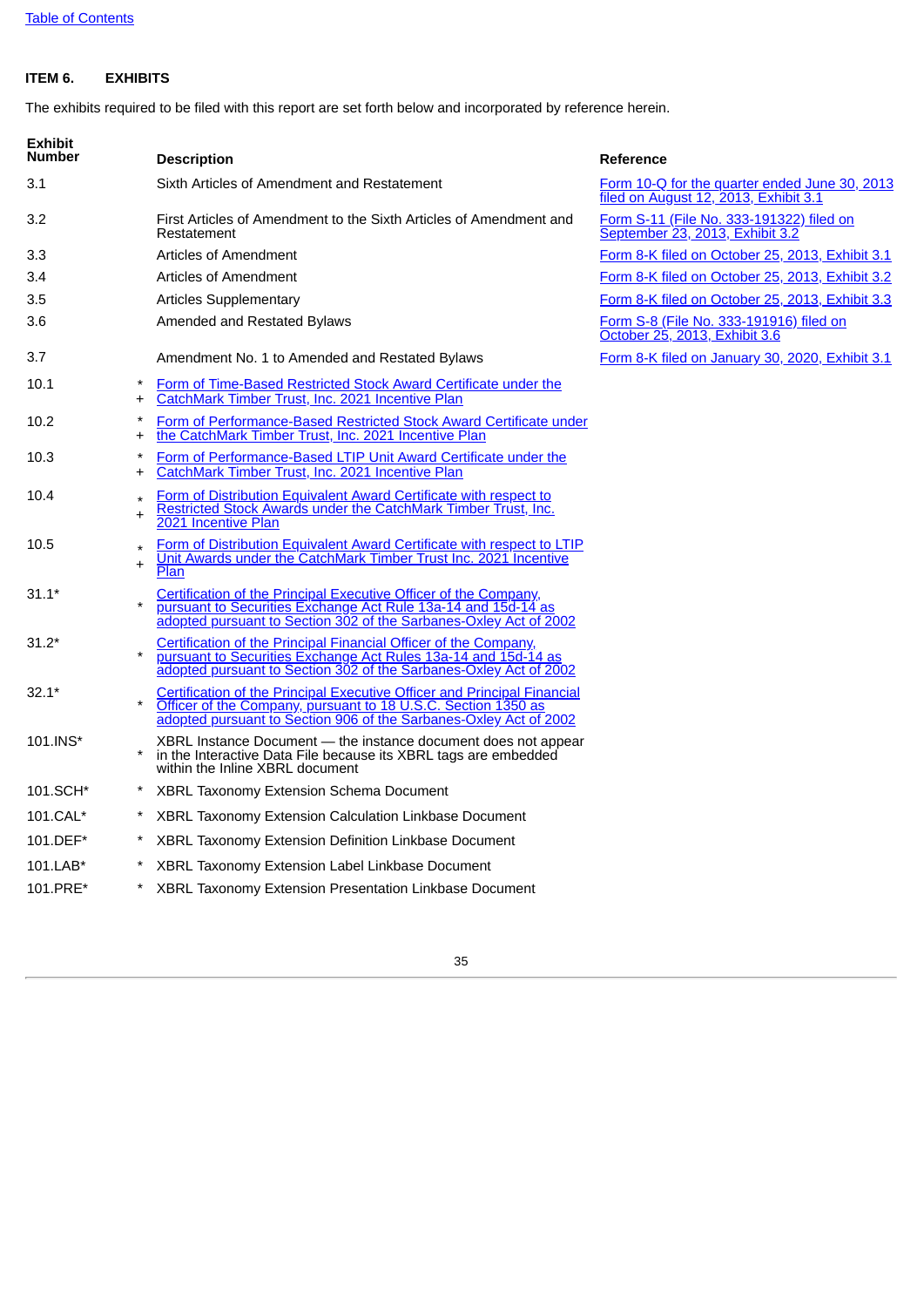## ITEM 6. EXHIBITS

The exhibits required to be filed with this report are set forth below and incorporated by reference herein.

| Exhibit Number | | Description | Reference |
|---|---|---|---|
| 3.1 | | Sixth Articles of Amendment and Restatement | Form 10-Q for the quarter ended June 30, 2013 filed on August 12, 2013, Exhibit 3.1 |
| 3.2 | | First Articles of Amendment to the Sixth Articles of Amendment and Restatement | Form S-11 (File No. 333-191322) filed on September 23, 2013, Exhibit 3.2 |
| 3.3 | | Articles of Amendment | Form 8-K filed on October 25, 2013, Exhibit 3.1 |
| 3.4 | | Articles of Amendment | Form 8-K filed on October 25, 2013, Exhibit 3.2 |
| 3.5 | | Articles Supplementary | Form 8-K filed on October 25, 2013, Exhibit 3.3 |
| 3.6 | | Amended and Restated Bylaws | Form S-8 (File No. 333-191916) filed on October 25, 2013, Exhibit 3.6 |
| 3.7 | | Amendment No. 1 to Amended and Restated Bylaws | Form 8-K filed on January 30, 2020, Exhibit 3.1 |
| 10.1 | * + | Form of Time-Based Restricted Stock Award Certificate under the CatchMark Timber Trust, Inc. 2021 Incentive Plan | |
| 10.2 | * + | Form of Performance-Based Restricted Stock Award Certificate under the CatchMark Timber Trust, Inc. 2021 Incentive Plan | |
| 10.3 | * + | Form of Performance-Based LTIP Unit Award Certificate under the CatchMark Timber Trust, Inc. 2021 Incentive Plan | |
| 10.4 | * + | Form of Distribution Equivalent Award Certificate with respect to Restricted Stock Awards under the CatchMark Timber Trust, Inc. 2021 Incentive Plan | |
| 10.5 | * + | Form of Distribution Equivalent Award Certificate with respect to LTIP Unit Awards under the CatchMark Timber Trust Inc. 2021 Incentive Plan | |
| 31.1* | * | Certification of the Principal Executive Officer of the Company, pursuant to Securities Exchange Act Rule 13a-14 and 15d-14 as adopted pursuant to Section 302 of the Sarbanes-Oxley Act of 2002 | |
| 31.2* | * | Certification of the Principal Financial Officer of the Company, pursuant to Securities Exchange Act Rules 13a-14 and 15d-14 as adopted pursuant to Section 302 of the Sarbanes-Oxley Act of 2002 | |
| 32.1* | * | Certification of the Principal Executive Officer and Principal Financial Officer of the Company, pursuant to 18 U.S.C. Section 1350 as adopted pursuant to Section 906 of the Sarbanes-Oxley Act of 2002 | |
| 101.INS* | * | XBRL Instance Document — the instance document does not appear in the Interactive Data File because its XBRL tags are embedded within the Inline XBRL document | |
| 101.SCH* | * | XBRL Taxonomy Extension Schema Document | |
| 101.CAL* | * | XBRL Taxonomy Extension Calculation Linkbase Document | |
| 101.DEF* | * | XBRL Taxonomy Extension Definition Linkbase Document | |
| 101.LAB* | * | XBRL Taxonomy Extension Label Linkbase Document | |
| 101.PRE* | * | XBRL Taxonomy Extension Presentation Linkbase Document | |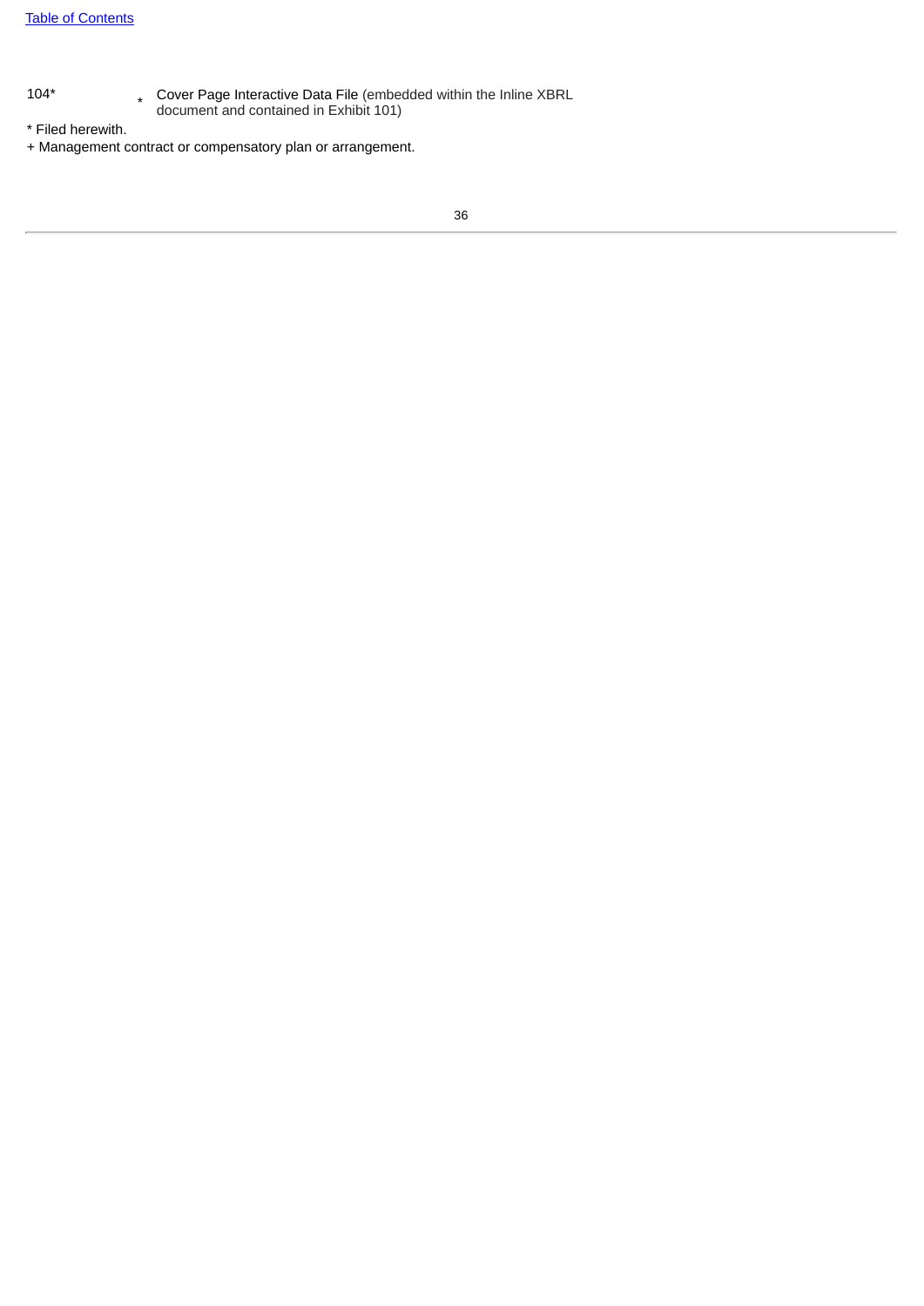| | | |
|---|---|---|
| 104* | * | Cover Page Interactive Data File (embedded within the Inline XBRL document and contained in Exhibit 101) |

* Filed herewith.

+ Management contract or compensatory plan or arrangement.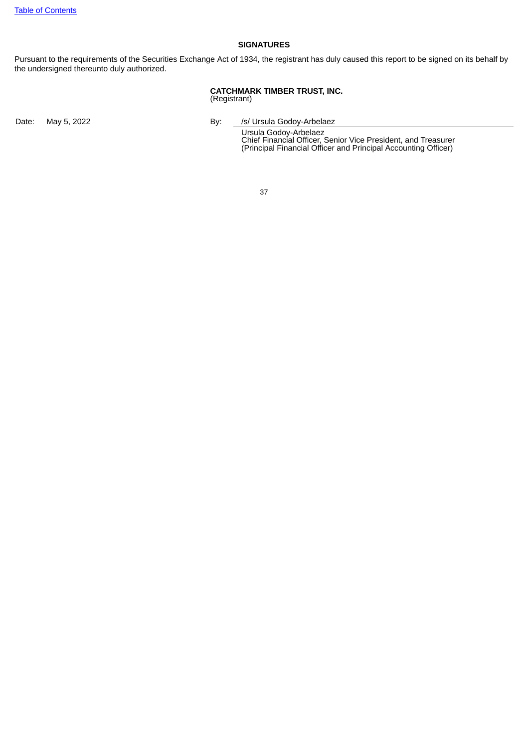## SIGNATURES

Pursuant to the requirements of the Securities Exchange Act of 1934, the registrant has duly caused this report to be signed on its behalf by the undersigned thereunto duly authorized.

**CATCHMARK TIMBER TRUST, INC.**
(Registrant)

Date: May 5, 2022

By: /s/ Ursula Godoy-Arbelaez

Ursula Godoy-Arbelaez
Chief Financial Officer, Senior Vice President, and Treasurer
(Principal Financial Officer and Principal Accounting Officer)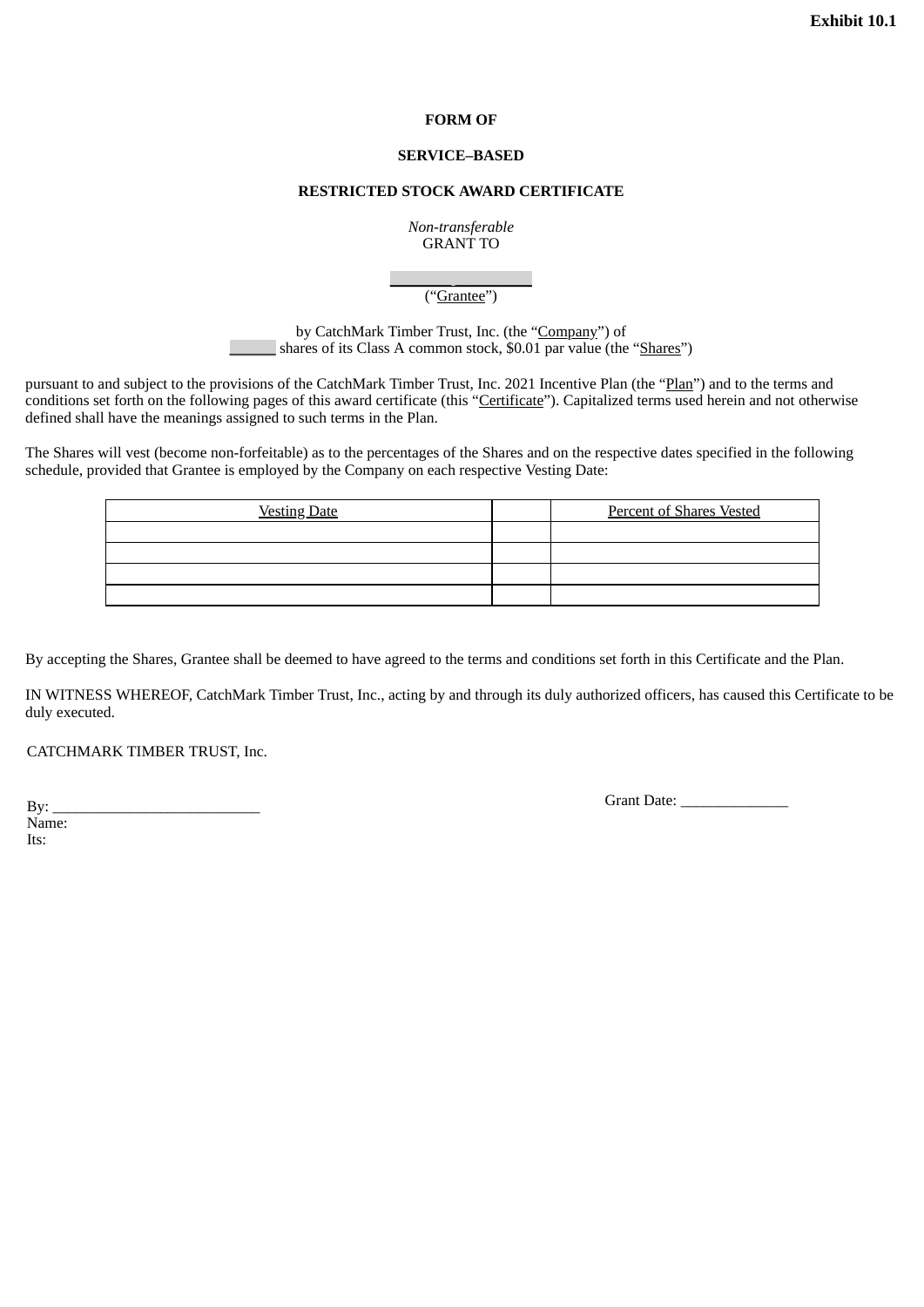**Exhibit 10.1**

**FORM OF**

**SERVICE–BASED**

**RESTRICTED STOCK AWARD CERTIFICATE**

*Non-transferable*
GRANT TO

\_\_\_\_\_\_\_\_\_\_\_\_\_\_\_\_\_\_
(“Grantee”)

by CatchMark Timber Trust, Inc. (the “Company”) of
\_\_\_\_\_\_ shares of its Class A common stock, $0.01 par value (the “Shares”)

pursuant to and subject to the provisions of the CatchMark Timber Trust, Inc. 2021 Incentive Plan (the “Plan”) and to the terms and conditions set forth on the following pages of this award certificate (this “Certificate”). Capitalized terms used herein and not otherwise defined shall have the meanings assigned to such terms in the Plan.

The Shares will vest (become non-forfeitable) as to the percentages of the Shares and on the respective dates specified in the following schedule, provided that Grantee is employed by the Company on each respective Vesting Date:

| Vesting Date | | Percent of Shares Vested |
|---|---|---|
| | | |
| | | |
| | | |
| | | |

By accepting the Shares, Grantee shall be deemed to have agreed to the terms and conditions set forth in this Certificate and the Plan.

IN WITNESS WHEREOF, CatchMark Timber Trust, Inc., acting by and through its duly authorized officers, has caused this Certificate to be duly executed.

CATCHMARK TIMBER TRUST, Inc.

By: \_\_\_\_\_\_\_\_\_\_\_\_\_\_\_\_\_\_\_\_\_\_\_\_\_\_\_
Name:
Its:

Grant Date: \_\_\_\_\_\_\_\_\_\_\_\_\_\_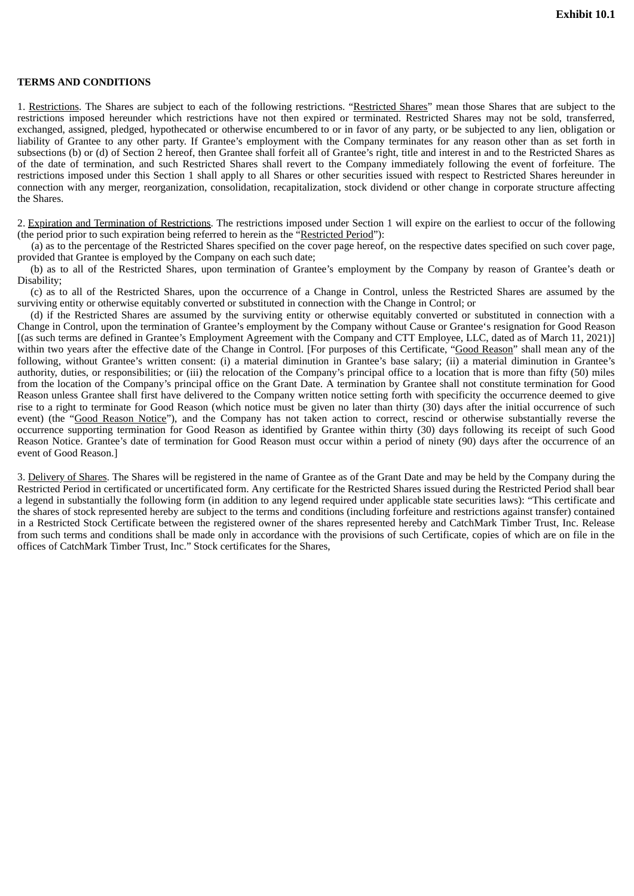**Exhibit 10.1**

**TERMS AND CONDITIONS**

1. Restrictions. The Shares are subject to each of the following restrictions. "Restricted Shares" mean those Shares that are subject to the restrictions imposed hereunder which restrictions have not then expired or terminated. Restricted Shares may not be sold, transferred, exchanged, assigned, pledged, hypothecated or otherwise encumbered to or in favor of any party, or be subjected to any lien, obligation or liability of Grantee to any other party. If Grantee's employment with the Company terminates for any reason other than as set forth in subsections (b) or (d) of Section 2 hereof, then Grantee shall forfeit all of Grantee's right, title and interest in and to the Restricted Shares as of the date of termination, and such Restricted Shares shall revert to the Company immediately following the event of forfeiture. The restrictions imposed under this Section 1 shall apply to all Shares or other securities issued with respect to Restricted Shares hereunder in connection with any merger, reorganization, consolidation, recapitalization, stock dividend or other change in corporate structure affecting the Shares.

2. Expiration and Termination of Restrictions. The restrictions imposed under Section 1 will expire on the earliest to occur of the following (the period prior to such expiration being referred to herein as the "Restricted Period"):

(a) as to the percentage of the Restricted Shares specified on the cover page hereof, on the respective dates specified on such cover page, provided that Grantee is employed by the Company on each such date;

(b) as to all of the Restricted Shares, upon termination of Grantee's employment by the Company by reason of Grantee's death or Disability;

(c) as to all of the Restricted Shares, upon the occurrence of a Change in Control, unless the Restricted Shares are assumed by the surviving entity or otherwise equitably converted or substituted in connection with the Change in Control; or

(d) if the Restricted Shares are assumed by the surviving entity or otherwise equitably converted or substituted in connection with a Change in Control, upon the termination of Grantee's employment by the Company without Cause or Grantee's resignation for Good Reason [(as such terms are defined in Grantee's Employment Agreement with the Company and CTT Employee, LLC, dated as of March 11, 2021)] within two years after the effective date of the Change in Control. [For purposes of this Certificate, "Good Reason" shall mean any of the following, without Grantee's written consent: (i) a material diminution in Grantee's base salary; (ii) a material diminution in Grantee's authority, duties, or responsibilities; or (iii) the relocation of the Company's principal office to a location that is more than fifty (50) miles from the location of the Company's principal office on the Grant Date. A termination by Grantee shall not constitute termination for Good Reason unless Grantee shall first have delivered to the Company written notice setting forth with specificity the occurrence deemed to give rise to a right to terminate for Good Reason (which notice must be given no later than thirty (30) days after the initial occurrence of such event) (the "Good Reason Notice"), and the Company has not taken action to correct, rescind or otherwise substantially reverse the occurrence supporting termination for Good Reason as identified by Grantee within thirty (30) days following its receipt of such Good Reason Notice. Grantee's date of termination for Good Reason must occur within a period of ninety (90) days after the occurrence of an event of Good Reason.]

3. Delivery of Shares. The Shares will be registered in the name of Grantee as of the Grant Date and may be held by the Company during the Restricted Period in certificated or uncertificated form. Any certificate for the Restricted Shares issued during the Restricted Period shall bear a legend in substantially the following form (in addition to any legend required under applicable state securities laws): "This certificate and the shares of stock represented hereby are subject to the terms and conditions (including forfeiture and restrictions against transfer) contained in a Restricted Stock Certificate between the registered owner of the shares represented hereby and CatchMark Timber Trust, Inc. Release from such terms and conditions shall be made only in accordance with the provisions of such Certificate, copies of which are on file in the offices of CatchMark Timber Trust, Inc." Stock certificates for the Shares,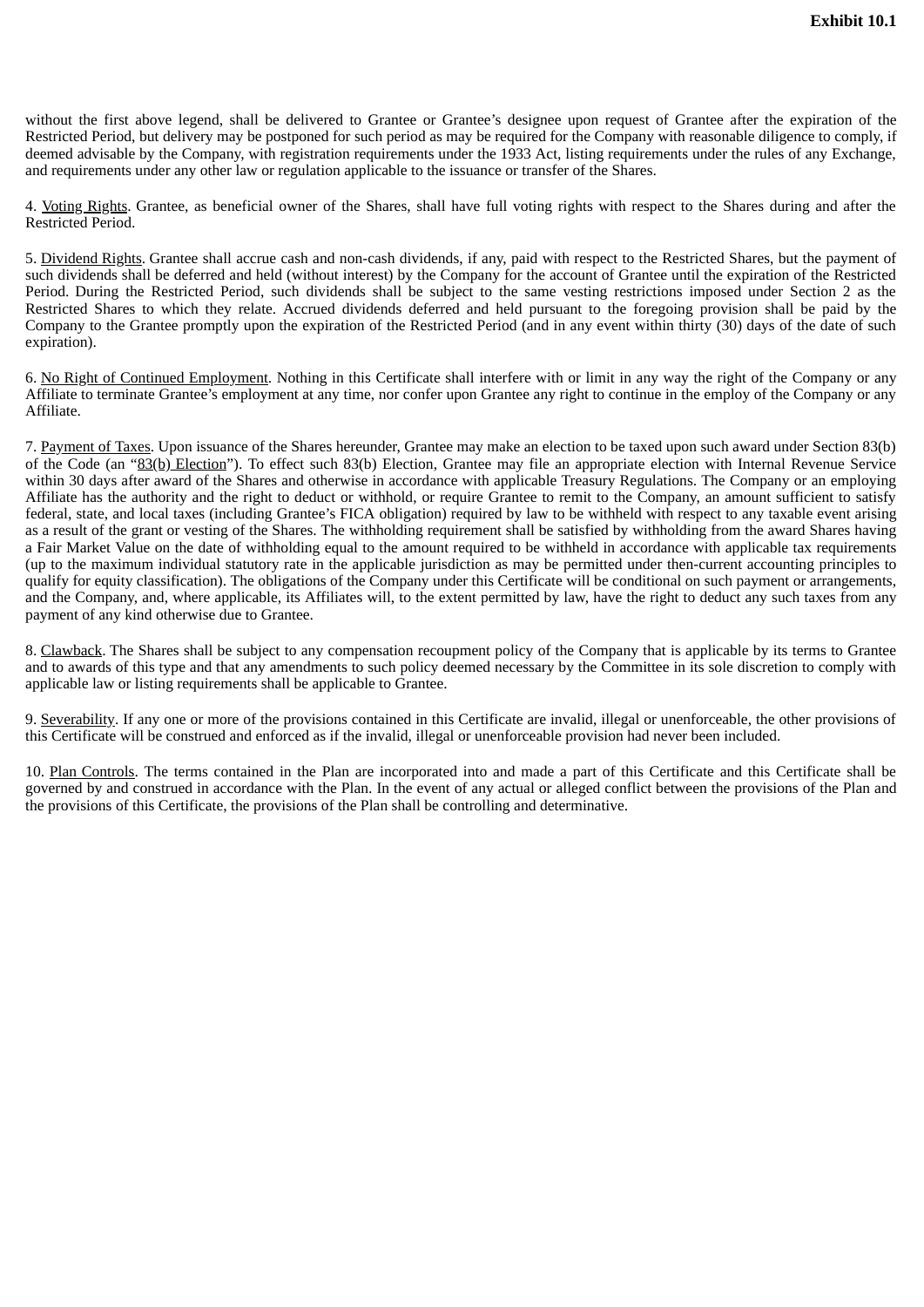without the first above legend, shall be delivered to Grantee or Grantee's designee upon request of Grantee after the expiration of the Restricted Period, but delivery may be postponed for such period as may be required for the Company with reasonable diligence to comply, if deemed advisable by the Company, with registration requirements under the 1933 Act, listing requirements under the rules of any Exchange, and requirements under any other law or regulation applicable to the issuance or transfer of the Shares.

4. Voting Rights. Grantee, as beneficial owner of the Shares, shall have full voting rights with respect to the Shares during and after the Restricted Period.

5. Dividend Rights. Grantee shall accrue cash and non-cash dividends, if any, paid with respect to the Restricted Shares, but the payment of such dividends shall be deferred and held (without interest) by the Company for the account of Grantee until the expiration of the Restricted Period. During the Restricted Period, such dividends shall be subject to the same vesting restrictions imposed under Section 2 as the Restricted Shares to which they relate. Accrued dividends deferred and held pursuant to the foregoing provision shall be paid by the Company to the Grantee promptly upon the expiration of the Restricted Period (and in any event within thirty (30) days of the date of such expiration).

6. No Right of Continued Employment. Nothing in this Certificate shall interfere with or limit in any way the right of the Company or any Affiliate to terminate Grantee's employment at any time, nor confer upon Grantee any right to continue in the employ of the Company or any Affiliate.

7. Payment of Taxes. Upon issuance of the Shares hereunder, Grantee may make an election to be taxed upon such award under Section 83(b) of the Code (an "83(b) Election"). To effect such 83(b) Election, Grantee may file an appropriate election with Internal Revenue Service within 30 days after award of the Shares and otherwise in accordance with applicable Treasury Regulations. The Company or an employing Affiliate has the authority and the right to deduct or withhold, or require Grantee to remit to the Company, an amount sufficient to satisfy federal, state, and local taxes (including Grantee's FICA obligation) required by law to be withheld with respect to any taxable event arising as a result of the grant or vesting of the Shares. The withholding requirement shall be satisfied by withholding from the award Shares having a Fair Market Value on the date of withholding equal to the amount required to be withheld in accordance with applicable tax requirements (up to the maximum individual statutory rate in the applicable jurisdiction as may be permitted under then-current accounting principles to qualify for equity classification). The obligations of the Company under this Certificate will be conditional on such payment or arrangements, and the Company, and, where applicable, its Affiliates will, to the extent permitted by law, have the right to deduct any such taxes from any payment of any kind otherwise due to Grantee.

8. Clawback. The Shares shall be subject to any compensation recoupment policy of the Company that is applicable by its terms to Grantee and to awards of this type and that any amendments to such policy deemed necessary by the Committee in its sole discretion to comply with applicable law or listing requirements shall be applicable to Grantee.

9. Severability. If any one or more of the provisions contained in this Certificate are invalid, illegal or unenforceable, the other provisions of this Certificate will be construed and enforced as if the invalid, illegal or unenforceable provision had never been included.

10. Plan Controls. The terms contained in the Plan are incorporated into and made a part of this Certificate and this Certificate shall be governed by and construed in accordance with the Plan. In the event of any actual or alleged conflict between the provisions of the Plan and the provisions of this Certificate, the provisions of the Plan shall be controlling and determinative.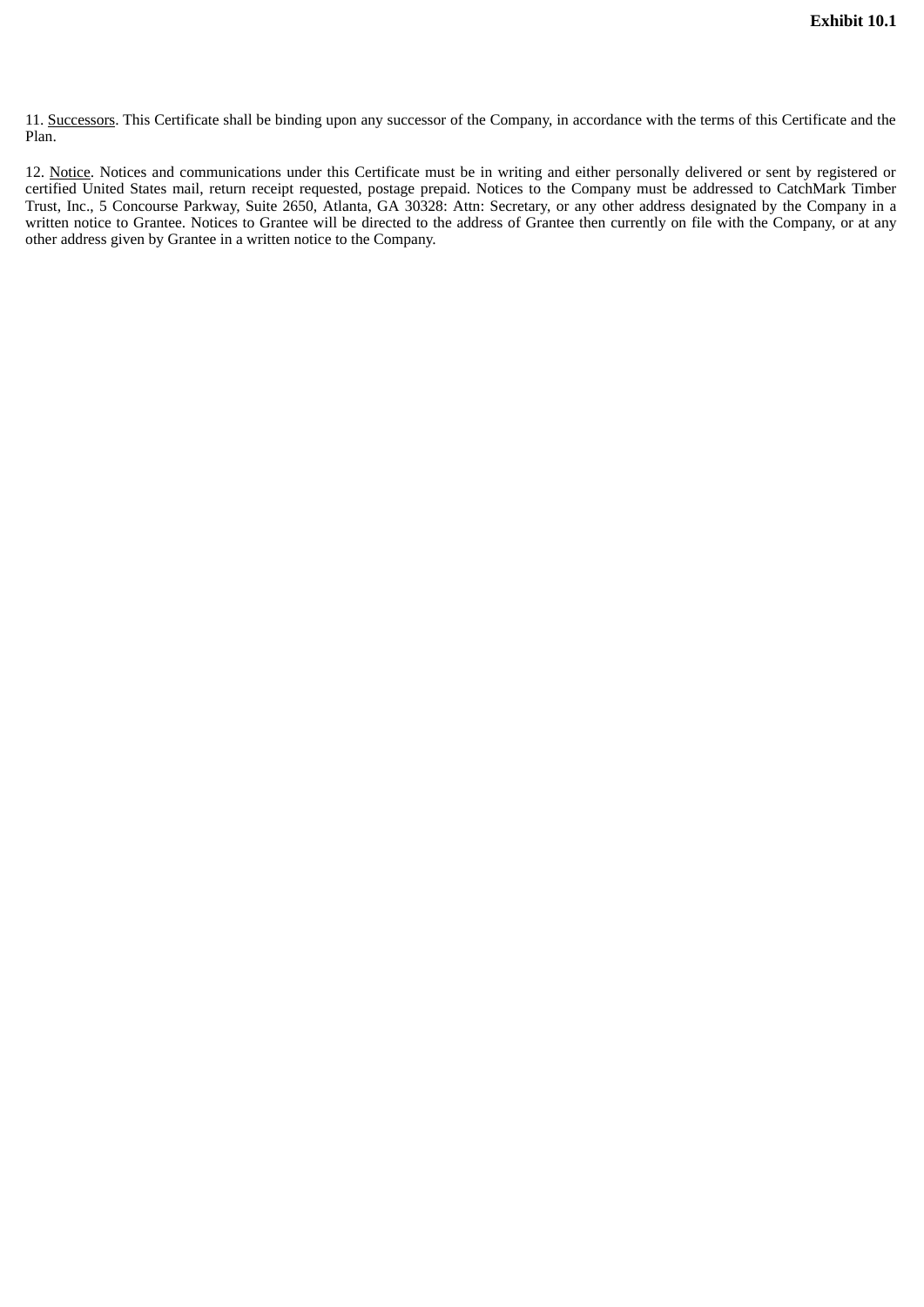**Exhibit 10.1**

11. Successors. This Certificate shall be binding upon any successor of the Company, in accordance with the terms of this Certificate and the Plan.

12. Notice. Notices and communications under this Certificate must be in writing and either personally delivered or sent by registered or certified United States mail, return receipt requested, postage prepaid. Notices to the Company must be addressed to CatchMark Timber Trust, Inc., 5 Concourse Parkway, Suite 2650, Atlanta, GA 30328: Attn: Secretary, or any other address designated by the Company in a written notice to Grantee. Notices to Grantee will be directed to the address of Grantee then currently on file with the Company, or at any other address given by Grantee in a written notice to the Company.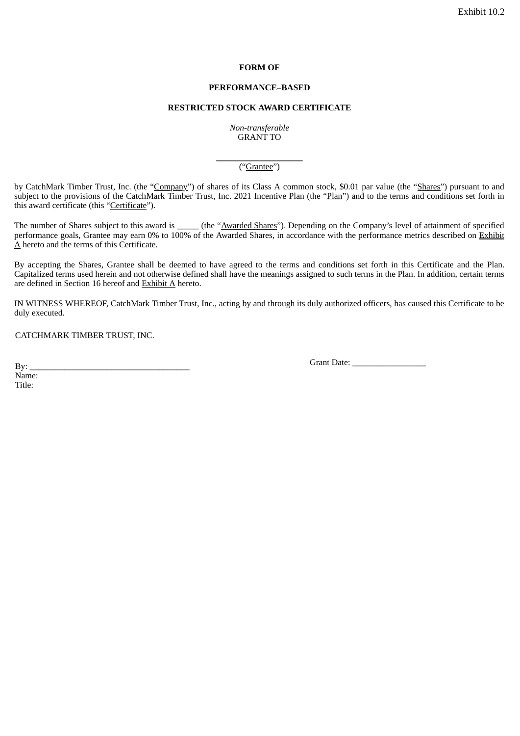Exhibit 10.2

**FORM OF**

**PERFORMANCE–BASED**

**RESTRICTED STOCK AWARD CERTIFICATE**

*Non-transferable*
GRANT TO

____________________
(“Grantee”)

by CatchMark Timber Trust, Inc. (the “Company”) of shares of its Class A common stock, $0.01 par value (the “Shares”) pursuant to and subject to the provisions of the CatchMark Timber Trust, Inc. 2021 Incentive Plan (the “Plan”) and to the terms and conditions set forth in this award certificate (this “Certificate”).

The number of Shares subject to this award is _____ (the “Awarded Shares”). Depending on the Company’s level of attainment of specified performance goals, Grantee may earn 0% to 100% of the Awarded Shares, in accordance with the performance metrics described on Exhibit A hereto and the terms of this Certificate.

By accepting the Shares, Grantee shall be deemed to have agreed to the terms and conditions set forth in this Certificate and the Plan. Capitalized terms used herein and not otherwise defined shall have the meanings assigned to such terms in the Plan. In addition, certain terms are defined in Section 16 hereof and Exhibit A hereto.

IN WITNESS WHEREOF, CatchMark Timber Trust, Inc., acting by and through its duly authorized officers, has caused this Certificate to be duly executed.

CATCHMARK TIMBER TRUST, INC.

By: ___________________________________
Name:
Title:

Grant Date: ________________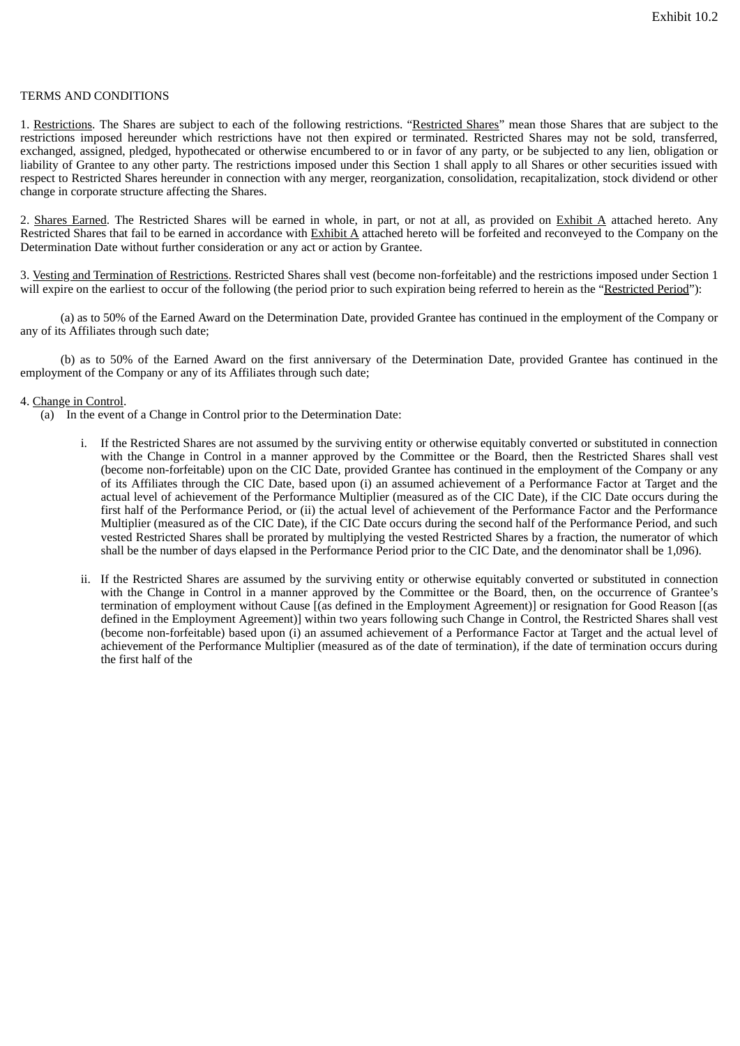Exhibit 10.2

TERMS AND CONDITIONS

1. Restrictions. The Shares are subject to each of the following restrictions. "Restricted Shares" mean those Shares that are subject to the restrictions imposed hereunder which restrictions have not then expired or terminated. Restricted Shares may not be sold, transferred, exchanged, assigned, pledged, hypothecated or otherwise encumbered to or in favor of any party, or be subjected to any lien, obligation or liability of Grantee to any other party. The restrictions imposed under this Section 1 shall apply to all Shares or other securities issued with respect to Restricted Shares hereunder in connection with any merger, reorganization, consolidation, recapitalization, stock dividend or other change in corporate structure affecting the Shares.

2. Shares Earned. The Restricted Shares will be earned in whole, in part, or not at all, as provided on Exhibit A attached hereto. Any Restricted Shares that fail to be earned in accordance with Exhibit A attached hereto will be forfeited and reconveyed to the Company on the Determination Date without further consideration or any act or action by Grantee.

3. Vesting and Termination of Restrictions. Restricted Shares shall vest (become non-forfeitable) and the restrictions imposed under Section 1 will expire on the earliest to occur of the following (the period prior to such expiration being referred to herein as the "Restricted Period"):

(a) as to 50% of the Earned Award on the Determination Date, provided Grantee has continued in the employment of the Company or any of its Affiliates through such date;

(b) as to 50% of the Earned Award on the first anniversary of the Determination Date, provided Grantee has continued in the employment of the Company or any of its Affiliates through such date;

4. Change in Control.

(a) In the event of a Change in Control prior to the Determination Date:

i. If the Restricted Shares are not assumed by the surviving entity or otherwise equitably converted or substituted in connection with the Change in Control in a manner approved by the Committee or the Board, then the Restricted Shares shall vest (become non-forfeitable) upon on the CIC Date, provided Grantee has continued in the employment of the Company or any of its Affiliates through the CIC Date, based upon (i) an assumed achievement of a Performance Factor at Target and the actual level of achievement of the Performance Multiplier (measured as of the CIC Date), if the CIC Date occurs during the first half of the Performance Period, or (ii) the actual level of achievement of the Performance Factor and the Performance Multiplier (measured as of the CIC Date), if the CIC Date occurs during the second half of the Performance Period, and such vested Restricted Shares shall be prorated by multiplying the vested Restricted Shares by a fraction, the numerator of which shall be the number of days elapsed in the Performance Period prior to the CIC Date, and the denominator shall be 1,096).

ii. If the Restricted Shares are assumed by the surviving entity or otherwise equitably converted or substituted in connection with the Change in Control in a manner approved by the Committee or the Board, then, on the occurrence of Grantee's termination of employment without Cause [(as defined in the Employment Agreement)] or resignation for Good Reason [(as defined in the Employment Agreement)] within two years following such Change in Control, the Restricted Shares shall vest (become non-forfeitable) based upon (i) an assumed achievement of a Performance Factor at Target and the actual level of achievement of the Performance Multiplier (measured as of the date of termination), if the date of termination occurs during the first half of the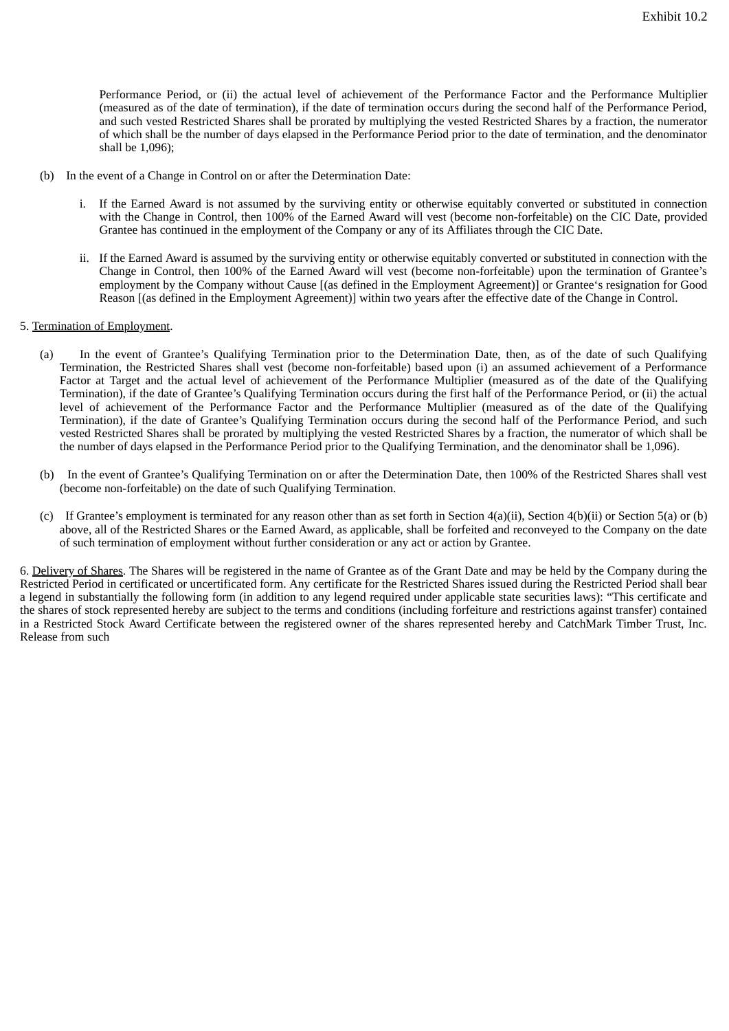Performance Period, or (ii) the actual level of achievement of the Performance Factor and the Performance Multiplier (measured as of the date of termination), if the date of termination occurs during the second half of the Performance Period, and such vested Restricted Shares shall be prorated by multiplying the vested Restricted Shares by a fraction, the numerator of which shall be the number of days elapsed in the Performance Period prior to the date of termination, and the denominator shall be 1,096);

(b) In the event of a Change in Control on or after the Determination Date:

i. If the Earned Award is not assumed by the surviving entity or otherwise equitably converted or substituted in connection with the Change in Control, then 100% of the Earned Award will vest (become non-forfeitable) on the CIC Date, provided Grantee has continued in the employment of the Company or any of its Affiliates through the CIC Date.

ii. If the Earned Award is assumed by the surviving entity or otherwise equitably converted or substituted in connection with the Change in Control, then 100% of the Earned Award will vest (become non-forfeitable) upon the termination of Grantee's employment by the Company without Cause [(as defined in the Employment Agreement)] or Grantee's resignation for Good Reason [(as defined in the Employment Agreement)] within two years after the effective date of the Change in Control.

5. Termination of Employment.

(a) In the event of Grantee's Qualifying Termination prior to the Determination Date, then, as of the date of such Qualifying Termination, the Restricted Shares shall vest (become non-forfeitable) based upon (i) an assumed achievement of a Performance Factor at Target and the actual level of achievement of the Performance Multiplier (measured as of the date of the Qualifying Termination), if the date of Grantee's Qualifying Termination occurs during the first half of the Performance Period, or (ii) the actual level of achievement of the Performance Factor and the Performance Multiplier (measured as of the date of the Qualifying Termination), if the date of Grantee's Qualifying Termination occurs during the second half of the Performance Period, and such vested Restricted Shares shall be prorated by multiplying the vested Restricted Shares by a fraction, the numerator of which shall be the number of days elapsed in the Performance Period prior to the Qualifying Termination, and the denominator shall be 1,096).

(b) In the event of Grantee's Qualifying Termination on or after the Determination Date, then 100% of the Restricted Shares shall vest (become non-forfeitable) on the date of such Qualifying Termination.

(c) If Grantee's employment is terminated for any reason other than as set forth in Section 4(a)(ii), Section 4(b)(ii) or Section 5(a) or (b) above, all of the Restricted Shares or the Earned Award, as applicable, shall be forfeited and reconveyed to the Company on the date of such termination of employment without further consideration or any act or action by Grantee.

6. Delivery of Shares. The Shares will be registered in the name of Grantee as of the Grant Date and may be held by the Company during the Restricted Period in certificated or uncertificated form. Any certificate for the Restricted Shares issued during the Restricted Period shall bear a legend in substantially the following form (in addition to any legend required under applicable state securities laws): "This certificate and the shares of stock represented hereby are subject to the terms and conditions (including forfeiture and restrictions against transfer) contained in a Restricted Stock Award Certificate between the registered owner of the shares represented hereby and CatchMark Timber Trust, Inc. Release from such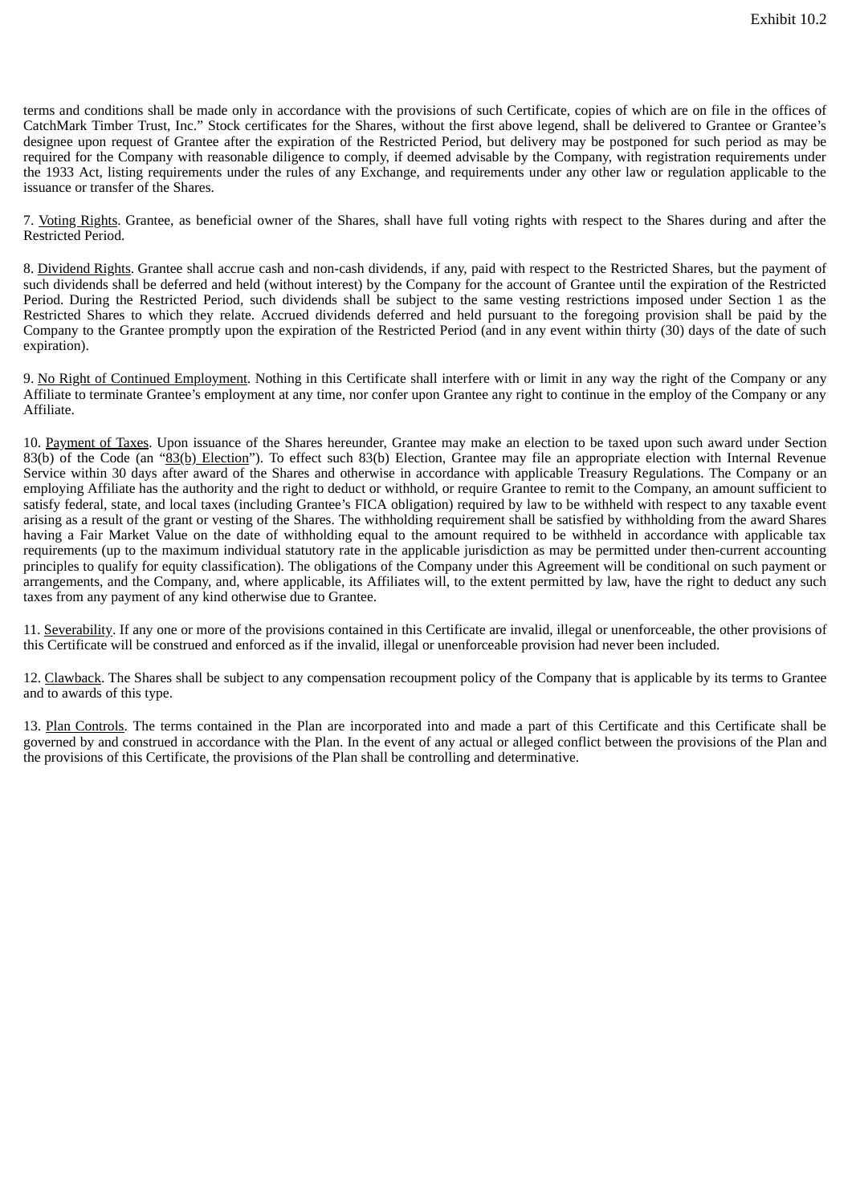terms and conditions shall be made only in accordance with the provisions of such Certificate, copies of which are on file in the offices of CatchMark Timber Trust, Inc." Stock certificates for the Shares, without the first above legend, shall be delivered to Grantee or Grantee's designee upon request of Grantee after the expiration of the Restricted Period, but delivery may be postponed for such period as may be required for the Company with reasonable diligence to comply, if deemed advisable by the Company, with registration requirements under the 1933 Act, listing requirements under the rules of any Exchange, and requirements under any other law or regulation applicable to the issuance or transfer of the Shares.

7. Voting Rights. Grantee, as beneficial owner of the Shares, shall have full voting rights with respect to the Shares during and after the Restricted Period.

8. Dividend Rights. Grantee shall accrue cash and non-cash dividends, if any, paid with respect to the Restricted Shares, but the payment of such dividends shall be deferred and held (without interest) by the Company for the account of Grantee until the expiration of the Restricted Period. During the Restricted Period, such dividends shall be subject to the same vesting restrictions imposed under Section 1 as the Restricted Shares to which they relate. Accrued dividends deferred and held pursuant to the foregoing provision shall be paid by the Company to the Grantee promptly upon the expiration of the Restricted Period (and in any event within thirty (30) days of the date of such expiration).

9. No Right of Continued Employment. Nothing in this Certificate shall interfere with or limit in any way the right of the Company or any Affiliate to terminate Grantee's employment at any time, nor confer upon Grantee any right to continue in the employ of the Company or any Affiliate.

10. Payment of Taxes. Upon issuance of the Shares hereunder, Grantee may make an election to be taxed upon such award under Section 83(b) of the Code (an "83(b) Election"). To effect such 83(b) Election, Grantee may file an appropriate election with Internal Revenue Service within 30 days after award of the Shares and otherwise in accordance with applicable Treasury Regulations. The Company or an employing Affiliate has the authority and the right to deduct or withhold, or require Grantee to remit to the Company, an amount sufficient to satisfy federal, state, and local taxes (including Grantee's FICA obligation) required by law to be withheld with respect to any taxable event arising as a result of the grant or vesting of the Shares. The withholding requirement shall be satisfied by withholding from the award Shares having a Fair Market Value on the date of withholding equal to the amount required to be withheld in accordance with applicable tax requirements (up to the maximum individual statutory rate in the applicable jurisdiction as may be permitted under then-current accounting principles to qualify for equity classification). The obligations of the Company under this Agreement will be conditional on such payment or arrangements, and the Company, and, where applicable, its Affiliates will, to the extent permitted by law, have the right to deduct any such taxes from any payment of any kind otherwise due to Grantee.

11. Severability. If any one or more of the provisions contained in this Certificate are invalid, illegal or unenforceable, the other provisions of this Certificate will be construed and enforced as if the invalid, illegal or unenforceable provision had never been included.

12. Clawback. The Shares shall be subject to any compensation recoupment policy of the Company that is applicable by its terms to Grantee and to awards of this type.

13. Plan Controls. The terms contained in the Plan are incorporated into and made a part of this Certificate and this Certificate shall be governed by and construed in accordance with the Plan. In the event of any actual or alleged conflict between the provisions of the Plan and the provisions of this Certificate, the provisions of the Plan shall be controlling and determinative.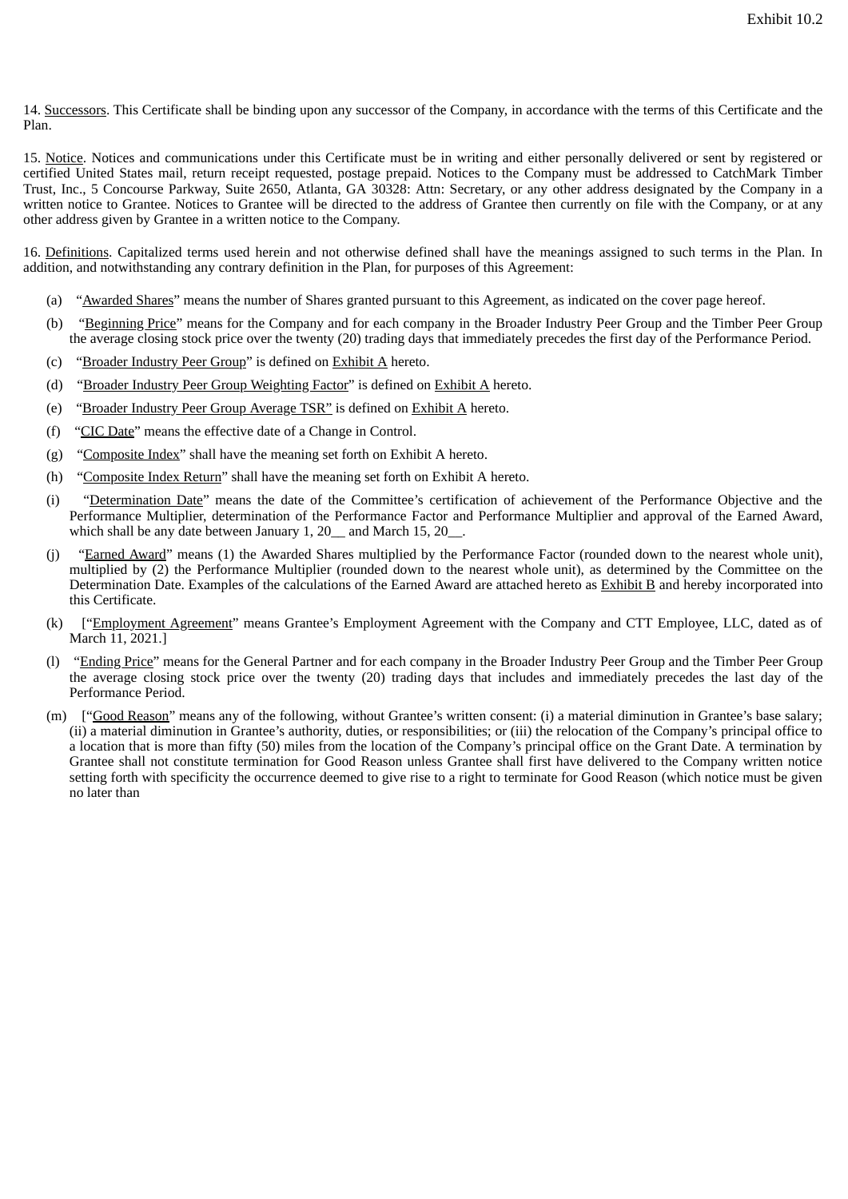14. Successors. This Certificate shall be binding upon any successor of the Company, in accordance with the terms of this Certificate and the Plan.

15. Notice. Notices and communications under this Certificate must be in writing and either personally delivered or sent by registered or certified United States mail, return receipt requested, postage prepaid. Notices to the Company must be addressed to CatchMark Timber Trust, Inc., 5 Concourse Parkway, Suite 2650, Atlanta, GA 30328: Attn: Secretary, or any other address designated by the Company in a written notice to Grantee. Notices to Grantee will be directed to the address of Grantee then currently on file with the Company, or at any other address given by Grantee in a written notice to the Company.

16. Definitions. Capitalized terms used herein and not otherwise defined shall have the meanings assigned to such terms in the Plan. In addition, and notwithstanding any contrary definition in the Plan, for purposes of this Agreement:

(a) "Awarded Shares" means the number of Shares granted pursuant to this Agreement, as indicated on the cover page hereof.

(b) "Beginning Price" means for the Company and for each company in the Broader Industry Peer Group and the Timber Peer Group the average closing stock price over the twenty (20) trading days that immediately precedes the first day of the Performance Period.

(c) "Broader Industry Peer Group" is defined on Exhibit A hereto.

(d) "Broader Industry Peer Group Weighting Factor" is defined on Exhibit A hereto.

(e) "Broader Industry Peer Group Average TSR" is defined on Exhibit A hereto.

(f) "CIC Date" means the effective date of a Change in Control.

(g) "Composite Index" shall have the meaning set forth on Exhibit A hereto.

(h) "Composite Index Return" shall have the meaning set forth on Exhibit A hereto.

(i) "Determination Date" means the date of the Committee's certification of achievement of the Performance Objective and the Performance Multiplier, determination of the Performance Factor and Performance Multiplier and approval of the Earned Award, which shall be any date between January 1, 20__ and March 15, 20__.

(j) "Earned Award" means (1) the Awarded Shares multiplied by the Performance Factor (rounded down to the nearest whole unit), multiplied by (2) the Performance Multiplier (rounded down to the nearest whole unit), as determined by the Committee on the Determination Date. Examples of the calculations of the Earned Award are attached hereto as Exhibit B and hereby incorporated into this Certificate.

(k) ["Employment Agreement" means Grantee's Employment Agreement with the Company and CTT Employee, LLC, dated as of March 11, 2021.]

(l) "Ending Price" means for the General Partner and for each company in the Broader Industry Peer Group and the Timber Peer Group the average closing stock price over the twenty (20) trading days that includes and immediately precedes the last day of the Performance Period.

(m) ["Good Reason" means any of the following, without Grantee's written consent: (i) a material diminution in Grantee's base salary; (ii) a material diminution in Grantee's authority, duties, or responsibilities; or (iii) the relocation of the Company's principal office to a location that is more than fifty (50) miles from the location of the Company's principal office on the Grant Date. A termination by Grantee shall not constitute termination for Good Reason unless Grantee shall first have delivered to the Company written notice setting forth with specificity the occurrence deemed to give rise to a right to terminate for Good Reason (which notice must be given no later than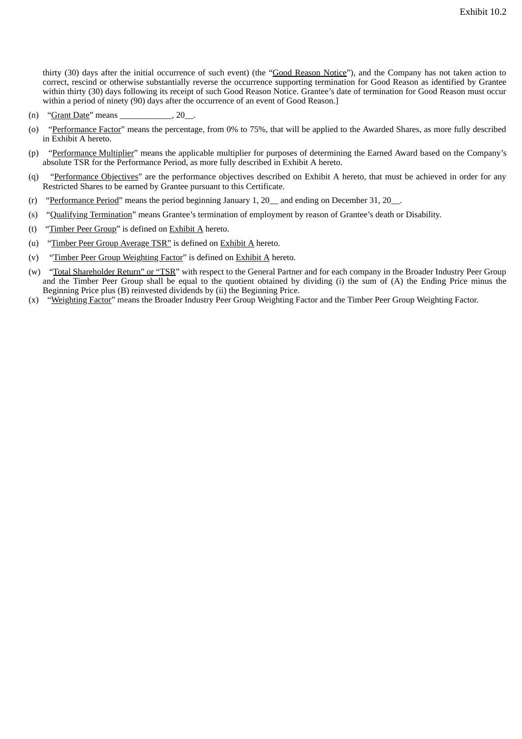thirty (30) days after the initial occurrence of such event) (the "Good Reason Notice"), and the Company has not taken action to correct, rescind or otherwise substantially reverse the occurrence supporting termination for Good Reason as identified by Grantee within thirty (30) days following its receipt of such Good Reason Notice. Grantee's date of termination for Good Reason must occur within a period of ninety (90) days after the occurrence of an event of Good Reason.]

(n) "Grant Date" means ____________, 20__.

(o) "Performance Factor" means the percentage, from 0% to 75%, that will be applied to the Awarded Shares, as more fully described in Exhibit A hereto.

(p) "Performance Multiplier" means the applicable multiplier for purposes of determining the Earned Award based on the Company's absolute TSR for the Performance Period, as more fully described in Exhibit A hereto.

(q) "Performance Objectives" are the performance objectives described on Exhibit A hereto, that must be achieved in order for any Restricted Shares to be earned by Grantee pursuant to this Certificate.

(r) "Performance Period" means the period beginning January 1, 20__ and ending on December 31, 20__.

(s) "Qualifying Termination" means Grantee's termination of employment by reason of Grantee's death or Disability.

(t) "Timber Peer Group" is defined on Exhibit A hereto.

(u) "Timber Peer Group Average TSR" is defined on Exhibit A hereto.

(v) "Timber Peer Group Weighting Factor" is defined on Exhibit A hereto.

(w) "Total Shareholder Return" or "TSR" with respect to the General Partner and for each company in the Broader Industry Peer Group and the Timber Peer Group shall be equal to the quotient obtained by dividing (i) the sum of (A) the Ending Price minus the Beginning Price plus (B) reinvested dividends by (ii) the Beginning Price.

(x) "Weighting Factor" means the Broader Industry Peer Group Weighting Factor and the Timber Peer Group Weighting Factor.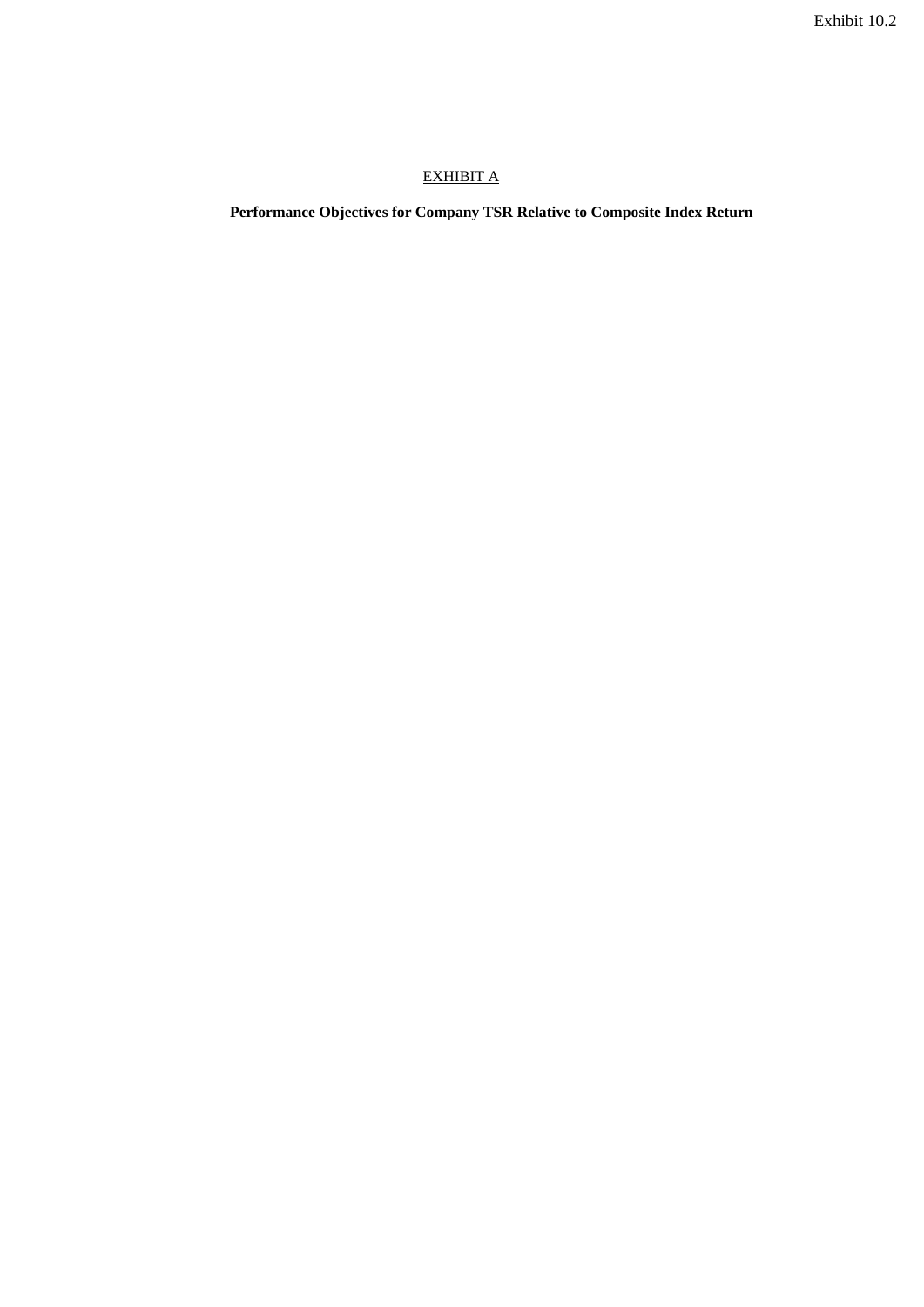EXHIBIT A

**Performance Objectives for Company TSR Relative to Composite Index Return**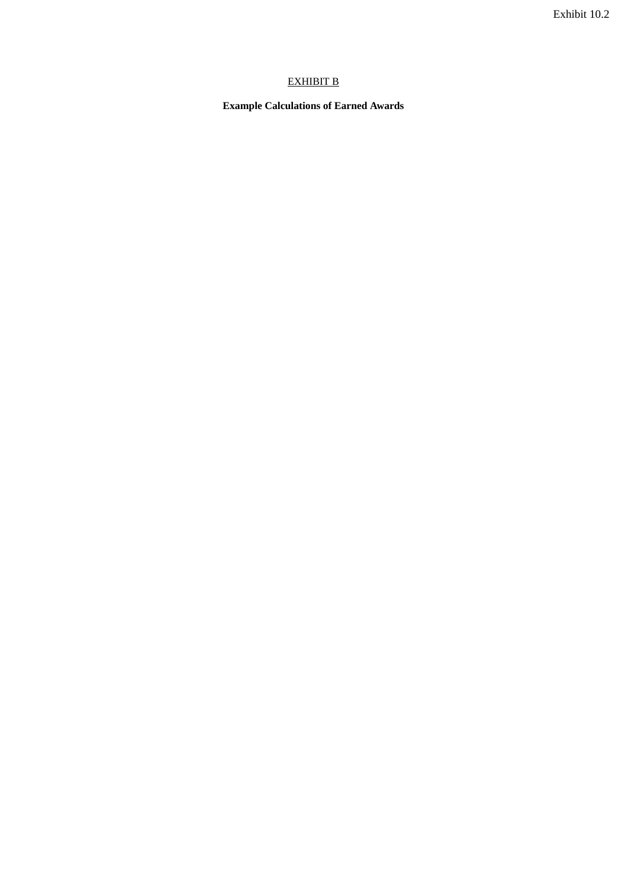Exhibit 10.2

# EXHIBIT B

**Example Calculations of Earned Awards**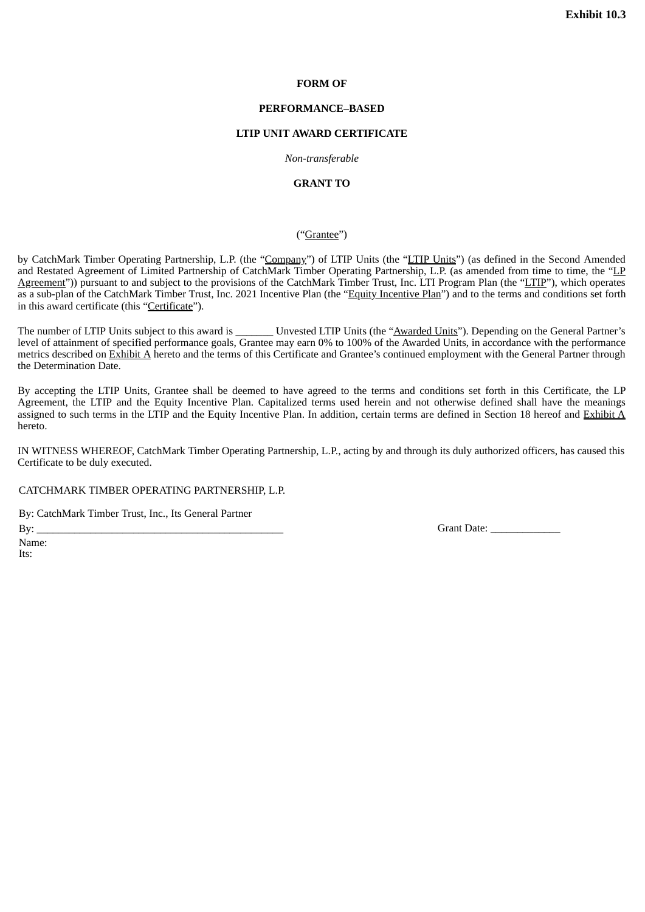**Exhibit 10.3**

**FORM OF**

**PERFORMANCE–BASED**

**LTIP UNIT AWARD CERTIFICATE**

*Non-transferable*

**GRANT TO**

(“Grantee”)

by CatchMark Timber Operating Partnership, L.P. (the “Company”) of LTIP Units (the “LTIP Units”) (as defined in the Second Amended and Restated Agreement of Limited Partnership of CatchMark Timber Operating Partnership, L.P. (as amended from time to time, the “LP Agreement”)) pursuant to and subject to the provisions of the CatchMark Timber Trust, Inc. LTI Program Plan (the “LTIP”), which operates as a sub-plan of the CatchMark Timber Trust, Inc. 2021 Incentive Plan (the “Equity Incentive Plan”) and to the terms and conditions set forth in this award certificate (this “Certificate”).

The number of LTIP Units subject to this award is _______ Unvested LTIP Units (the “Awarded Units”). Depending on the General Partner’s level of attainment of specified performance goals, Grantee may earn 0% to 100% of the Awarded Units, in accordance with the performance metrics described on Exhibit A hereto and the terms of this Certificate and Grantee’s continued employment with the General Partner through the Determination Date.

By accepting the LTIP Units, Grantee shall be deemed to have agreed to the terms and conditions set forth in this Certificate, the LP Agreement, the LTIP and the Equity Incentive Plan. Capitalized terms used herein and not otherwise defined shall have the meanings assigned to such terms in the LTIP and the Equity Incentive Plan. In addition, certain terms are defined in Section 18 hereof and Exhibit A hereto.

IN WITNESS WHEREOF, CatchMark Timber Operating Partnership, L.P., acting by and through its duly authorized officers, has caused this Certificate to be duly executed.

CATCHMARK TIMBER OPERATING PARTNERSHIP, L.P.

By: CatchMark Timber Trust, Inc., Its General Partner

By: _____________________________________________ Grant Date: _____________

Name:
Its: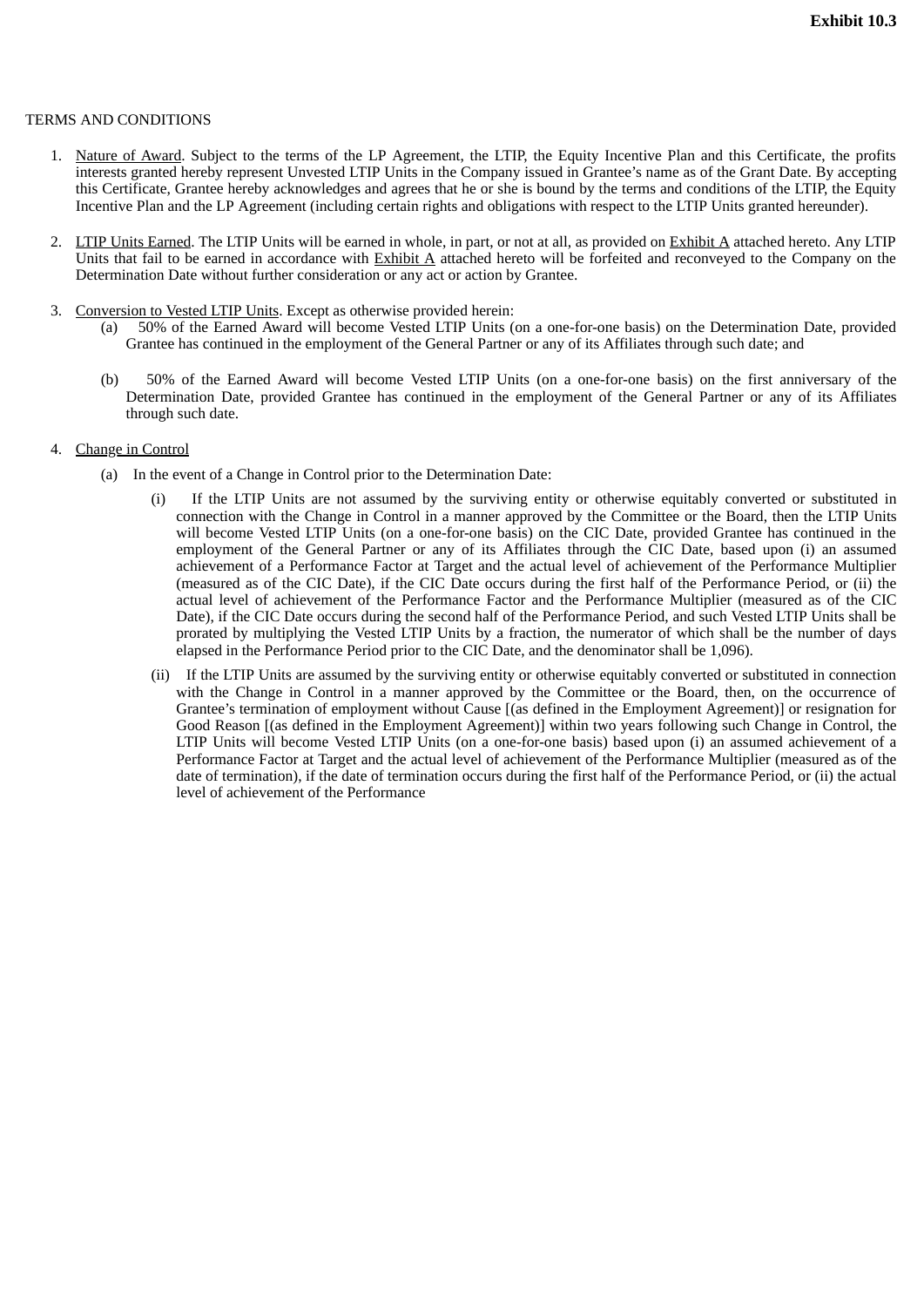**Exhibit 10.3**

TERMS AND CONDITIONS

1. Nature of Award. Subject to the terms of the LP Agreement, the LTIP, the Equity Incentive Plan and this Certificate, the profits interests granted hereby represent Unvested LTIP Units in the Company issued in Grantee's name as of the Grant Date. By accepting this Certificate, Grantee hereby acknowledges and agrees that he or she is bound by the terms and conditions of the LTIP, the Equity Incentive Plan and the LP Agreement (including certain rights and obligations with respect to the LTIP Units granted hereunder).

2. LTIP Units Earned. The LTIP Units will be earned in whole, in part, or not at all, as provided on Exhibit A attached hereto. Any LTIP Units that fail to be earned in accordance with Exhibit A attached hereto will be forfeited and reconveyed to the Company on the Determination Date without further consideration or any act or action by Grantee.

3. Conversion to Vested LTIP Units. Except as otherwise provided herein:

   (a) 50% of the Earned Award will become Vested LTIP Units (on a one-for-one basis) on the Determination Date, provided Grantee has continued in the employment of the General Partner or any of its Affiliates through such date; and

   (b) 50% of the Earned Award will become Vested LTIP Units (on a one-for-one basis) on the first anniversary of the Determination Date, provided Grantee has continued in the employment of the General Partner or any of its Affiliates through such date.

4. Change in Control

   (a) In the event of a Change in Control prior to the Determination Date:

      (i) If the LTIP Units are not assumed by the surviving entity or otherwise equitably converted or substituted in connection with the Change in Control in a manner approved by the Committee or the Board, then the LTIP Units will become Vested LTIP Units (on a one-for-one basis) on the CIC Date, provided Grantee has continued in the employment of the General Partner or any of its Affiliates through the CIC Date, based upon (i) an assumed achievement of a Performance Factor at Target and the actual level of achievement of the Performance Multiplier (measured as of the CIC Date), if the CIC Date occurs during the first half of the Performance Period, or (ii) the actual level of achievement of the Performance Factor and the Performance Multiplier (measured as of the CIC Date), if the CIC Date occurs during the second half of the Performance Period, and such Vested LTIP Units shall be prorated by multiplying the Vested LTIP Units by a fraction, the numerator of which shall be the number of days elapsed in the Performance Period prior to the CIC Date, and the denominator shall be 1,096).

      (ii) If the LTIP Units are assumed by the surviving entity or otherwise equitably converted or substituted in connection with the Change in Control in a manner approved by the Committee or the Board, then, on the occurrence of Grantee's termination of employment without Cause [(as defined in the Employment Agreement)] or resignation for Good Reason [(as defined in the Employment Agreement)] within two years following such Change in Control, the LTIP Units will become Vested LTIP Units (on a one-for-one basis) based upon (i) an assumed achievement of a Performance Factor at Target and the actual level of achievement of the Performance Multiplier (measured as of the date of termination), if the date of termination occurs during the first half of the Performance Period, or (ii) the actual level of achievement of the Performance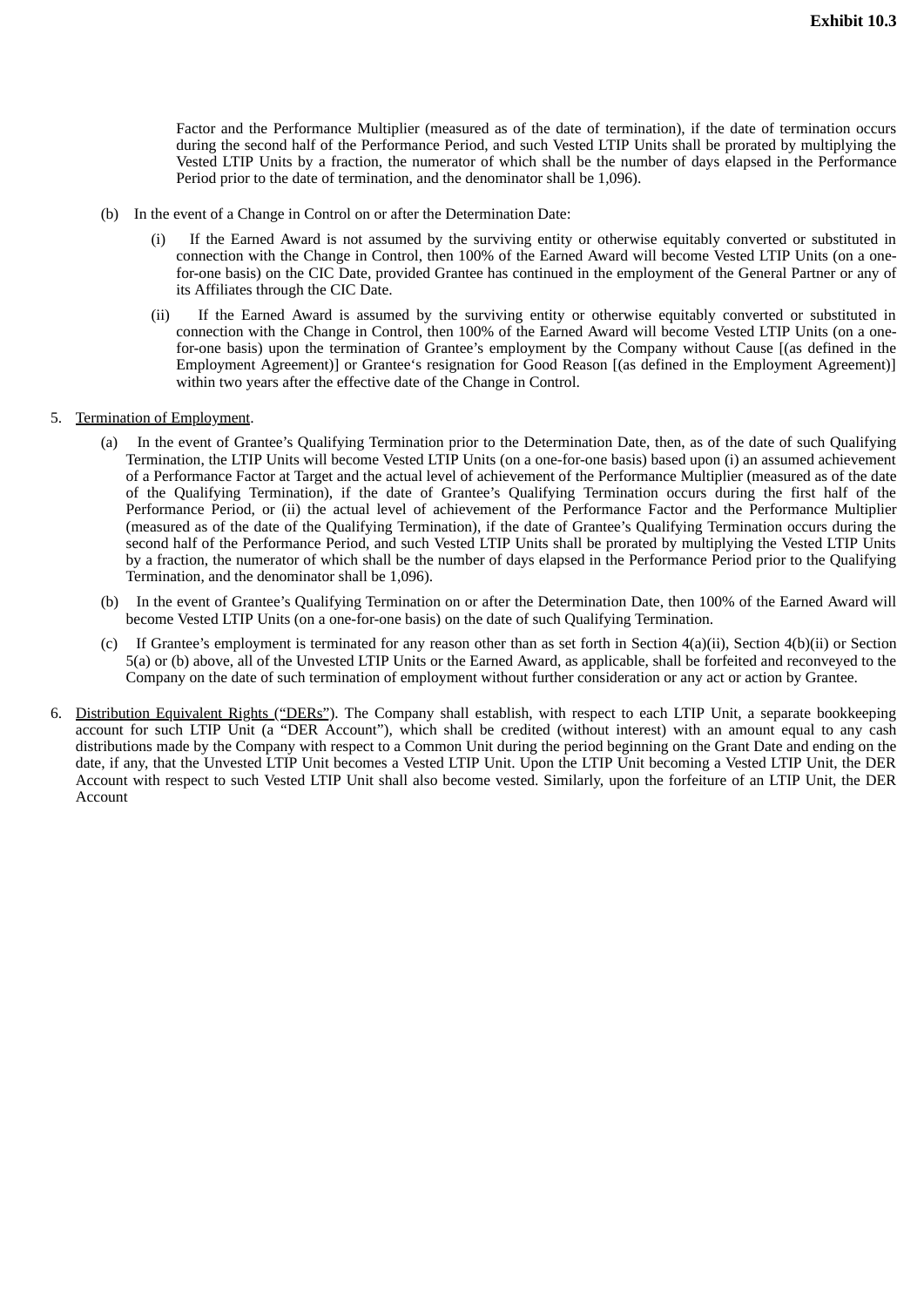Factor and the Performance Multiplier (measured as of the date of termination), if the date of termination occurs during the second half of the Performance Period, and such Vested LTIP Units shall be prorated by multiplying the Vested LTIP Units by a fraction, the numerator of which shall be the number of days elapsed in the Performance Period prior to the date of termination, and the denominator shall be 1,096).

(b) In the event of a Change in Control on or after the Determination Date:

(i) If the Earned Award is not assumed by the surviving entity or otherwise equitably converted or substituted in connection with the Change in Control, then 100% of the Earned Award will become Vested LTIP Units (on a one-for-one basis) on the CIC Date, provided Grantee has continued in the employment of the General Partner or any of its Affiliates through the CIC Date.

(ii) If the Earned Award is assumed by the surviving entity or otherwise equitably converted or substituted in connection with the Change in Control, then 100% of the Earned Award will become Vested LTIP Units (on a one-for-one basis) upon the termination of Grantee's employment by the Company without Cause [(as defined in the Employment Agreement)] or Grantee's resignation for Good Reason [(as defined in the Employment Agreement)] within two years after the effective date of the Change in Control.

5. Termination of Employment.

(a) In the event of Grantee's Qualifying Termination prior to the Determination Date, then, as of the date of such Qualifying Termination, the LTIP Units will become Vested LTIP Units (on a one-for-one basis) based upon (i) an assumed achievement of a Performance Factor at Target and the actual level of achievement of the Performance Multiplier (measured as of the date of the Qualifying Termination), if the date of Grantee's Qualifying Termination occurs during the first half of the Performance Period, or (ii) the actual level of achievement of the Performance Factor and the Performance Multiplier (measured as of the date of the Qualifying Termination), if the date of Grantee's Qualifying Termination occurs during the second half of the Performance Period, and such Vested LTIP Units shall be prorated by multiplying the Vested LTIP Units by a fraction, the numerator of which shall be the number of days elapsed in the Performance Period prior to the Qualifying Termination, and the denominator shall be 1,096).

(b) In the event of Grantee's Qualifying Termination on or after the Determination Date, then 100% of the Earned Award will become Vested LTIP Units (on a one-for-one basis) on the date of such Qualifying Termination.

(c) If Grantee's employment is terminated for any reason other than as set forth in Section 4(a)(ii), Section 4(b)(ii) or Section 5(a) or (b) above, all of the Unvested LTIP Units or the Earned Award, as applicable, shall be forfeited and reconveyed to the Company on the date of such termination of employment without further consideration or any act or action by Grantee.

6. Distribution Equivalent Rights ("DERs"). The Company shall establish, with respect to each LTIP Unit, a separate bookkeeping account for such LTIP Unit (a "DER Account"), which shall be credited (without interest) with an amount equal to any cash distributions made by the Company with respect to a Common Unit during the period beginning on the Grant Date and ending on the date, if any, that the Unvested LTIP Unit becomes a Vested LTIP Unit. Upon the LTIP Unit becoming a Vested LTIP Unit, the DER Account with respect to such Vested LTIP Unit shall also become vested. Similarly, upon the forfeiture of an LTIP Unit, the DER Account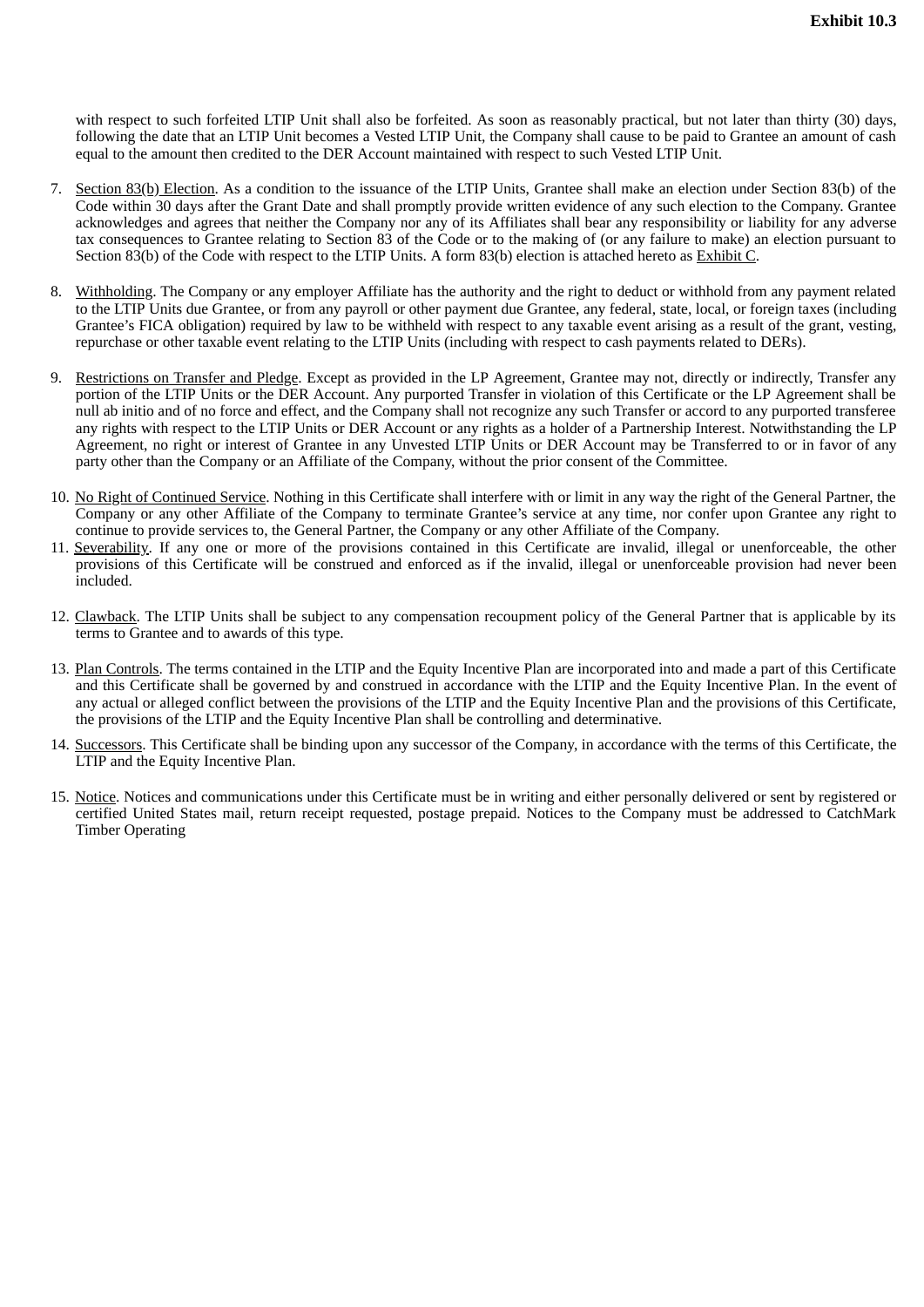with respect to such forfeited LTIP Unit shall also be forfeited. As soon as reasonably practical, but not later than thirty (30) days, following the date that an LTIP Unit becomes a Vested LTIP Unit, the Company shall cause to be paid to Grantee an amount of cash equal to the amount then credited to the DER Account maintained with respect to such Vested LTIP Unit.

7. Section 83(b) Election. As a condition to the issuance of the LTIP Units, Grantee shall make an election under Section 83(b) of the Code within 30 days after the Grant Date and shall promptly provide written evidence of any such election to the Company. Grantee acknowledges and agrees that neither the Company nor any of its Affiliates shall bear any responsibility or liability for any adverse tax consequences to Grantee relating to Section 83 of the Code or to the making of (or any failure to make) an election pursuant to Section 83(b) of the Code with respect to the LTIP Units. A form 83(b) election is attached hereto as Exhibit C.

8. Withholding. The Company or any employer Affiliate has the authority and the right to deduct or withhold from any payment related to the LTIP Units due Grantee, or from any payroll or other payment due Grantee, any federal, state, local, or foreign taxes (including Grantee's FICA obligation) required by law to be withheld with respect to any taxable event arising as a result of the grant, vesting, repurchase or other taxable event relating to the LTIP Units (including with respect to cash payments related to DERs).

9. Restrictions on Transfer and Pledge. Except as provided in the LP Agreement, Grantee may not, directly or indirectly, Transfer any portion of the LTIP Units or the DER Account. Any purported Transfer in violation of this Certificate or the LP Agreement shall be null ab initio and of no force and effect, and the Company shall not recognize any such Transfer or accord to any purported transferee any rights with respect to the LTIP Units or DER Account or any rights as a holder of a Partnership Interest. Notwithstanding the LP Agreement, no right or interest of Grantee in any Unvested LTIP Units or DER Account may be Transferred to or in favor of any party other than the Company or an Affiliate of the Company, without the prior consent of the Committee.

10. No Right of Continued Service. Nothing in this Certificate shall interfere with or limit in any way the right of the General Partner, the Company or any other Affiliate of the Company to terminate Grantee's service at any time, nor confer upon Grantee any right to continue to provide services to, the General Partner, the Company or any other Affiliate of the Company.

11. Severability. If any one or more of the provisions contained in this Certificate are invalid, illegal or unenforceable, the other provisions of this Certificate will be construed and enforced as if the invalid, illegal or unenforceable provision had never been included.

12. Clawback. The LTIP Units shall be subject to any compensation recoupment policy of the General Partner that is applicable by its terms to Grantee and to awards of this type.

13. Plan Controls. The terms contained in the LTIP and the Equity Incentive Plan are incorporated into and made a part of this Certificate and this Certificate shall be governed by and construed in accordance with the LTIP and the Equity Incentive Plan. In the event of any actual or alleged conflict between the provisions of the LTIP and the Equity Incentive Plan and the provisions of this Certificate, the provisions of the LTIP and the Equity Incentive Plan shall be controlling and determinative.

14. Successors. This Certificate shall be binding upon any successor of the Company, in accordance with the terms of this Certificate, the LTIP and the Equity Incentive Plan.

15. Notice. Notices and communications under this Certificate must be in writing and either personally delivered or sent by registered or certified United States mail, return receipt requested, postage prepaid. Notices to the Company must be addressed to CatchMark Timber Operating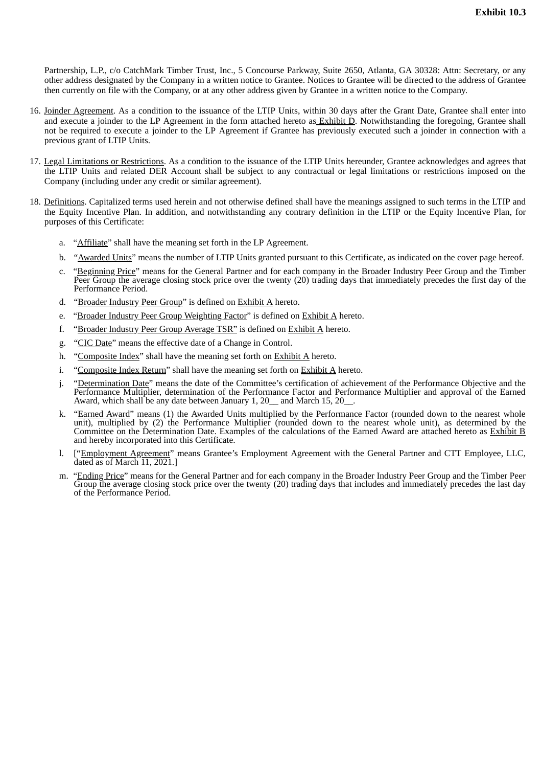Partnership, L.P., c/o CatchMark Timber Trust, Inc., 5 Concourse Parkway, Suite 2650, Atlanta, GA 30328: Attn: Secretary, or any other address designated by the Company in a written notice to Grantee. Notices to Grantee will be directed to the address of Grantee then currently on file with the Company, or at any other address given by Grantee in a written notice to the Company.

16. Joinder Agreement. As a condition to the issuance of the LTIP Units, within 30 days after the Grant Date, Grantee shall enter into and execute a joinder to the LP Agreement in the form attached hereto as Exhibit D. Notwithstanding the foregoing, Grantee shall not be required to execute a joinder to the LP Agreement if Grantee has previously executed such a joinder in connection with a previous grant of LTIP Units.

17. Legal Limitations or Restrictions. As a condition to the issuance of the LTIP Units hereunder, Grantee acknowledges and agrees that the LTIP Units and related DER Account shall be subject to any contractual or legal limitations or restrictions imposed on the Company (including under any credit or similar agreement).

18. Definitions. Capitalized terms used herein and not otherwise defined shall have the meanings assigned to such terms in the LTIP and the Equity Incentive Plan. In addition, and notwithstanding any contrary definition in the LTIP or the Equity Incentive Plan, for purposes of this Certificate:

    a. "Affiliate" shall have the meaning set forth in the LP Agreement.

    b. "Awarded Units" means the number of LTIP Units granted pursuant to this Certificate, as indicated on the cover page hereof.

    c. "Beginning Price" means for the General Partner and for each company in the Broader Industry Peer Group and the Timber Peer Group the average closing stock price over the twenty (20) trading days that immediately precedes the first day of the Performance Period.

    d. "Broader Industry Peer Group" is defined on Exhibit A hereto.

    e. "Broader Industry Peer Group Weighting Factor" is defined on Exhibit A hereto.

    f. "Broader Industry Peer Group Average TSR" is defined on Exhibit A hereto.

    g. "CIC Date" means the effective date of a Change in Control.

    h. "Composite Index" shall have the meaning set forth on Exhibit A hereto.

    i. "Composite Index Return" shall have the meaning set forth on Exhibit A hereto.

    j. "Determination Date" means the date of the Committee's certification of achievement of the Performance Objective and the Performance Multiplier, determination of the Performance Factor and Performance Multiplier and approval of the Earned Award, which shall be any date between January 1, 20__ and March 15, 20__.

    k. "Earned Award" means (1) the Awarded Units multiplied by the Performance Factor (rounded down to the nearest whole unit), multiplied by (2) the Performance Multiplier (rounded down to the nearest whole unit), as determined by the Committee on the Determination Date. Examples of the calculations of the Earned Award are attached hereto as Exhibit B and hereby incorporated into this Certificate.

    l. ["Employment Agreement" means Grantee's Employment Agreement with the General Partner and CTT Employee, LLC, dated as of March 11, 2021.]

    m. "Ending Price" means for the General Partner and for each company in the Broader Industry Peer Group and the Timber Peer Group the average closing stock price over the twenty (20) trading days that includes and immediately precedes the last day of the Performance Period.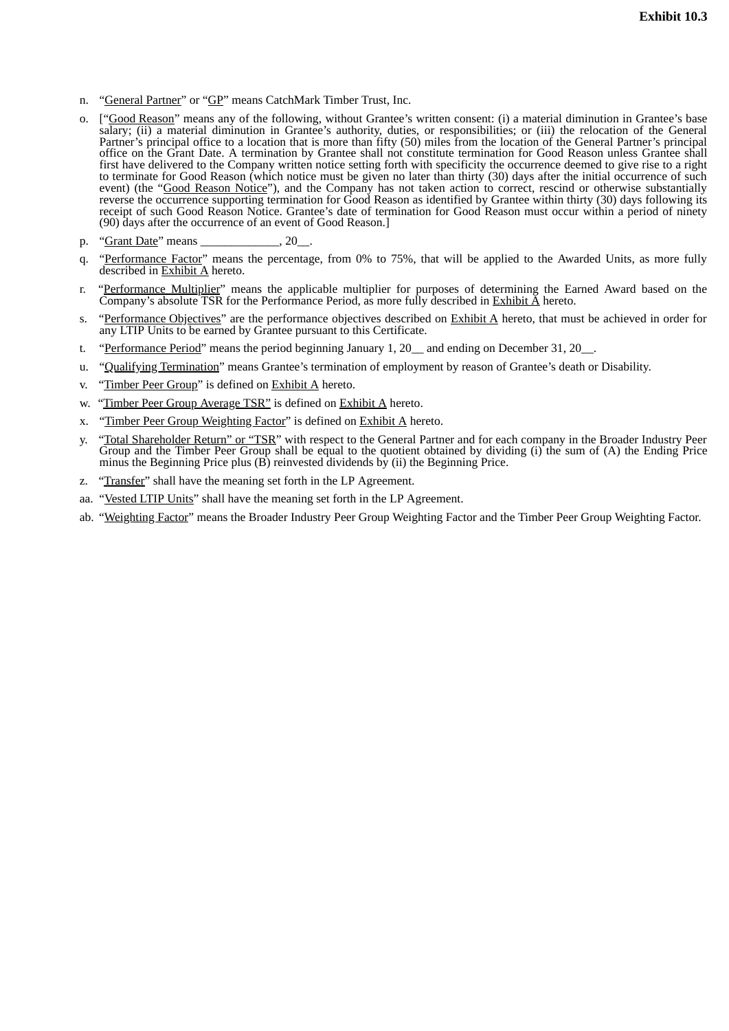n. "General Partner" or "GP" means CatchMark Timber Trust, Inc.

o. ["Good Reason" means any of the following, without Grantee's written consent: (i) a material diminution in Grantee's base salary; (ii) a material diminution in Grantee's authority, duties, or responsibilities; or (iii) the relocation of the General Partner's principal office to a location that is more than fifty (50) miles from the location of the General Partner's principal office on the Grant Date. A termination by Grantee shall not constitute termination for Good Reason unless Grantee shall first have delivered to the Company written notice setting forth with specificity the occurrence deemed to give rise to a right to terminate for Good Reason (which notice must be given no later than thirty (30) days after the initial occurrence of such event) (the "Good Reason Notice"), and the Company has not taken action to correct, rescind or otherwise substantially reverse the occurrence supporting termination for Good Reason as identified by Grantee within thirty (30) days following its receipt of such Good Reason Notice. Grantee's date of termination for Good Reason must occur within a period of ninety (90) days after the occurrence of an event of Good Reason.]

p. "Grant Date" means _____________, 20__.

q. "Performance Factor" means the percentage, from 0% to 75%, that will be applied to the Awarded Units, as more fully described in Exhibit A hereto.

r. "Performance Multiplier" means the applicable multiplier for purposes of determining the Earned Award based on the Company's absolute TSR for the Performance Period, as more fully described in Exhibit A hereto.

s. "Performance Objectives" are the performance objectives described on Exhibit A hereto, that must be achieved in order for any LTIP Units to be earned by Grantee pursuant to this Certificate.

t. "Performance Period" means the period beginning January 1, 20__ and ending on December 31, 20__.

u. "Qualifying Termination" means Grantee's termination of employment by reason of Grantee's death or Disability.

v. "Timber Peer Group" is defined on Exhibit A hereto.

w. "Timber Peer Group Average TSR" is defined on Exhibit A hereto.

x. "Timber Peer Group Weighting Factor" is defined on Exhibit A hereto.

y. "Total Shareholder Return" or "TSR" with respect to the General Partner and for each company in the Broader Industry Peer Group and the Timber Peer Group shall be equal to the quotient obtained by dividing (i) the sum of (A) the Ending Price minus the Beginning Price plus (B) reinvested dividends by (ii) the Beginning Price.

z. "Transfer" shall have the meaning set forth in the LP Agreement.

aa. "Vested LTIP Units" shall have the meaning set forth in the LP Agreement.

ab. "Weighting Factor" means the Broader Industry Peer Group Weighting Factor and the Timber Peer Group Weighting Factor.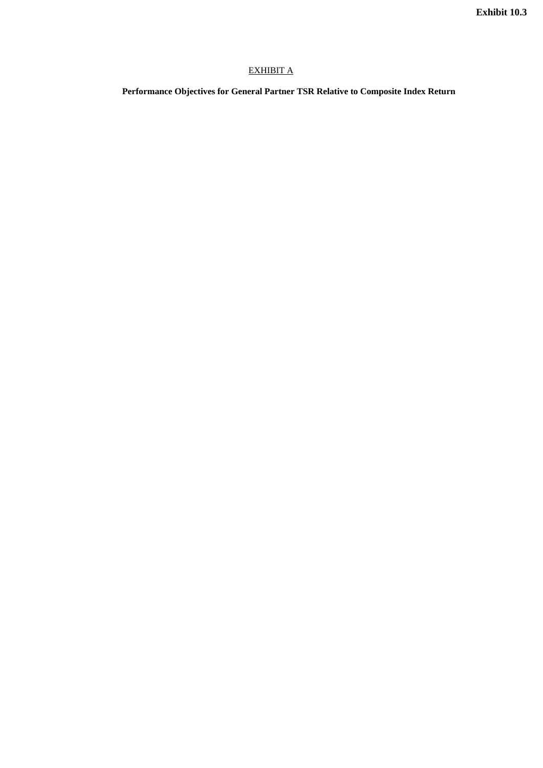**Exhibit 10.3**

EXHIBIT A

**Performance Objectives for General Partner TSR Relative to Composite Index Return**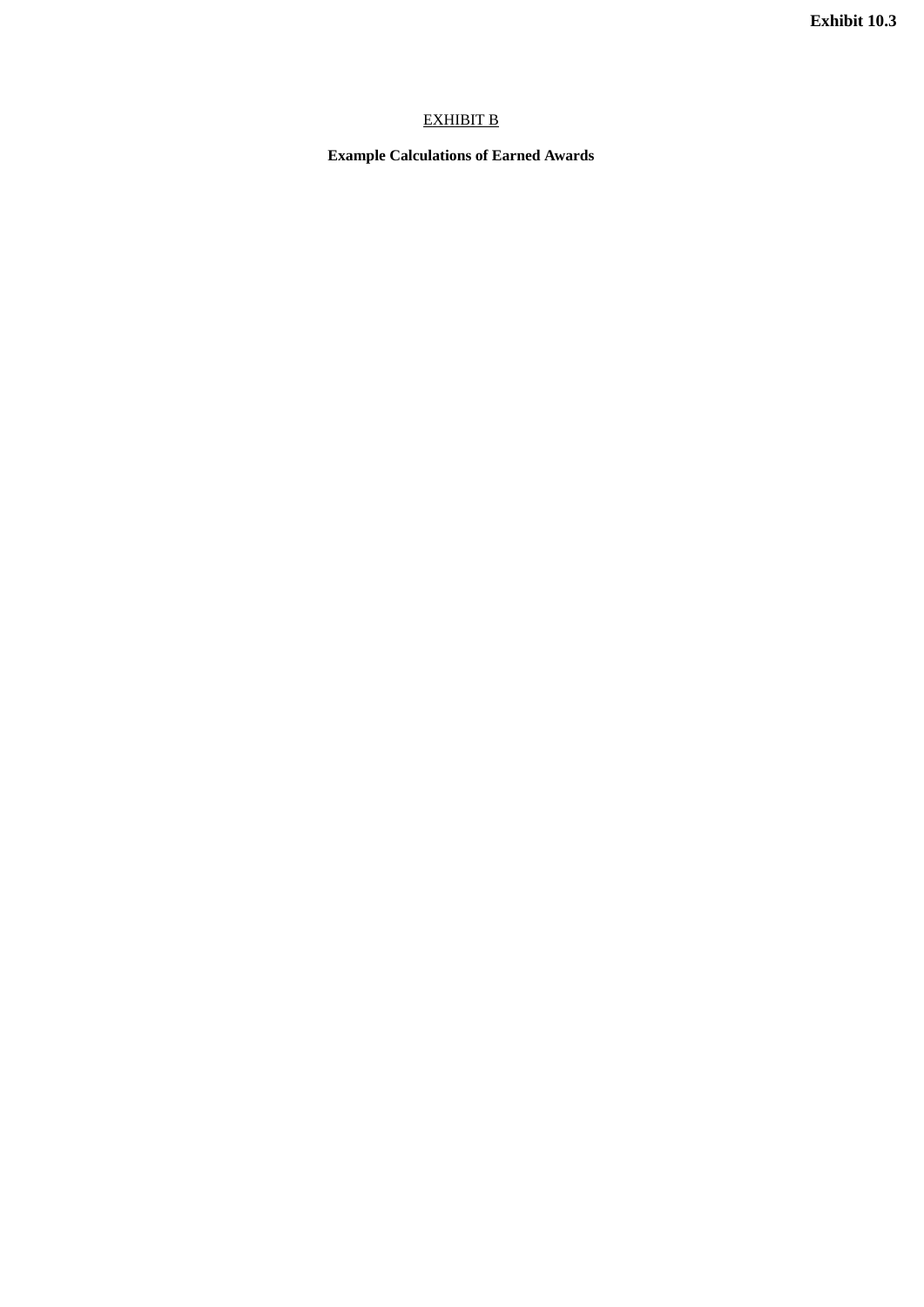**Exhibit 10.3**

<u>EXHIBIT B</u>

**Example Calculations of Earned Awards**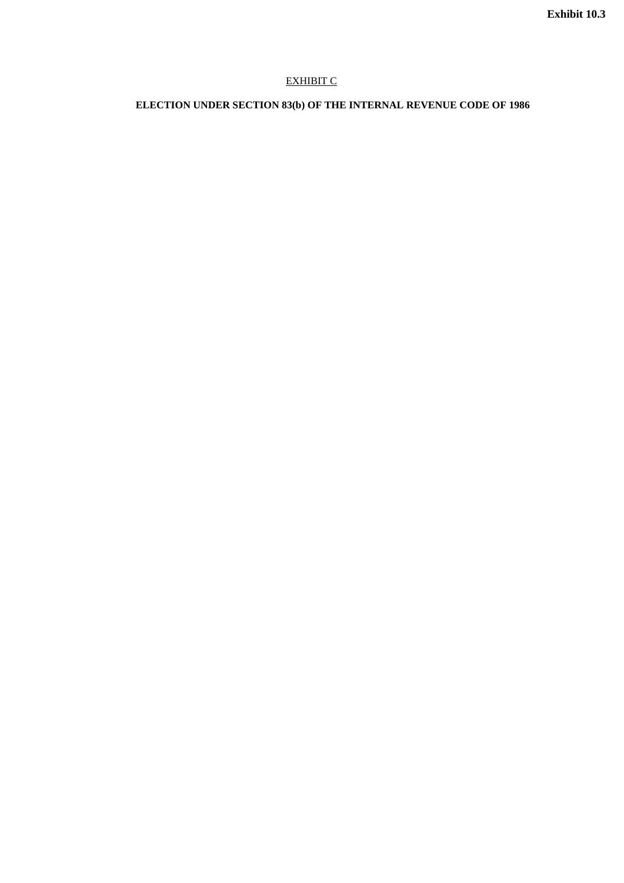Exhibit 10.3

EXHIBIT C

**ELECTION UNDER SECTION 83(b) OF THE INTERNAL REVENUE CODE OF 1986**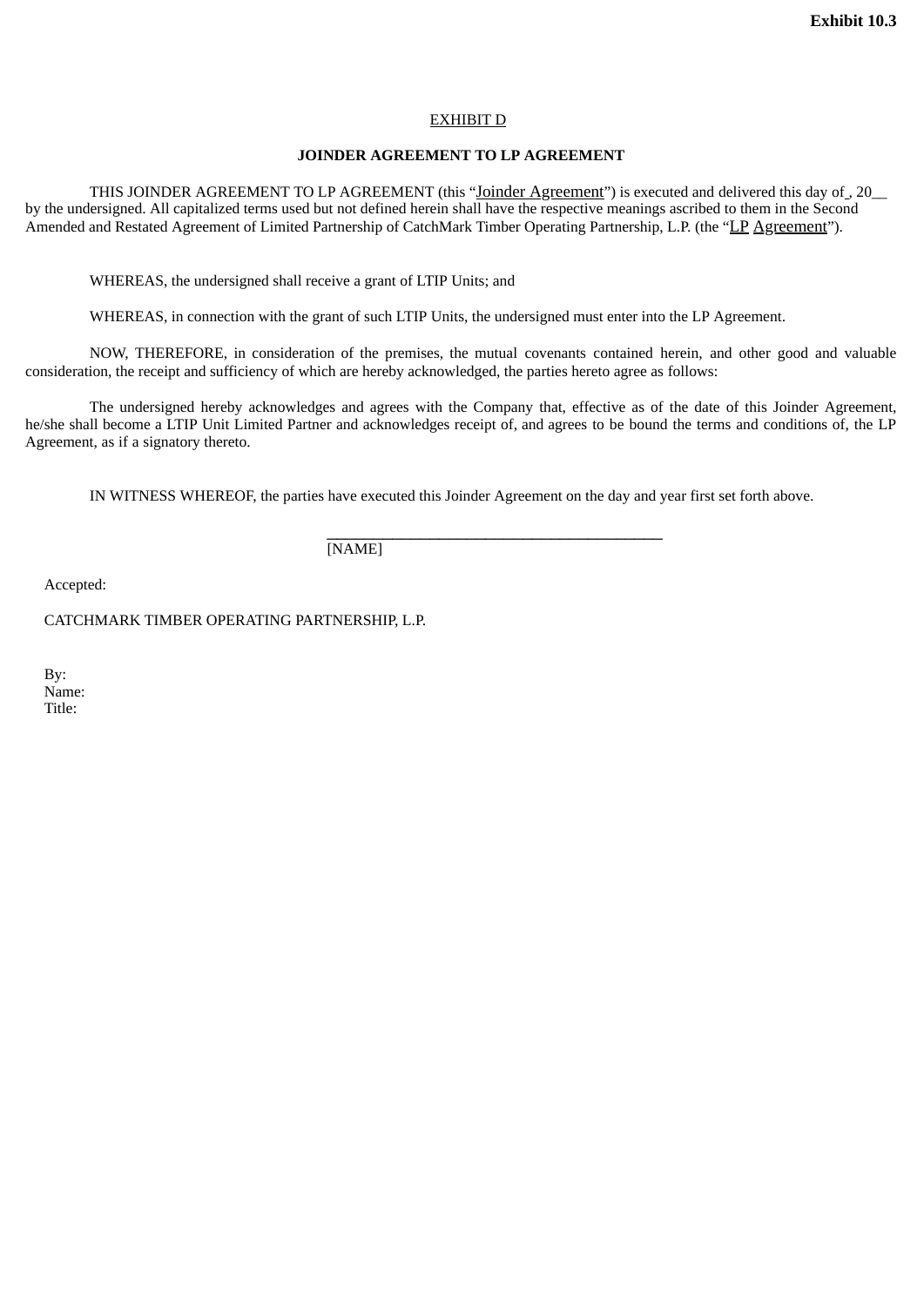**Exhibit 10.3**

EXHIBIT D

**JOINDER AGREEMENT TO LP AGREEMENT**

THIS JOINDER AGREEMENT TO LP AGREEMENT (this "Joinder Agreement") is executed and delivered this day of , 20__ by the undersigned. All capitalized terms used but not defined herein shall have the respective meanings ascribed to them in the Second Amended and Restated Agreement of Limited Partnership of CatchMark Timber Operating Partnership, L.P. (the "LP Agreement").

WHEREAS, the undersigned shall receive a grant of LTIP Units; and

WHEREAS, in connection with the grant of such LTIP Units, the undersigned must enter into the LP Agreement.

NOW, THEREFORE, in consideration of the premises, the mutual covenants contained herein, and other good and valuable consideration, the receipt and sufficiency of which are hereby acknowledged, the parties hereto agree as follows:

The undersigned hereby acknowledges and agrees with the Company that, effective as of the date of this Joinder Agreement, he/she shall become a LTIP Unit Limited Partner and acknowledges receipt of, and agrees to be bound the terms and conditions of, the LP Agreement, as if a signatory thereto.

IN WITNESS WHEREOF, the parties have executed this Joinder Agreement on the day and year first set forth above.

\_\_\_\_\_\_\_\_\_\_\_\_\_\_\_\_\_\_\_\_\_\_\_\_\_\_\_\_\_\_\_\_\_\_\_\_\_\_\_\_\_\_\_
[NAME]

Accepted:

CATCHMARK TIMBER OPERATING PARTNERSHIP, L.P.

By:
Name:
Title: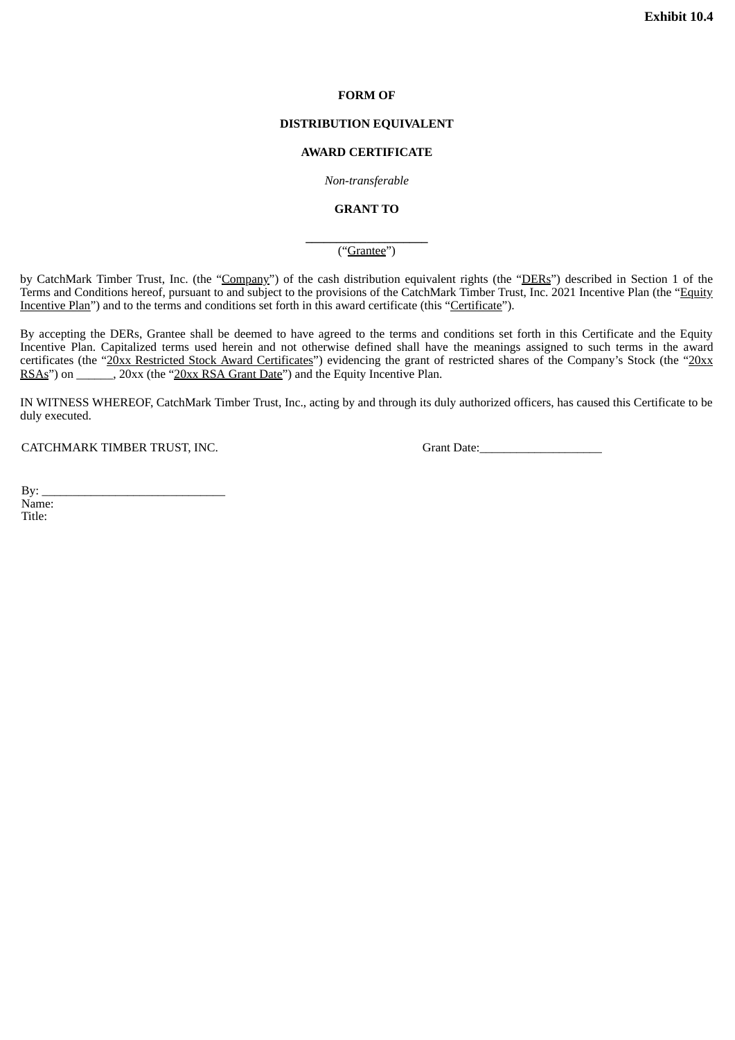**Exhibit 10.4**

**FORM OF**

**DISTRIBUTION EQUIVALENT**

**AWARD CERTIFICATE**

*Non-transferable*

**GRANT TO**

___________________
(“Grantee”)

by CatchMark Timber Trust, Inc. (the “Company”) of the cash distribution equivalent rights (the “DERs”) described in Section 1 of the Terms and Conditions hereof, pursuant to and subject to the provisions of the CatchMark Timber Trust, Inc. 2021 Incentive Plan (the “Equity Incentive Plan”) and to the terms and conditions set forth in this award certificate (this “Certificate”).

By accepting the DERs, Grantee shall be deemed to have agreed to the terms and conditions set forth in this Certificate and the Equity Incentive Plan. Capitalized terms used herein and not otherwise defined shall have the meanings assigned to such terms in the award certificates (the “20xx Restricted Stock Award Certificates”) evidencing the grant of restricted shares of the Company’s Stock (the “20xx RSAs”) on ______, 20xx (the “20xx RSA Grant Date”) and the Equity Incentive Plan.

IN WITNESS WHEREOF, CatchMark Timber Trust, Inc., acting by and through its duly authorized officers, has caused this Certificate to be duly executed.

CATCHMARK TIMBER TRUST, INC.

Grant Date:____________________

By: ______________________________
Name:
Title: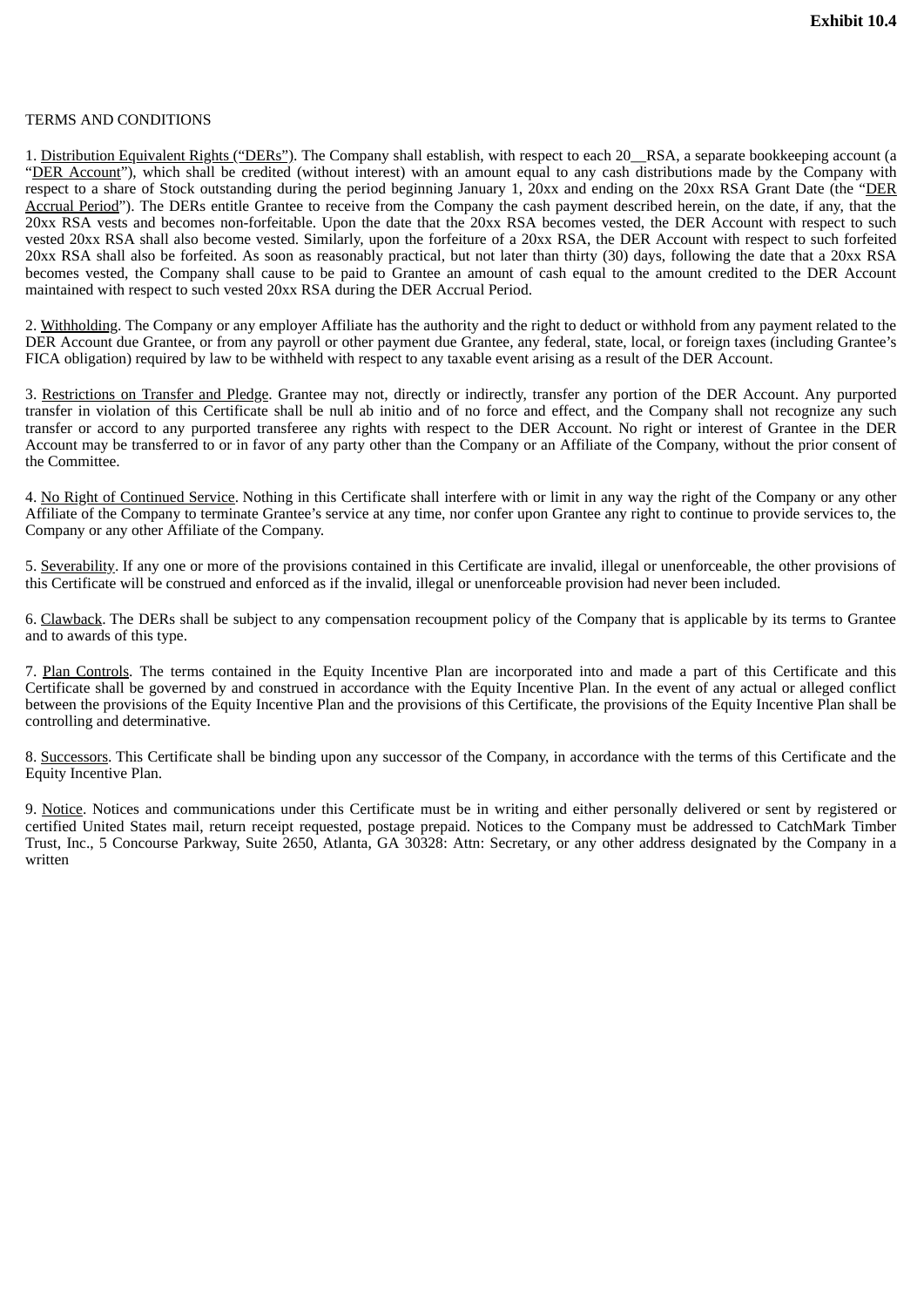**Exhibit 10.4**

TERMS AND CONDITIONS

1. Distribution Equivalent Rights ("DERs"). The Company shall establish, with respect to each 20__RSA, a separate bookkeeping account (a "DER Account"), which shall be credited (without interest) with an amount equal to any cash distributions made by the Company with respect to a share of Stock outstanding during the period beginning January 1, 20xx and ending on the 20xx RSA Grant Date (the "DER Accrual Period"). The DERs entitle Grantee to receive from the Company the cash payment described herein, on the date, if any, that the 20xx RSA vests and becomes non-forfeitable. Upon the date that the 20xx RSA becomes vested, the DER Account with respect to such vested 20xx RSA shall also become vested. Similarly, upon the forfeiture of a 20xx RSA, the DER Account with respect to such forfeited 20xx RSA shall also be forfeited. As soon as reasonably practical, but not later than thirty (30) days, following the date that a 20xx RSA becomes vested, the Company shall cause to be paid to Grantee an amount of cash equal to the amount credited to the DER Account maintained with respect to such vested 20xx RSA during the DER Accrual Period.

2. Withholding. The Company or any employer Affiliate has the authority and the right to deduct or withhold from any payment related to the DER Account due Grantee, or from any payroll or other payment due Grantee, any federal, state, local, or foreign taxes (including Grantee's FICA obligation) required by law to be withheld with respect to any taxable event arising as a result of the DER Account.

3. Restrictions on Transfer and Pledge. Grantee may not, directly or indirectly, transfer any portion of the DER Account. Any purported transfer in violation of this Certificate shall be null ab initio and of no force and effect, and the Company shall not recognize any such transfer or accord to any purported transferee any rights with respect to the DER Account. No right or interest of Grantee in the DER Account may be transferred to or in favor of any party other than the Company or an Affiliate of the Company, without the prior consent of the Committee.

4. No Right of Continued Service. Nothing in this Certificate shall interfere with or limit in any way the right of the Company or any other Affiliate of the Company to terminate Grantee's service at any time, nor confer upon Grantee any right to continue to provide services to, the Company or any other Affiliate of the Company.

5. Severability. If any one or more of the provisions contained in this Certificate are invalid, illegal or unenforceable, the other provisions of this Certificate will be construed and enforced as if the invalid, illegal or unenforceable provision had never been included.

6. Clawback. The DERs shall be subject to any compensation recoupment policy of the Company that is applicable by its terms to Grantee and to awards of this type.

7. Plan Controls. The terms contained in the Equity Incentive Plan are incorporated into and made a part of this Certificate and this Certificate shall be governed by and construed in accordance with the Equity Incentive Plan. In the event of any actual or alleged conflict between the provisions of the Equity Incentive Plan and the provisions of this Certificate, the provisions of the Equity Incentive Plan shall be controlling and determinative.

8. Successors. This Certificate shall be binding upon any successor of the Company, in accordance with the terms of this Certificate and the Equity Incentive Plan.

9. Notice. Notices and communications under this Certificate must be in writing and either personally delivered or sent by registered or certified United States mail, return receipt requested, postage prepaid. Notices to the Company must be addressed to CatchMark Timber Trust, Inc., 5 Concourse Parkway, Suite 2650, Atlanta, GA 30328: Attn: Secretary, or any other address designated by the Company in a written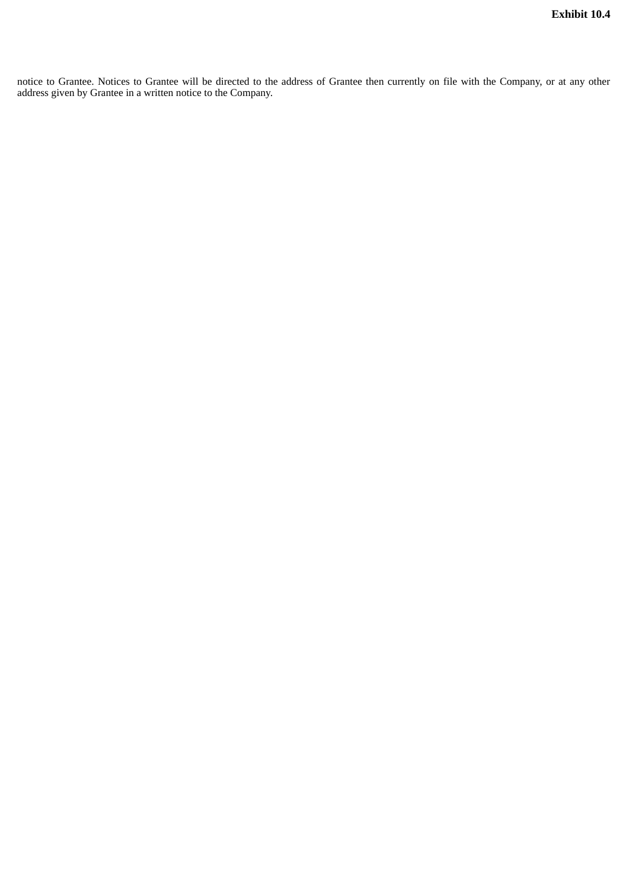notice to Grantee. Notices to Grantee will be directed to the address of Grantee then currently on file with the Company, or at any other address given by Grantee in a written notice to the Company.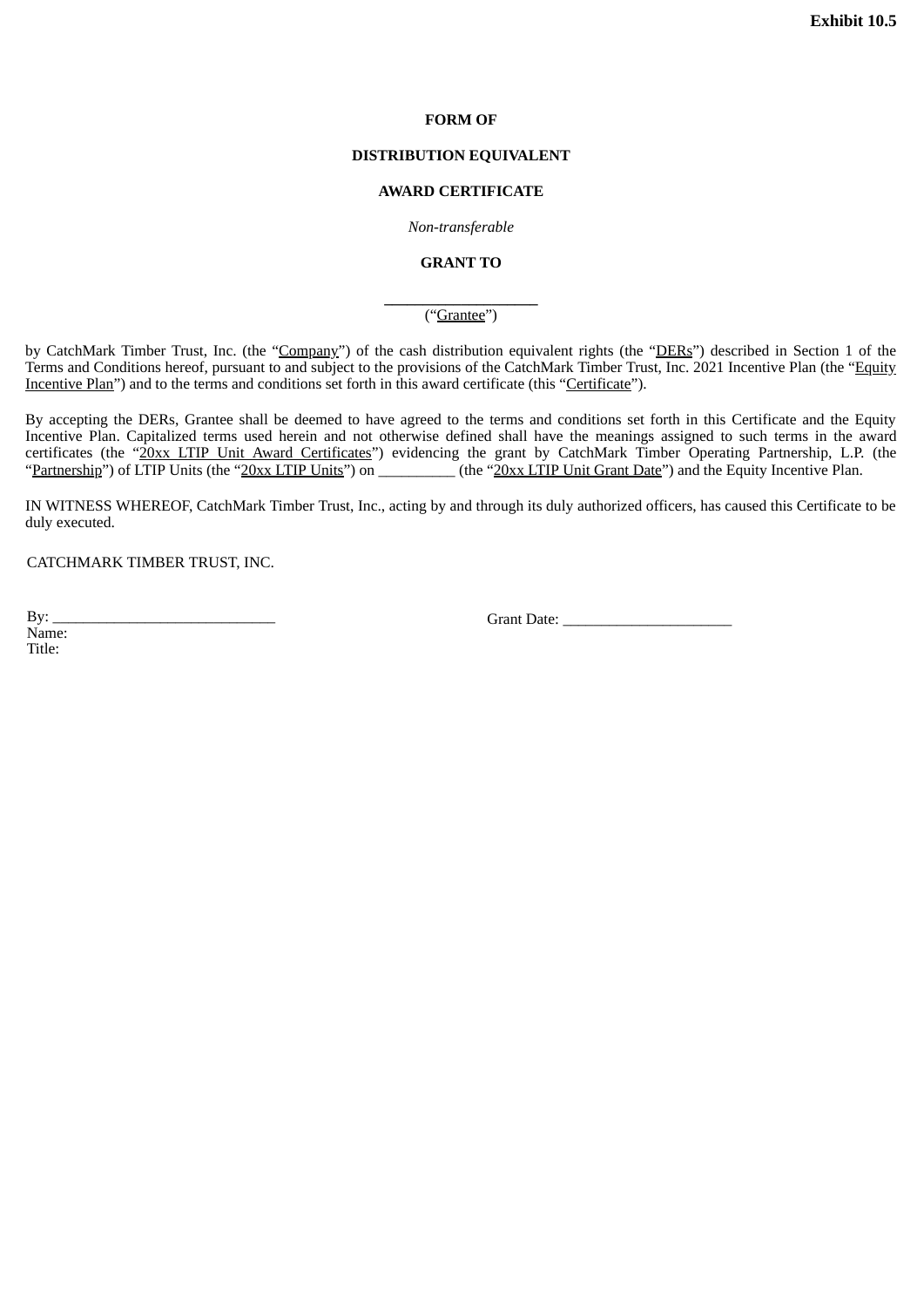**Exhibit 10.5**

**FORM OF**

**DISTRIBUTION EQUIVALENT**

**AWARD CERTIFICATE**

*Non-transferable*

**GRANT TO**

\_\_\_\_\_\_\_\_\_\_\_\_\_\_\_\_\_\_\_
("Grantee")

by CatchMark Timber Trust, Inc. (the "Company") of the cash distribution equivalent rights (the "DERs") described in Section 1 of the Terms and Conditions hereof, pursuant to and subject to the provisions of the CatchMark Timber Trust, Inc. 2021 Incentive Plan (the "Equity Incentive Plan") and to the terms and conditions set forth in this award certificate (this "Certificate").

By accepting the DERs, Grantee shall be deemed to have agreed to the terms and conditions set forth in this Certificate and the Equity Incentive Plan. Capitalized terms used herein and not otherwise defined shall have the meanings assigned to such terms in the award certificates (the "20xx LTIP Unit Award Certificates") evidencing the grant by CatchMark Timber Operating Partnership, L.P. (the "Partnership") of LTIP Units (the "20xx LTIP Units") on __________ (the "20xx LTIP Unit Grant Date") and the Equity Incentive Plan.

IN WITNESS WHEREOF, CatchMark Timber Trust, Inc., acting by and through its duly authorized officers, has caused this Certificate to be duly executed.

CATCHMARK TIMBER TRUST, INC.

By: _____________________________
Name:
Title:

Grant Date: ______________________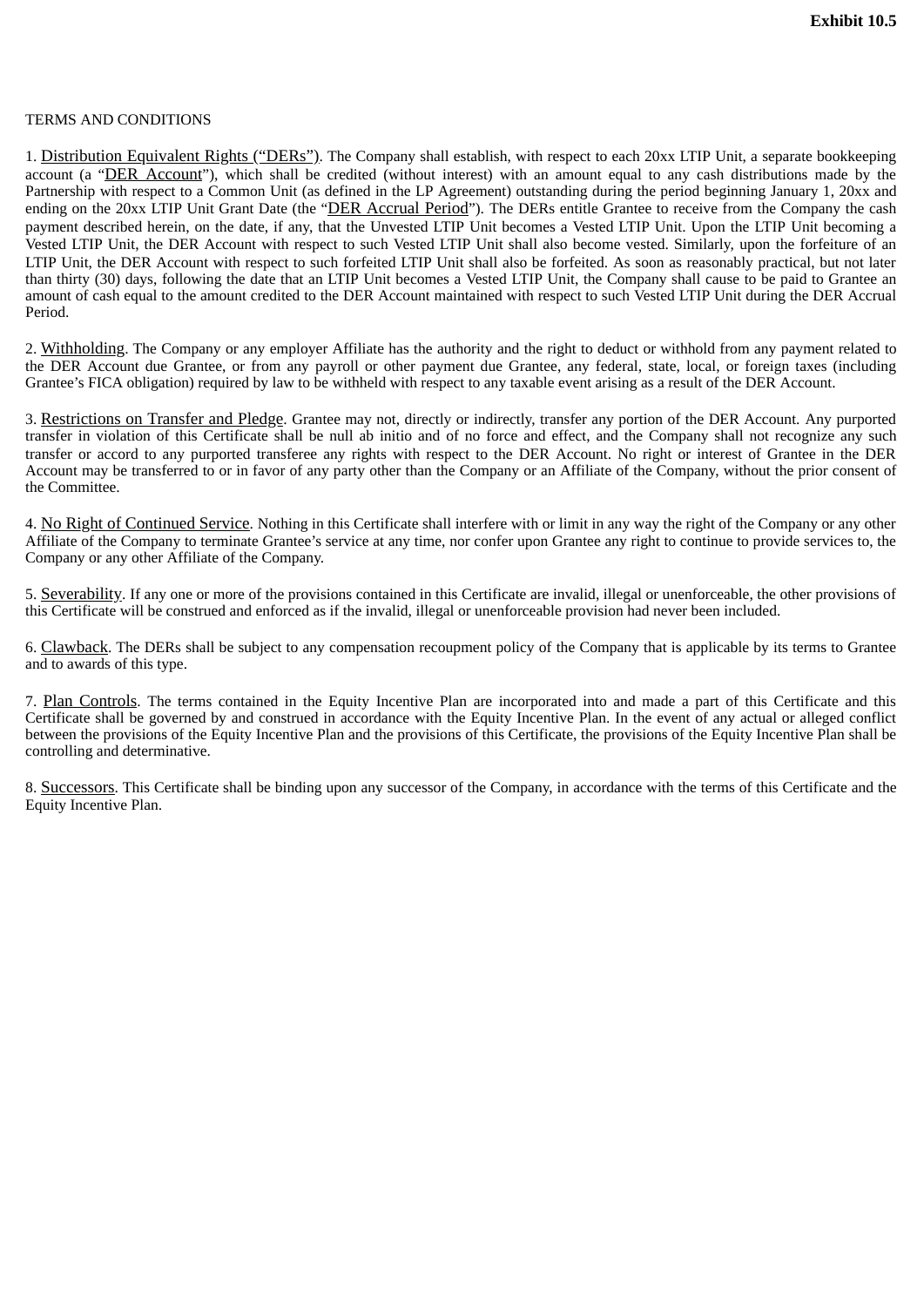**Exhibit 10.5**

TERMS AND CONDITIONS

1. Distribution Equivalent Rights ("DERs"). The Company shall establish, with respect to each 20xx LTIP Unit, a separate bookkeeping account (a "DER Account"), which shall be credited (without interest) with an amount equal to any cash distributions made by the Partnership with respect to a Common Unit (as defined in the LP Agreement) outstanding during the period beginning January 1, 20xx and ending on the 20xx LTIP Unit Grant Date (the "DER Accrual Period"). The DERs entitle Grantee to receive from the Company the cash payment described herein, on the date, if any, that the Unvested LTIP Unit becomes a Vested LTIP Unit. Upon the LTIP Unit becoming a Vested LTIP Unit, the DER Account with respect to such Vested LTIP Unit shall also become vested. Similarly, upon the forfeiture of an LTIP Unit, the DER Account with respect to such forfeited LTIP Unit shall also be forfeited. As soon as reasonably practical, but not later than thirty (30) days, following the date that an LTIP Unit becomes a Vested LTIP Unit, the Company shall cause to be paid to Grantee an amount of cash equal to the amount credited to the DER Account maintained with respect to such Vested LTIP Unit during the DER Accrual Period.

2. Withholding. The Company or any employer Affiliate has the authority and the right to deduct or withhold from any payment related to the DER Account due Grantee, or from any payroll or other payment due Grantee, any federal, state, local, or foreign taxes (including Grantee's FICA obligation) required by law to be withheld with respect to any taxable event arising as a result of the DER Account.

3. Restrictions on Transfer and Pledge. Grantee may not, directly or indirectly, transfer any portion of the DER Account. Any purported transfer in violation of this Certificate shall be null ab initio and of no force and effect, and the Company shall not recognize any such transfer or accord to any purported transferee any rights with respect to the DER Account. No right or interest of Grantee in the DER Account may be transferred to or in favor of any party other than the Company or an Affiliate of the Company, without the prior consent of the Committee.

4. No Right of Continued Service. Nothing in this Certificate shall interfere with or limit in any way the right of the Company or any other Affiliate of the Company to terminate Grantee's service at any time, nor confer upon Grantee any right to continue to provide services to, the Company or any other Affiliate of the Company.

5. Severability. If any one or more of the provisions contained in this Certificate are invalid, illegal or unenforceable, the other provisions of this Certificate will be construed and enforced as if the invalid, illegal or unenforceable provision had never been included.

6. Clawback. The DERs shall be subject to any compensation recoupment policy of the Company that is applicable by its terms to Grantee and to awards of this type.

7. Plan Controls. The terms contained in the Equity Incentive Plan are incorporated into and made a part of this Certificate and this Certificate shall be governed by and construed in accordance with the Equity Incentive Plan. In the event of any actual or alleged conflict between the provisions of the Equity Incentive Plan and the provisions of this Certificate, the provisions of the Equity Incentive Plan shall be controlling and determinative.

8. Successors. This Certificate shall be binding upon any successor of the Company, in accordance with the terms of this Certificate and the Equity Incentive Plan.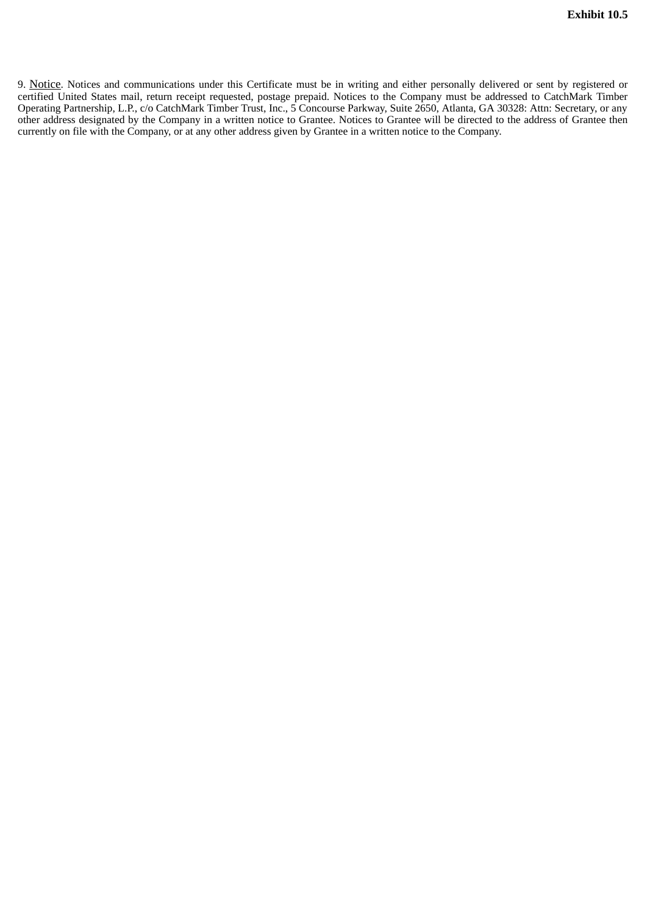**Exhibit 10.5**

9. Notice. Notices and communications under this Certificate must be in writing and either personally delivered or sent by registered or certified United States mail, return receipt requested, postage prepaid. Notices to the Company must be addressed to CatchMark Timber Operating Partnership, L.P., c/o CatchMark Timber Trust, Inc., 5 Concourse Parkway, Suite 2650, Atlanta, GA 30328: Attn: Secretary, or any other address designated by the Company in a written notice to Grantee. Notices to Grantee will be directed to the address of Grantee then currently on file with the Company, or at any other address given by Grantee in a written notice to the Company.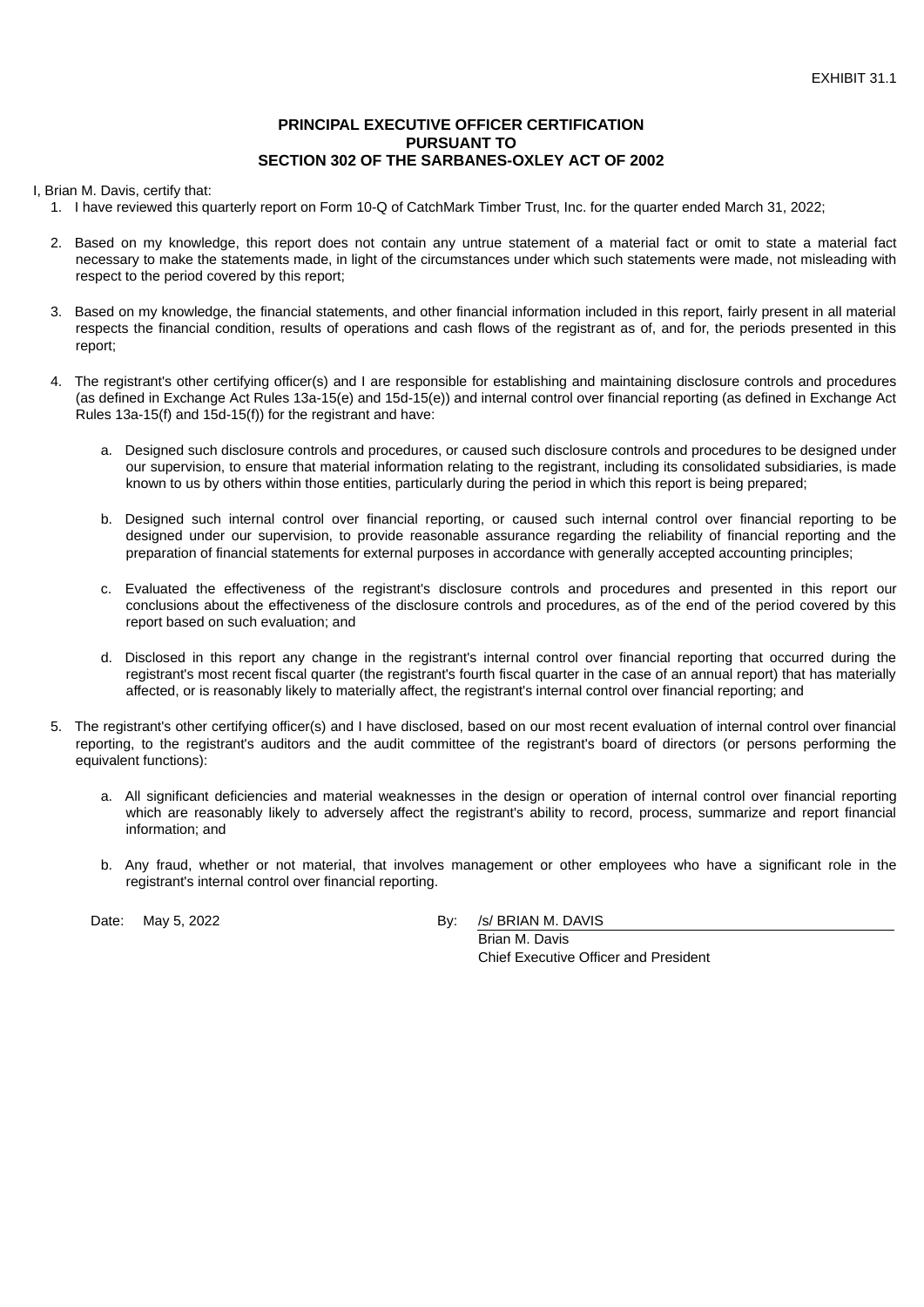EXHIBIT 31.1

**PRINCIPAL EXECUTIVE OFFICER CERTIFICATION**
**PURSUANT TO**
**SECTION 302 OF THE SARBANES-OXLEY ACT OF 2002**

I, Brian M. Davis, certify that:

1. I have reviewed this quarterly report on Form 10-Q of CatchMark Timber Trust, Inc. for the quarter ended March 31, 2022;

2. Based on my knowledge, this report does not contain any untrue statement of a material fact or omit to state a material fact necessary to make the statements made, in light of the circumstances under which such statements were made, not misleading with respect to the period covered by this report;

3. Based on my knowledge, the financial statements, and other financial information included in this report, fairly present in all material respects the financial condition, results of operations and cash flows of the registrant as of, and for, the periods presented in this report;

4. The registrant's other certifying officer(s) and I are responsible for establishing and maintaining disclosure controls and procedures (as defined in Exchange Act Rules 13a-15(e) and 15d-15(e)) and internal control over financial reporting (as defined in Exchange Act Rules 13a-15(f) and 15d-15(f)) for the registrant and have:

   a. Designed such disclosure controls and procedures, or caused such disclosure controls and procedures to be designed under our supervision, to ensure that material information relating to the registrant, including its consolidated subsidiaries, is made known to us by others within those entities, particularly during the period in which this report is being prepared;

   b. Designed such internal control over financial reporting, or caused such internal control over financial reporting to be designed under our supervision, to provide reasonable assurance regarding the reliability of financial reporting and the preparation of financial statements for external purposes in accordance with generally accepted accounting principles;

   c. Evaluated the effectiveness of the registrant's disclosure controls and procedures and presented in this report our conclusions about the effectiveness of the disclosure controls and procedures, as of the end of the period covered by this report based on such evaluation; and

   d. Disclosed in this report any change in the registrant's internal control over financial reporting that occurred during the registrant's most recent fiscal quarter (the registrant's fourth fiscal quarter in the case of an annual report) that has materially affected, or is reasonably likely to materially affect, the registrant's internal control over financial reporting; and

5. The registrant's other certifying officer(s) and I have disclosed, based on our most recent evaluation of internal control over financial reporting, to the registrant's auditors and the audit committee of the registrant's board of directors (or persons performing the equivalent functions):

   a. All significant deficiencies and material weaknesses in the design or operation of internal control over financial reporting which are reasonably likely to adversely affect the registrant's ability to record, process, summarize and report financial information; and

   b. Any fraud, whether or not material, that involves management or other employees who have a significant role in the registrant's internal control over financial reporting.

Date: May 5, 2022

By: /s/ BRIAN M. DAVIS
Brian M. Davis
Chief Executive Officer and President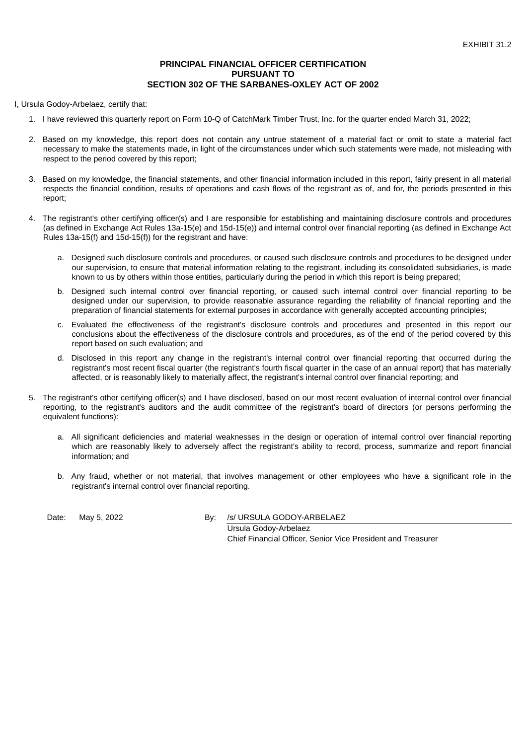EXHIBIT 31.2

**PRINCIPAL FINANCIAL OFFICER CERTIFICATION**
**PURSUANT TO**
**SECTION 302 OF THE SARBANES-OXLEY ACT OF 2002**

I, Ursula Godoy-Arbelaez, certify that:

1. I have reviewed this quarterly report on Form 10-Q of CatchMark Timber Trust, Inc. for the quarter ended March 31, 2022;

2. Based on my knowledge, this report does not contain any untrue statement of a material fact or omit to state a material fact necessary to make the statements made, in light of the circumstances under which such statements were made, not misleading with respect to the period covered by this report;

3. Based on my knowledge, the financial statements, and other financial information included in this report, fairly present in all material respects the financial condition, results of operations and cash flows of the registrant as of, and for, the periods presented in this report;

4. The registrant's other certifying officer(s) and I are responsible for establishing and maintaining disclosure controls and procedures (as defined in Exchange Act Rules 13a-15(e) and 15d-15(e)) and internal control over financial reporting (as defined in Exchange Act Rules 13a-15(f) and 15d-15(f)) for the registrant and have:

   a. Designed such disclosure controls and procedures, or caused such disclosure controls and procedures to be designed under our supervision, to ensure that material information relating to the registrant, including its consolidated subsidiaries, is made known to us by others within those entities, particularly during the period in which this report is being prepared;

   b. Designed such internal control over financial reporting, or caused such internal control over financial reporting to be designed under our supervision, to provide reasonable assurance regarding the reliability of financial reporting and the preparation of financial statements for external purposes in accordance with generally accepted accounting principles;

   c. Evaluated the effectiveness of the registrant's disclosure controls and procedures and presented in this report our conclusions about the effectiveness of the disclosure controls and procedures, as of the end of the period covered by this report based on such evaluation; and

   d. Disclosed in this report any change in the registrant's internal control over financial reporting that occurred during the registrant's most recent fiscal quarter (the registrant's fourth fiscal quarter in the case of an annual report) that has materially affected, or is reasonably likely to materially affect, the registrant's internal control over financial reporting; and

5. The registrant's other certifying officer(s) and I have disclosed, based on our most recent evaluation of internal control over financial reporting, to the registrant's auditors and the audit committee of the registrant's board of directors (or persons performing the equivalent functions):

   a. All significant deficiencies and material weaknesses in the design or operation of internal control over financial reporting which are reasonably likely to adversely affect the registrant's ability to record, process, summarize and report financial information; and

   b. Any fraud, whether or not material, that involves management or other employees who have a significant role in the registrant's internal control over financial reporting.

Date: May 5, 2022

By: /s/ URSULA GODOY-ARBELAEZ
Ursula Godoy-Arbelaez
Chief Financial Officer, Senior Vice President and Treasurer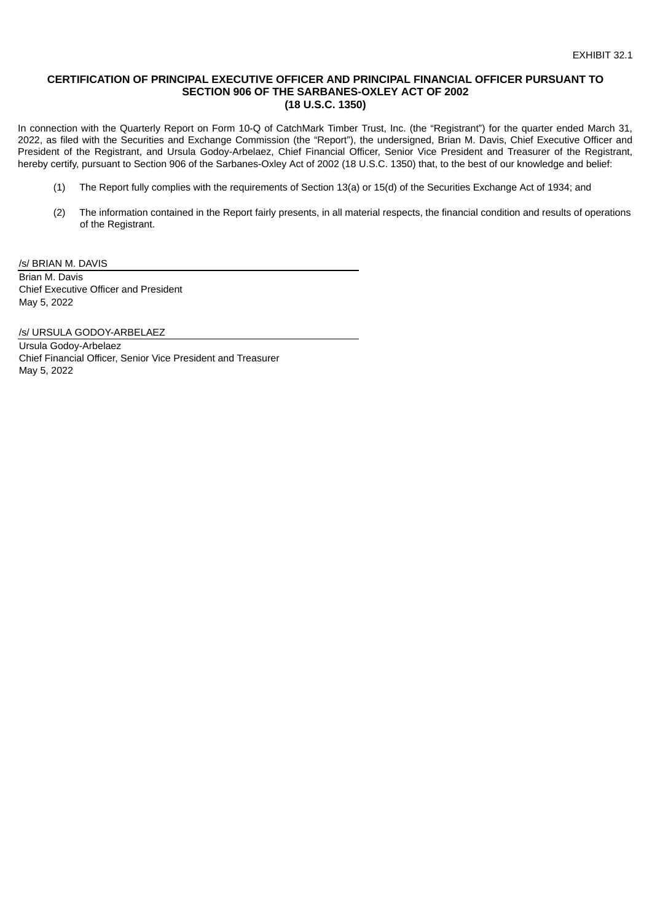EXHIBIT 32.1

**CERTIFICATION OF PRINCIPAL EXECUTIVE OFFICER AND PRINCIPAL FINANCIAL OFFICER PURSUANT TO SECTION 906 OF THE SARBANES-OXLEY ACT OF 2002**
**(18 U.S.C. 1350)**

In connection with the Quarterly Report on Form 10-Q of CatchMark Timber Trust, Inc. (the "Registrant") for the quarter ended March 31, 2022, as filed with the Securities and Exchange Commission (the "Report"), the undersigned, Brian M. Davis, Chief Executive Officer and President of the Registrant, and Ursula Godoy-Arbelaez, Chief Financial Officer, Senior Vice President and Treasurer of the Registrant, hereby certify, pursuant to Section 906 of the Sarbanes-Oxley Act of 2002 (18 U.S.C. 1350) that, to the best of our knowledge and belief:

(1) The Report fully complies with the requirements of Section 13(a) or 15(d) of the Securities Exchange Act of 1934; and

(2) The information contained in the Report fairly presents, in all material respects, the financial condition and results of operations of the Registrant.

/s/ BRIAN M. DAVIS
Brian M. Davis
Chief Executive Officer and President
May 5, 2022

/s/ URSULA GODOY-ARBELAEZ
Ursula Godoy-Arbelaez
Chief Financial Officer, Senior Vice President and Treasurer
May 5, 2022